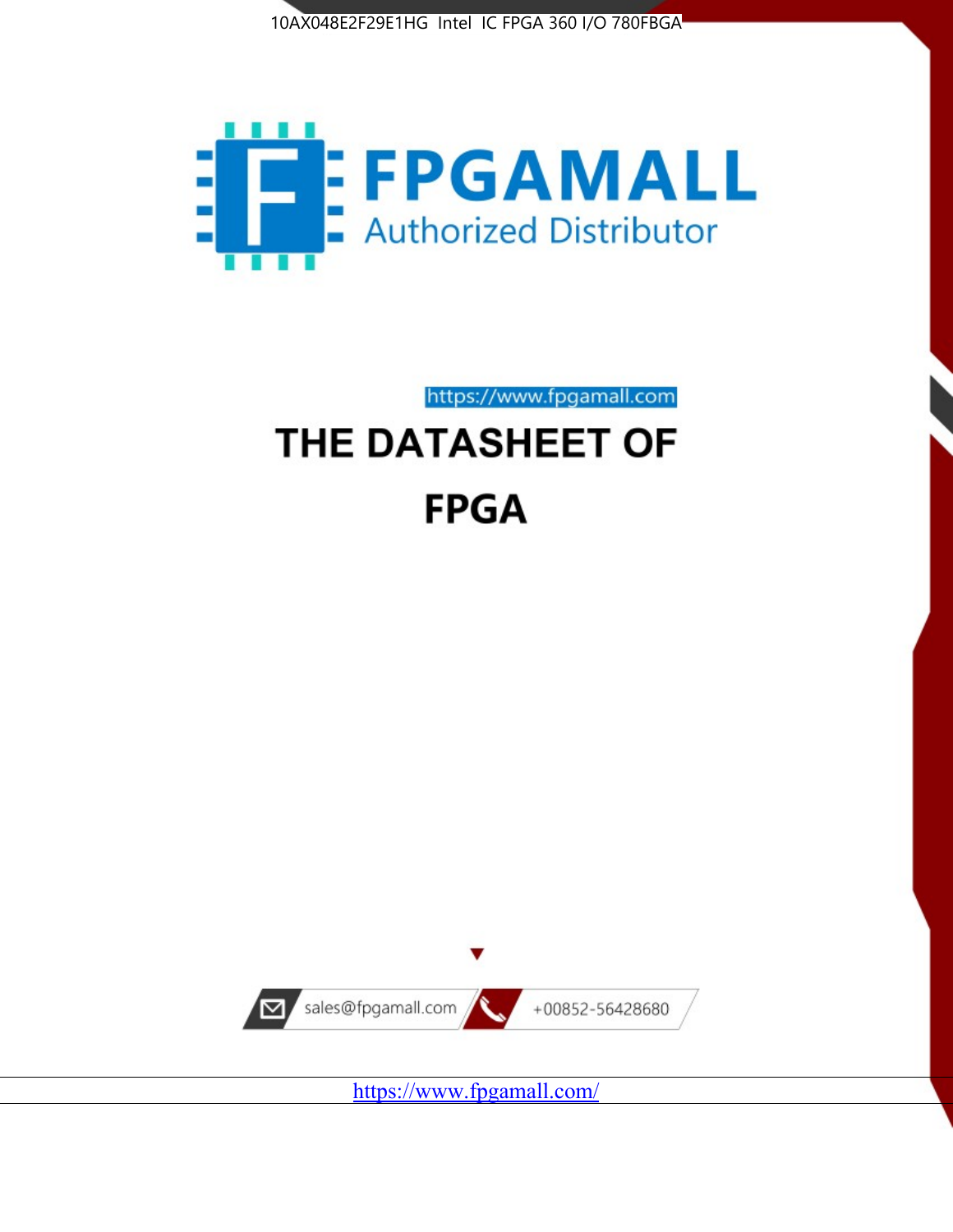10AX048E2F29E1HG Intel IC FPGA 360 I/O 780FBGA

FPGAMALL

Authorized Distributor

https://www.fpgamall.com

# THE DATASHEET OF

# FPGA

sales@fpgamall.com

+00852-56428680

https://www.fpgamall.com/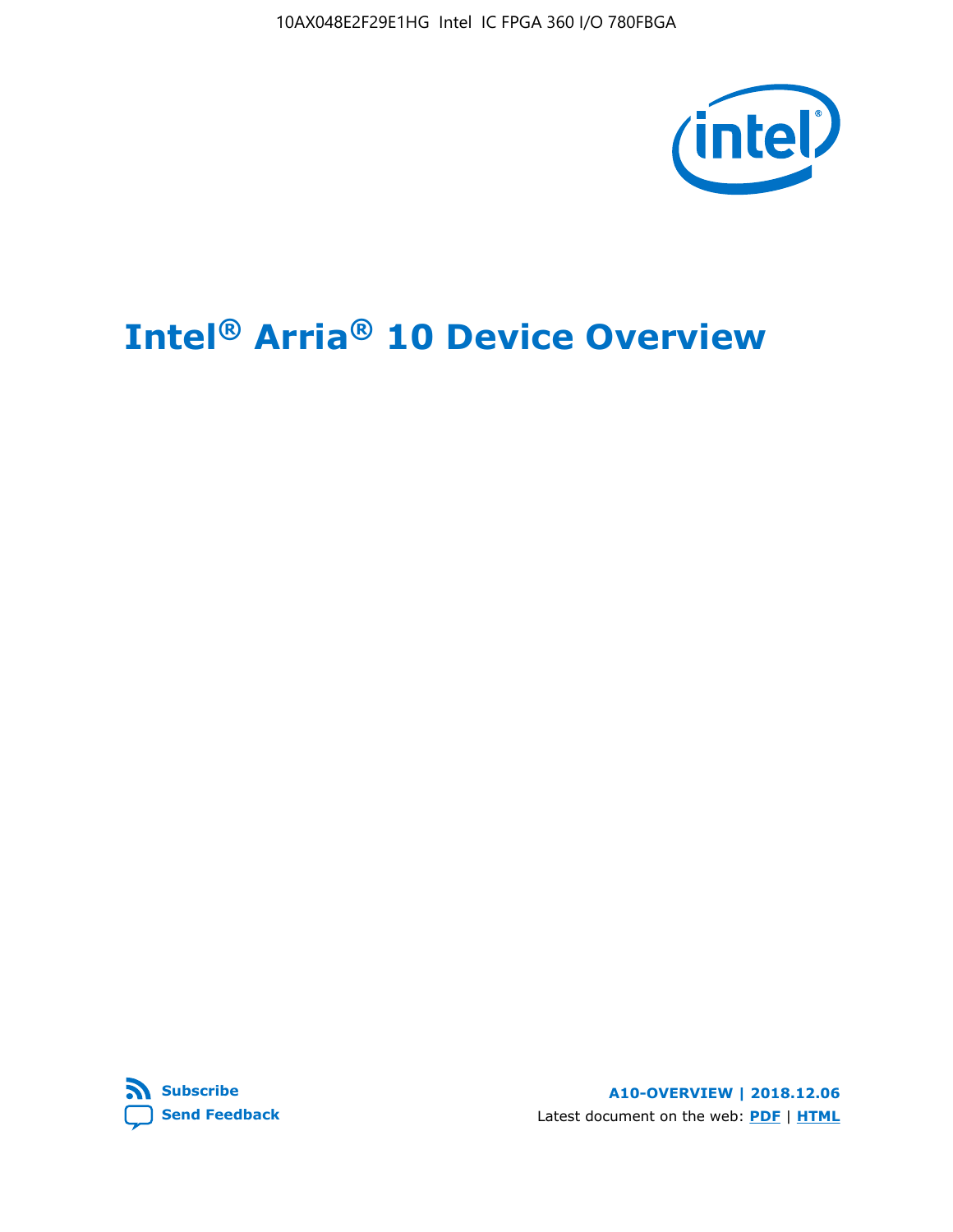# Intel® Arria® 10 Device Overview

[Subscribe](#) [Send Feedback](#)

**A10-OVERVIEW | 2018.12.06**

Latest document on the web: **PDF** | **HTML**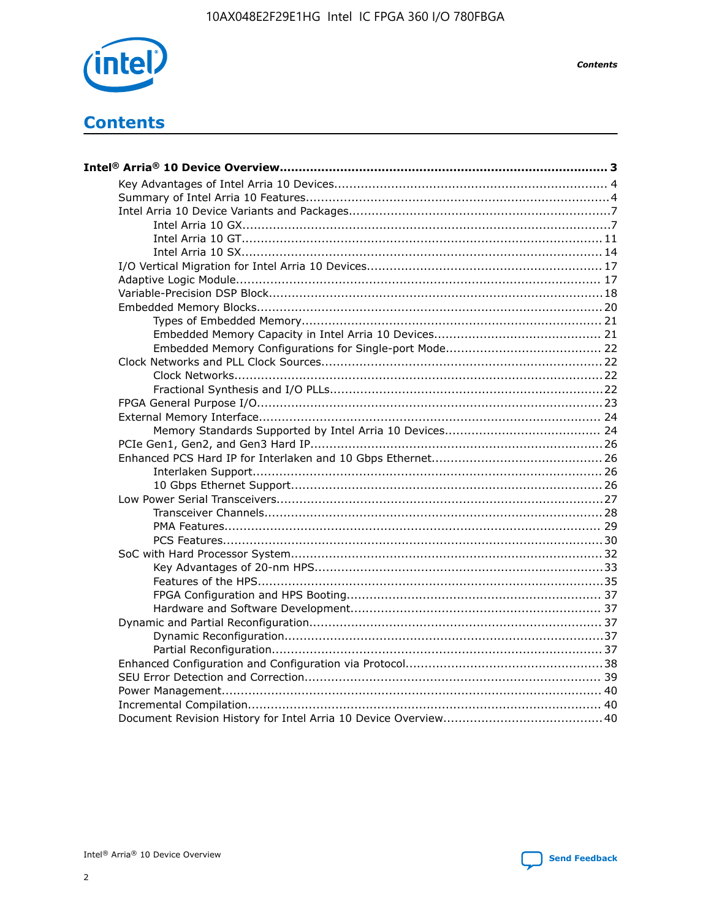# Contents

**Intel® Arria® 10 Device Overview....................................................................................... 3**

- Key Advantages of Intel Arria 10 Devices........................................................................ 4
- Summary of Intel Arria 10 Features................................................................................4
- Intel Arria 10 Device Variants and Packages.....................................................................7
    - Intel Arria 10 GX.................................................................................................7
    - Intel Arria 10 GT............................................................................................... 11
    - Intel Arria 10 SX............................................................................................... 14
- I/O Vertical Migration for Intel Arria 10 Devices.............................................................. 17
- Adaptive Logic Module................................................................................................ 17
- Variable-Precision DSP Block.......................................................................................18
- Embedded Memory Blocks...........................................................................................20
    - Types of Embedded Memory............................................................................... 21
    - Embedded Memory Capacity in Intel Arria 10 Devices............................................ 21
    - Embedded Memory Configurations for Single-port Mode......................................... 22
- Clock Networks and PLL Clock Sources.........................................................................22
    - Clock Networks.................................................................................................22
    - Fractional Synthesis and I/O PLLs........................................................................22
- FPGA General Purpose I/O..........................................................................................23
- External Memory Interface.......................................................................................... 24
    - Memory Standards Supported by Intel Arria 10 Devices......................................... 24
- PCIe Gen1, Gen2, and Gen3 Hard IP.............................................................................26
- Enhanced PCS Hard IP for Interlaken and 10 Gbps Ethernet.............................................26
    - Interlaken Support............................................................................................ 26
    - 10 Gbps Ethernet Support.................................................................................. 26
- Low Power Serial Transceivers.....................................................................................27
    - Transceiver Channels.........................................................................................28
    - PMA Features................................................................................................... 29
    - PCS Features....................................................................................................30
- SoC with Hard Processor System.................................................................................. 32
    - Key Advantages of 20-nm HPS............................................................................33
    - Features of the HPS...........................................................................................35
    - FPGA Configuration and HPS Booting................................................................... 37
    - Hardware and Software Development.................................................................. 37
- Dynamic and Partial Reconfiguration............................................................................. 37
    - Dynamic Reconfiguration....................................................................................37
    - Partial Reconfiguration.......................................................................................37
- Enhanced Configuration and Configuration via Protocol....................................................38
- SEU Error Detection and Correction.............................................................................. 39
- Power Management.................................................................................................... 40
- Incremental Compilation............................................................................................. 40
- Document Revision History for Intel Arria 10 Device Overview..........................................40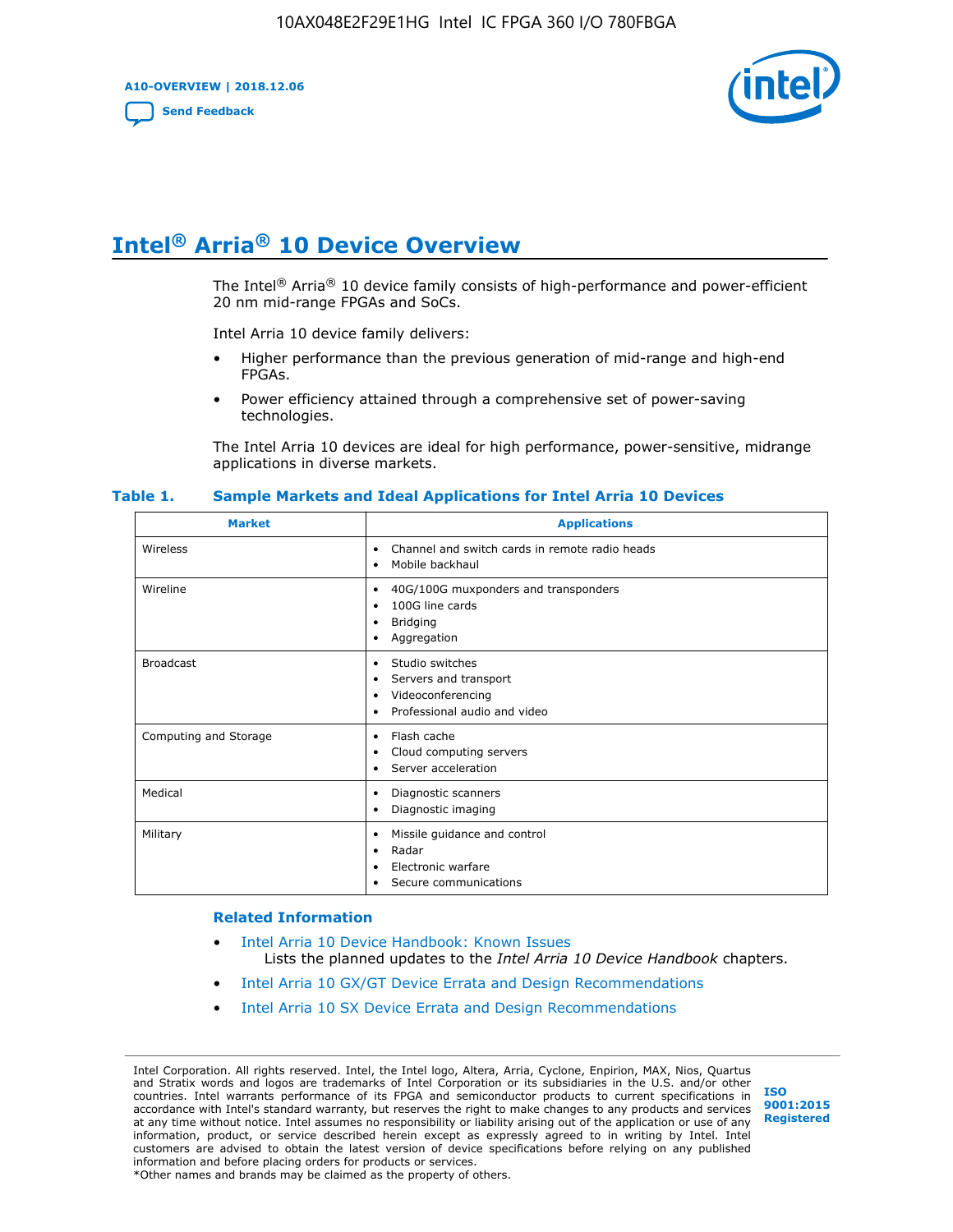# Intel® Arria® 10 Device Overview

The Intel® Arria® 10 device family consists of high-performance and power-efficient 20 nm mid-range FPGAs and SoCs.

Intel Arria 10 device family delivers:

- Higher performance than the previous generation of mid-range and high-end FPGAs.
- Power efficiency attained through a comprehensive set of power-saving technologies.

The Intel Arria 10 devices are ideal for high performance, power-sensitive, midrange applications in diverse markets.

**Table 1. Sample Markets and Ideal Applications for Intel Arria 10 Devices**

| Market | Applications |
| --- | --- |
| Wireless | • Channel and switch cards in remote radio heads<br>• Mobile backhaul |
| Wireline | • 40G/100G muxponders and transponders<br>• 100G line cards<br>• Bridging<br>• Aggregation |
| Broadcast | • Studio switches<br>• Servers and transport<br>• Videoconferencing<br>• Professional audio and video |
| Computing and Storage | • Flash cache<br>• Cloud computing servers<br>• Server acceleration |
| Medical | • Diagnostic scanners<br>• Diagnostic imaging |
| Military | • Missile guidance and control<br>• Radar<br>• Electronic warfare<br>• Secure communications |

### Related Information

- Intel Arria 10 Device Handbook: Known Issues
  Lists the planned updates to the *Intel Arria 10 Device Handbook* chapters.
- Intel Arria 10 GX/GT Device Errata and Design Recommendations
- Intel Arria 10 SX Device Errata and Design Recommendations

Intel Corporation. All rights reserved. Intel, the Intel logo, Altera, Arria, Cyclone, Enpirion, MAX, Nios, Quartus and Stratix words and logos are trademarks of Intel Corporation or its subsidiaries in the U.S. and/or other countries. Intel warrants performance of its FPGA and semiconductor products to current specifications in accordance with Intel's standard warranty, but reserves the right to make changes to any products and services at any time without notice. Intel assumes no responsibility or liability arising out of the application or use of any information, product, or service described herein except as expressly agreed to in writing by Intel. Intel customers are advised to obtain the latest version of device specifications before relying on any published information and before placing orders for products or services.
*Other names and brands may be claimed as the property of others.

ISO 9001:2015 Registered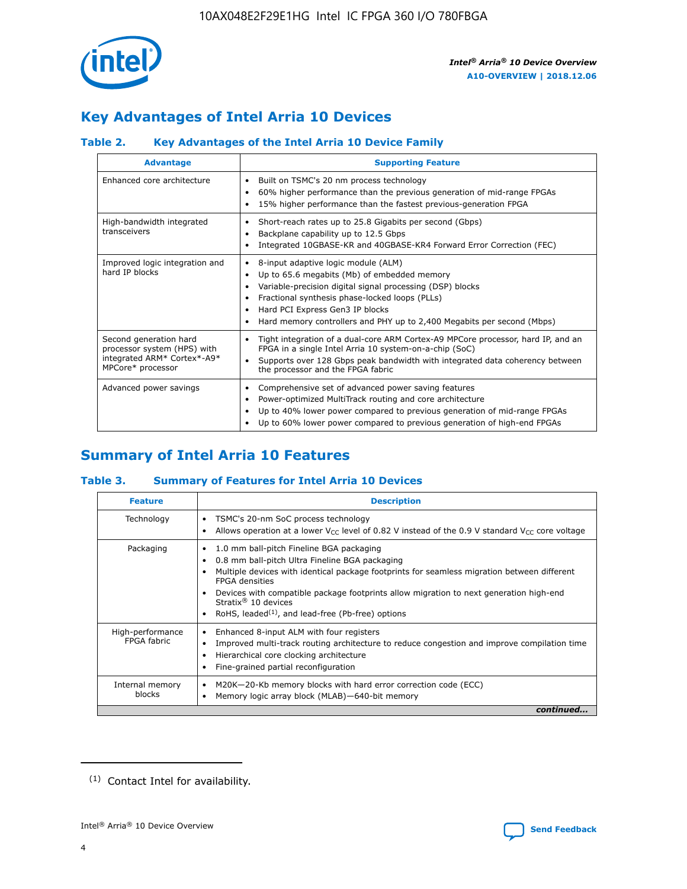## Key Advantages of Intel Arria 10 Devices

### Table 2. Key Advantages of the Intel Arria 10 Device Family

| Advantage | Supporting Feature |
| --- | --- |
| Enhanced core architecture | • Built on TSMC's 20 nm process technology<br>• 60% higher performance than the previous generation of mid-range FPGAs<br>• 15% higher performance than the fastest previous-generation FPGA |
| High-bandwidth integrated transceivers | • Short-reach rates up to 25.8 Gigabits per second (Gbps)<br>• Backplane capability up to 12.5 Gbps<br>• Integrated 10GBASE-KR and 40GBASE-KR4 Forward Error Correction (FEC) |
| Improved logic integration and hard IP blocks | • 8-input adaptive logic module (ALM)<br>• Up to 65.6 megabits (Mb) of embedded memory<br>• Variable-precision digital signal processing (DSP) blocks<br>• Fractional synthesis phase-locked loops (PLLs)<br>• Hard PCI Express Gen3 IP blocks<br>• Hard memory controllers and PHY up to 2,400 Megabits per second (Mbps) |
| Second generation hard processor system (HPS) with integrated ARM* Cortex*-A9* MPCore* processor | • Tight integration of a dual-core ARM Cortex-A9 MPCore processor, hard IP, and an FPGA in a single Intel Arria 10 system-on-a-chip (SoC)<br>• Supports over 128 Gbps peak bandwidth with integrated data coherency between the processor and the FPGA fabric |
| Advanced power savings | • Comprehensive set of advanced power saving features<br>• Power-optimized MultiTrack routing and core architecture<br>• Up to 40% lower power compared to previous generation of mid-range FPGAs<br>• Up to 60% lower power compared to previous generation of high-end FPGAs |

## Summary of Intel Arria 10 Features

### Table 3. Summary of Features for Intel Arria 10 Devices

| Feature | Description |
| --- | --- |
| Technology | • TSMC's 20-nm SoC process technology<br>• Allows operation at a lower $V_{CC}$ level of 0.82 V instead of the 0.9 V standard $V_{CC}$ core voltage |
| Packaging | • 1.0 mm ball-pitch Fineline BGA packaging<br>• 0.8 mm ball-pitch Ultra Fineline BGA packaging<br>• Multiple devices with identical package footprints for seamless migration between different FPGA densities<br>• Devices with compatible package footprints allow migration to next generation high-end Stratix® 10 devices<br>• RoHS, leaded[(1)], and lead-free (Pb-free) options |
| High-performance FPGA fabric | • Enhanced 8-input ALM with four registers<br>• Improved multi-track routing architecture to reduce congestion and improve compilation time<br>• Hierarchical core clocking architecture<br>• Fine-grained partial reconfiguration |
| Internal memory blocks | • M20K—20-Kb memory blocks with hard error correction code (ECC)<br>• Memory logic array block (MLAB)—640-bit memory |

*continued...*

(1) Contact Intel for availability.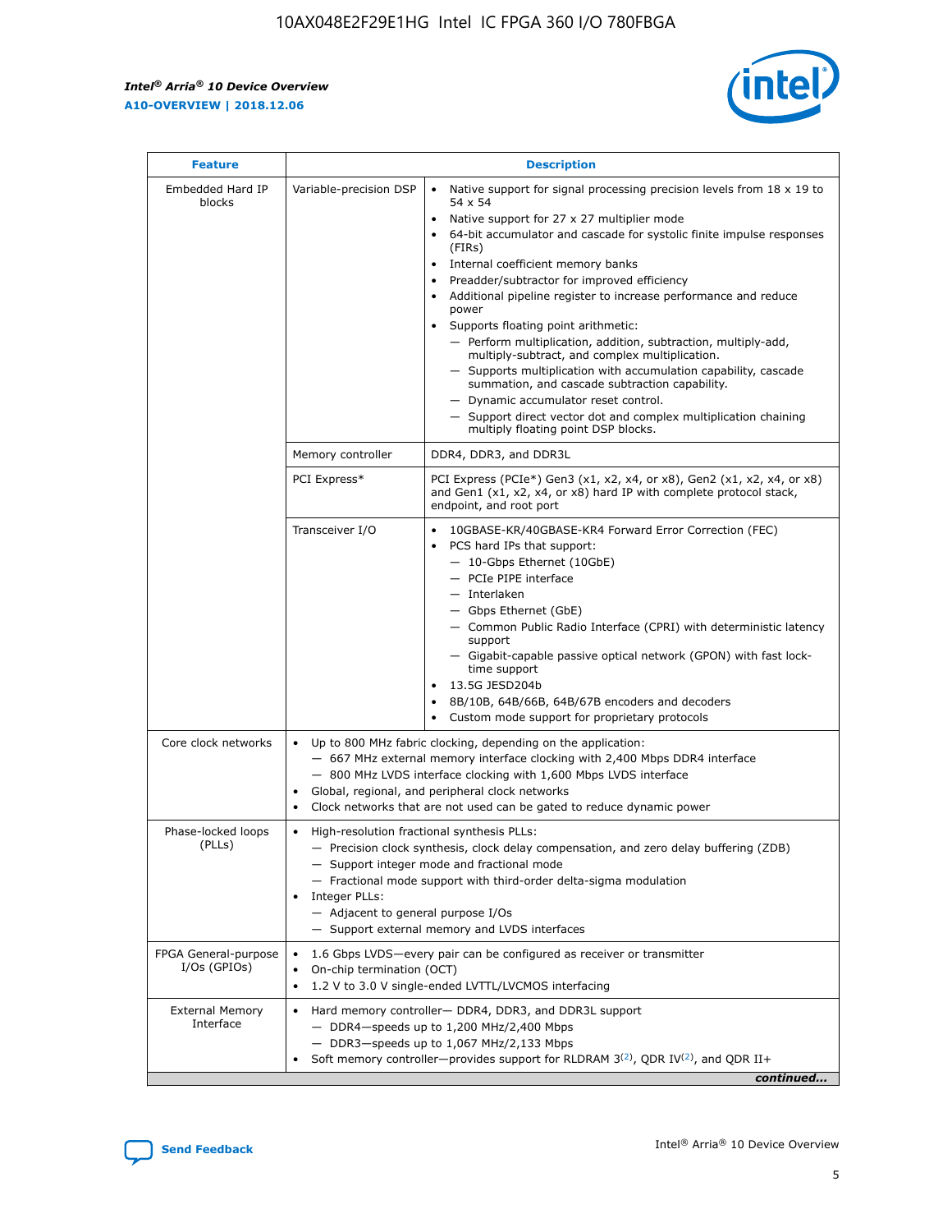| Feature | Description | |
|---|---|---|
| Embedded Hard IP blocks | Variable-precision DSP | • Native support for signal processing precision levels from 18 x 19 to 54 x 54<br>• Native support for 27 x 27 multiplier mode<br>• 64-bit accumulator and cascade for systolic finite impulse responses (FIRs)<br>• Internal coefficient memory banks<br>• Preadder/subtractor for improved efficiency<br>• Additional pipeline register to increase performance and reduce power<br>• Supports floating point arithmetic:<br>— Perform multiplication, addition, subtraction, multiply-add, multiply-subtract, and complex multiplication.<br>— Supports multiplication with accumulation capability, cascade summation, and cascade subtraction capability.<br>— Dynamic accumulator reset control.<br>— Support direct vector dot and complex multiplication chaining multiply floating point DSP blocks. |
| | Memory controller | DDR4, DDR3, and DDR3L |
| | PCI Express* | PCI Express (PCIe*) Gen3 (x1, x2, x4, or x8), Gen2 (x1, x2, x4, or x8) and Gen1 (x1, x2, x4, or x8) hard IP with complete protocol stack, endpoint, and root port |
| | Transceiver I/O | • 10GBASE-KR/40GBASE-KR4 Forward Error Correction (FEC)<br>• PCS hard IPs that support:<br>— 10-Gbps Ethernet (10GbE)<br>— PCIe PIPE interface<br>— Interlaken<br>— Gbps Ethernet (GbE)<br>— Common Public Radio Interface (CPRI) with deterministic latency support<br>— Gigabit-capable passive optical network (GPON) with fast lock-time support<br>• 13.5G JESD204b<br>• 8B/10B, 64B/66B, 64B/67B encoders and decoders<br>• Custom mode support for proprietary protocols |
| Core clock networks | • Up to 800 MHz fabric clocking, depending on the application:<br>— 667 MHz external memory interface clocking with 2,400 Mbps DDR4 interface<br>— 800 MHz LVDS interface clocking with 1,600 Mbps LVDS interface<br>• Global, regional, and peripheral clock networks<br>• Clock networks that are not used can be gated to reduce dynamic power | |
| Phase-locked loops (PLLs) | • High-resolution fractional synthesis PLLs:<br>— Precision clock synthesis, clock delay compensation, and zero delay buffering (ZDB)<br>— Support integer mode and fractional mode<br>— Fractional mode support with third-order delta-sigma modulation<br>• Integer PLLs:<br>— Adjacent to general purpose I/Os<br>— Support external memory and LVDS interfaces | |
| FPGA General-purpose I/Os (GPIOs) | • 1.6 Gbps LVDS—every pair can be configured as receiver or transmitter<br>• On-chip termination (OCT)<br>• 1.2 V to 3.0 V single-ended LVTTL/LVCMOS interfacing | |
| External Memory Interface | • Hard memory controller— DDR4, DDR3, and DDR3L support<br>— DDR4—speeds up to 1,200 MHz/2,400 Mbps<br>— DDR3—speeds up to 1,067 MHz/2,133 Mbps<br>• Soft memory controller—provides support for RLDRAM 3[(2)], QDR IV[(2)], and QDR II+ | |

*continued...*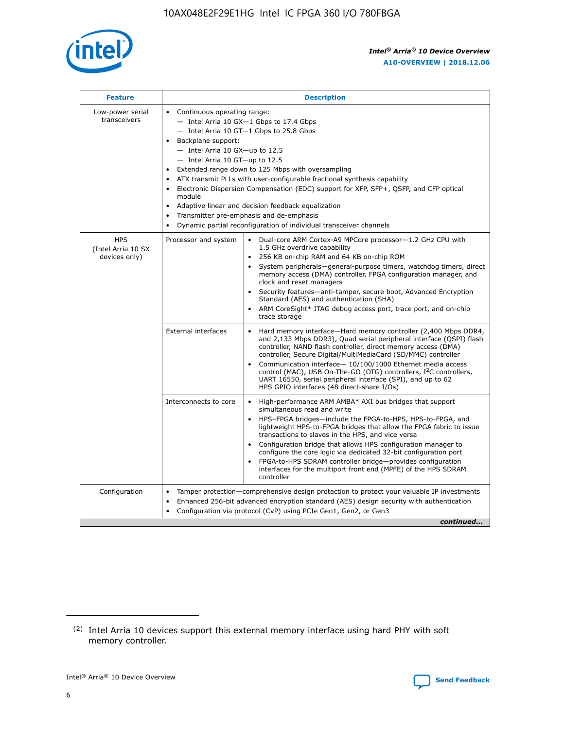| Feature | Description | |
|---|---|---|
| Low-power serial transceivers | • Continuous operating range:<br>— Intel Arria 10 GX—1 Gbps to 17.4 Gbps<br>— Intel Arria 10 GT—1 Gbps to 25.8 Gbps<br>• Backplane support:<br>— Intel Arria 10 GX—up to 12.5<br>— Intel Arria 10 GT—up to 12.5<br>• Extended range down to 125 Mbps with oversampling<br>• ATX transmit PLLs with user-configurable fractional synthesis capability<br>• Electronic Dispersion Compensation (EDC) support for XFP, SFP+, QSFP, and CFP optical module<br>• Adaptive linear and decision feedback equalization<br>• Transmitter pre-emphasis and de-emphasis<br>• Dynamic partial reconfiguration of individual transceiver channels | |
| HPS (Intel Arria 10 SX devices only) | Processor and system | • Dual-core ARM Cortex-A9 MPCore processor—1.2 GHz CPU with 1.5 GHz overdrive capability<br>• 256 KB on-chip RAM and 64 KB on-chip ROM<br>• System peripherals—general-purpose timers, watchdog timers, direct memory access (DMA) controller, FPGA configuration manager, and clock and reset managers<br>• Security features—anti-tamper, secure boot, Advanced Encryption Standard (AES) and authentication (SHA)<br>• ARM CoreSight* JTAG debug access port, trace port, and on-chip trace storage |
| | External interfaces | • Hard memory interface—Hard memory controller (2,400 Mbps DDR4, and 2,133 Mbps DDR3), Quad serial peripheral interface (QSPI) flash controller, NAND flash controller, direct memory access (DMA) controller, Secure Digital/MultiMediaCard (SD/MMC) controller<br>• Communication interface— 10/100/1000 Ethernet media access control (MAC), USB On-The-GO (OTG) controllers, I²C controllers, UART 16550, serial peripheral interface (SPI), and up to 62 HPS GPIO interfaces (48 direct-share I/Os) |
| | Interconnects to core | • High-performance ARM AMBA* AXI bus bridges that support simultaneous read and write<br>• HPS–FPGA bridges—include the FPGA-to-HPS, HPS-to-FPGA, and lightweight HPS-to-FPGA bridges that allow the FPGA fabric to issue transactions to slaves in the HPS, and vice versa<br>• Configuration bridge that allows HPS configuration manager to configure the core logic via dedicated 32-bit configuration port<br>• FPGA-to-HPS SDRAM controller bridge—provides configuration interfaces for the multiport front end (MPFE) of the HPS SDRAM controller |
| Configuration | • Tamper protection—comprehensive design protection to protect your valuable IP investments<br>• Enhanced 256-bit advanced encryption standard (AES) design security with authentication<br>• Configuration via protocol (CvP) using PCIe Gen1, Gen2, or Gen3 | |

*continued...*

(2) Intel Arria 10 devices support this external memory interface using hard PHY with soft memory controller.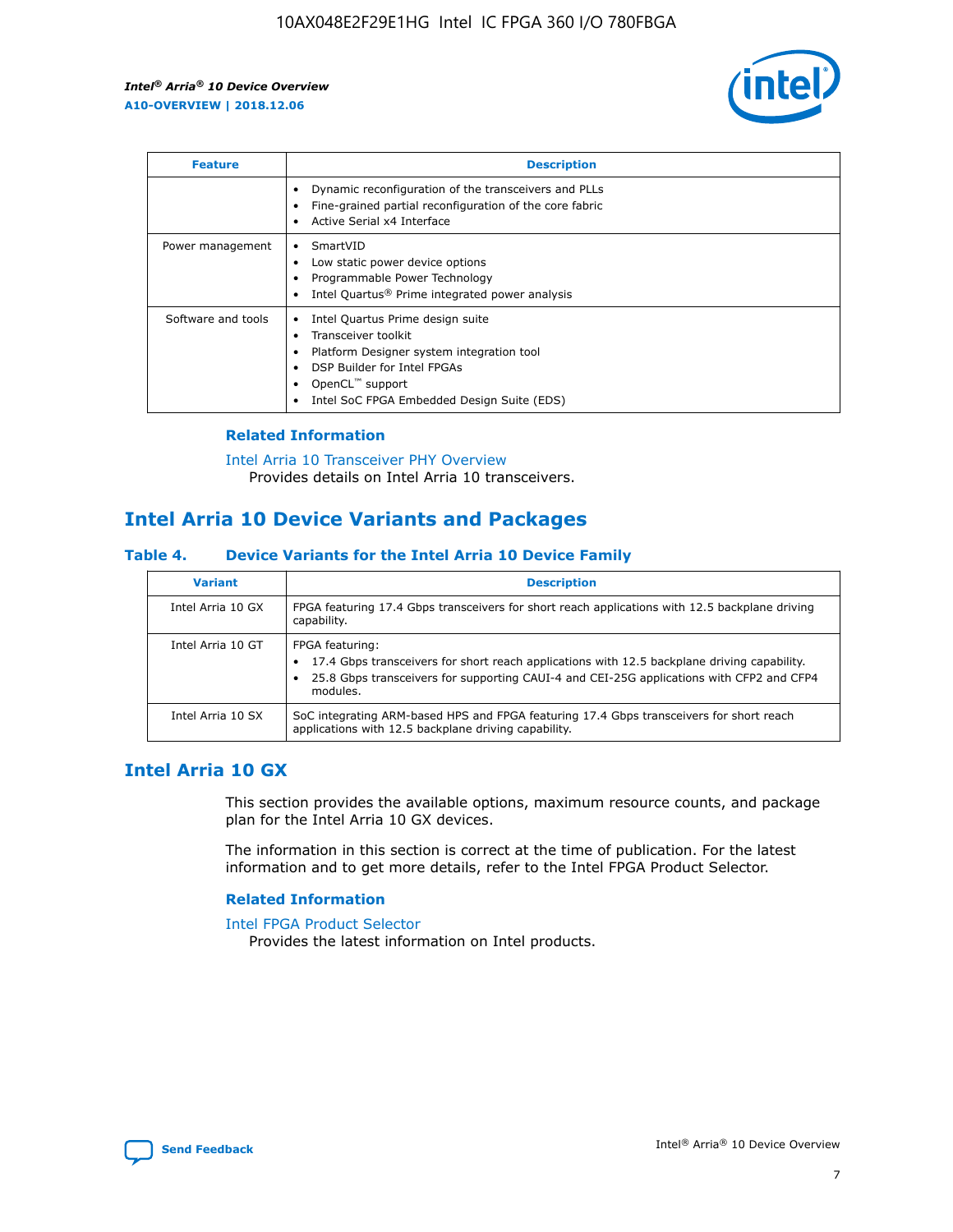| Feature | Description |
| --- | --- |
| | • Dynamic reconfiguration of the transceivers and PLLs<br>• Fine-grained partial reconfiguration of the core fabric<br>• Active Serial x4 Interface |
| Power management | • SmartVID<br>• Low static power device options<br>• Programmable Power Technology<br>• Intel Quartus® Prime integrated power analysis |
| Software and tools | • Intel Quartus Prime design suite<br>• Transceiver toolkit<br>• Platform Designer system integration tool<br>• DSP Builder for Intel FPGAs<br>• OpenCL™ support<br>• Intel SoC FPGA Embedded Design Suite (EDS) |

### Related Information

Intel Arria 10 Transceiver PHY Overview
Provides details on Intel Arria 10 transceivers.

## Intel Arria 10 Device Variants and Packages

### Table 4. Device Variants for the Intel Arria 10 Device Family

| Variant | Description |
| --- | --- |
| Intel Arria 10 GX | FPGA featuring 17.4 Gbps transceivers for short reach applications with 12.5 backplane driving capability. |
| Intel Arria 10 GT | FPGA featuring:<br>• 17.4 Gbps transceivers for short reach applications with 12.5 backplane driving capability.<br>• 25.8 Gbps transceivers for supporting CAUI-4 and CEI-25G applications with CFP2 and CFP4 modules. |
| Intel Arria 10 SX | SoC integrating ARM-based HPS and FPGA featuring 17.4 Gbps transceivers for short reach applications with 12.5 backplane driving capability. |

## Intel Arria 10 GX

This section provides the available options, maximum resource counts, and package plan for the Intel Arria 10 GX devices.

The information in this section is correct at the time of publication. For the latest information and to get more details, refer to the Intel FPGA Product Selector.

### Related Information

Intel FPGA Product Selector
Provides the latest information on Intel products.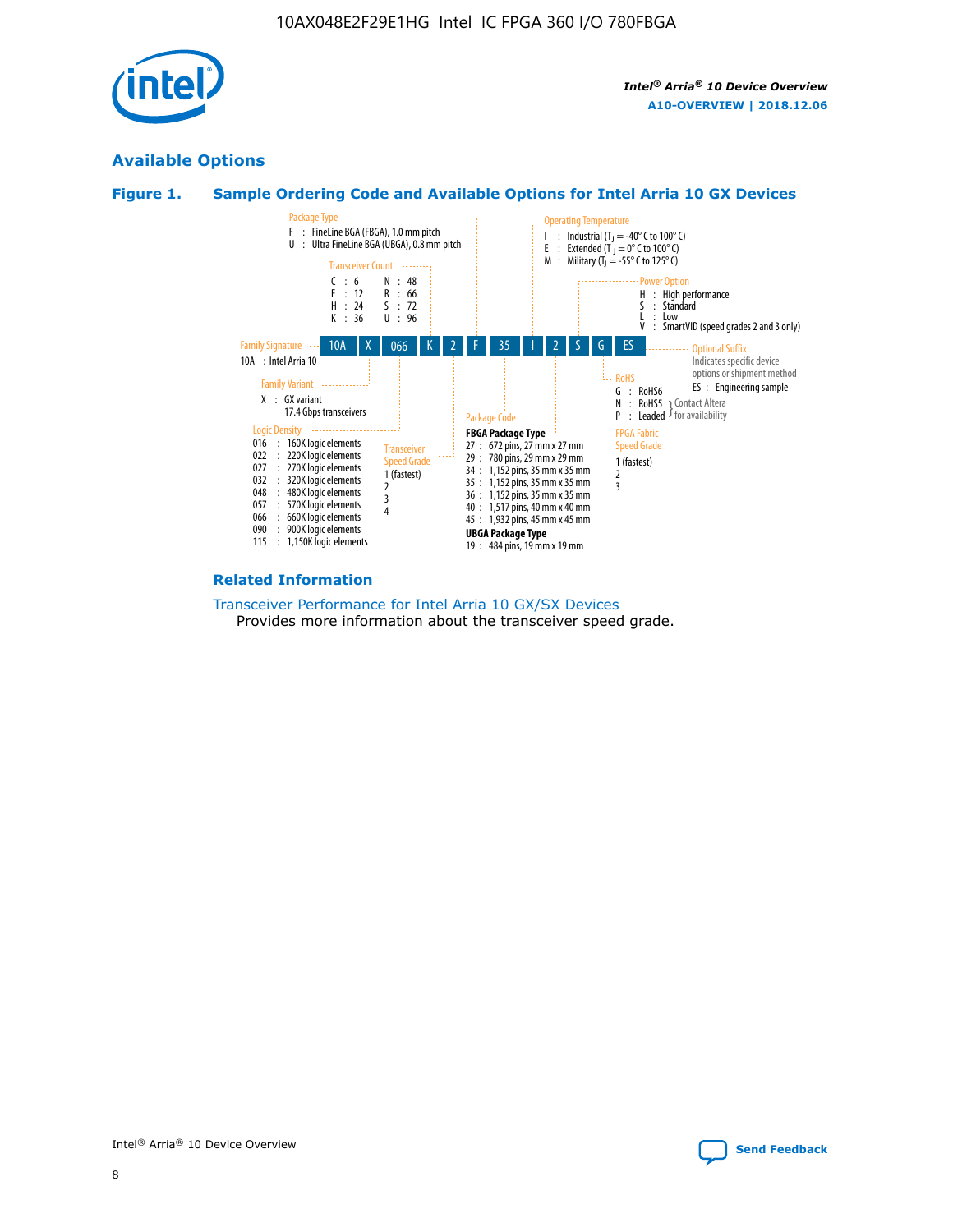## Available Options

### Figure 1. Sample Ordering Code and Available Options for Intel Arria 10 GX Devices

| 10A | X | 066 | K | 2 | F | 35 | I | 2 | S | G | ES |
|---|---|---|---|---|---|---|---|---|---|---|---|

**Family Signature**
10A : Intel Arria 10

**Family Variant**
X : GX variant
17.4 Gbps transceivers

**Logic Density**
016 : 160K logic elements
022 : 220K logic elements
027 : 270K logic elements
032 : 320K logic elements
048 : 480K logic elements
057 : 570K logic elements
066 : 660K logic elements
090 : 900K logic elements
115 : 1,150K logic elements

**Transceiver Count**
C : 6
E : 12
H : 24
K : 36
N : 48
R : 66
S : 72
U : 96

**Transceiver Speed Grade**
1 (fastest)
2
3
4

**Package Type**
F : FineLine BGA (FBGA), 1.0 mm pitch
U : Ultra FineLine BGA (UBGA), 0.8 mm pitch

**Package Code**

**FBGA Package Type**
27 : 672 pins, 27 mm x 27 mm
29 : 780 pins, 29 mm x 29 mm
34 : 1,152 pins, 35 mm x 35 mm
35 : 1,152 pins, 35 mm x 35 mm
36 : 1,152 pins, 35 mm x 35 mm
40 : 1,517 pins, 40 mm x 40 mm
45 : 1,932 pins, 45 mm x 45 mm

**UBGA Package Type**
19 : 484 pins, 19 mm x 19 mm

**Operating Temperature**
I : Industrial ($T_J$ = -40° C to 100° C)
E : Extended ($T_J$ = 0° C to 100° C)
M : Military ($T_J$ = -55° C to 125° C)

**FPGA Fabric Speed Grade**
1 (fastest)
2
3

**Power Option**
H : High performance
S : Standard
L : Low
V : SmartVID (speed grades 2 and 3 only)

**RoHS**
G : RoHS6
N : RoHS5 (Contact Altera for availability)
P : Leaded (Contact Altera for availability)

**Optional Suffix**
Indicates specific device options or shipment method
ES : Engineering sample

### Related Information

Transceiver Performance for Intel Arria 10 GX/SX Devices
Provides more information about the transceiver speed grade.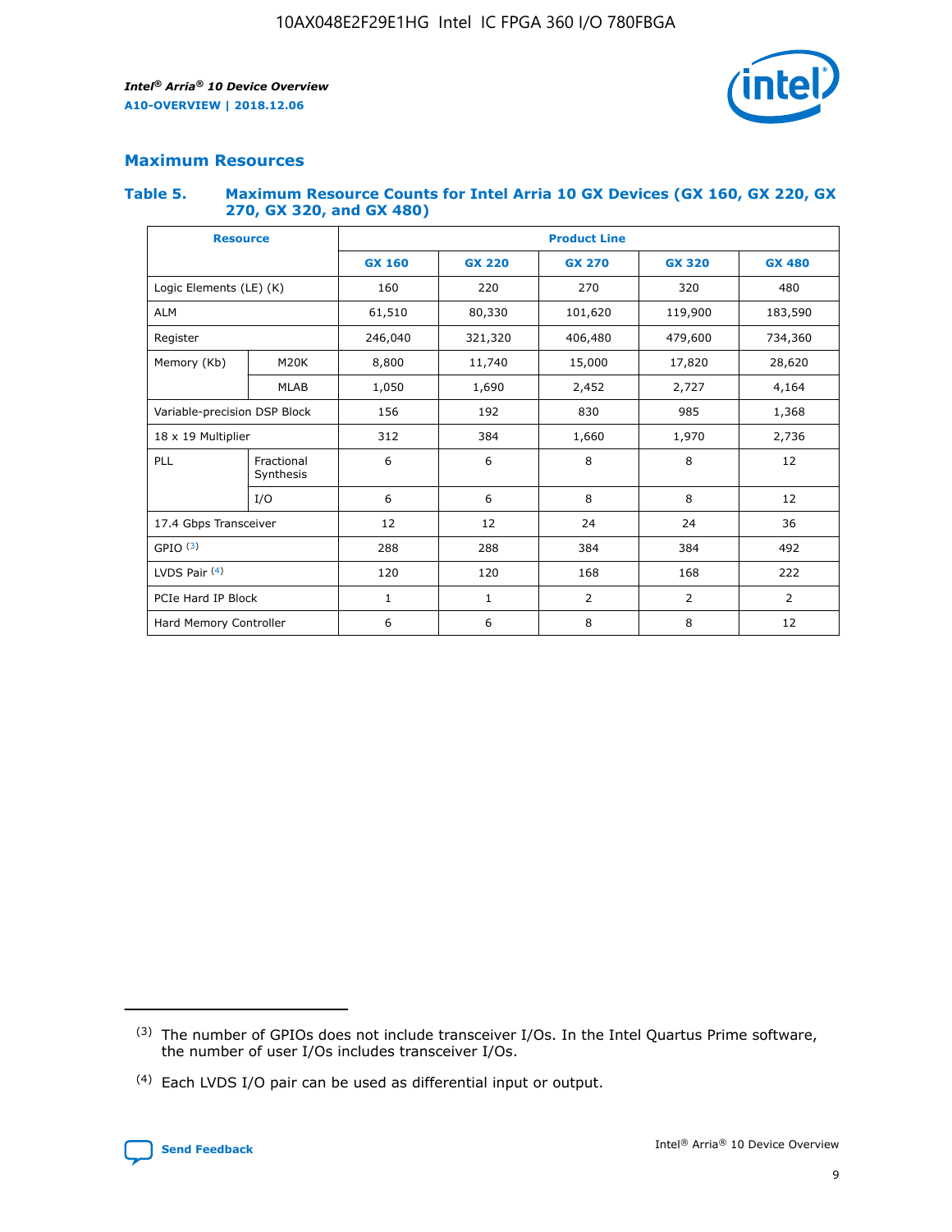## Maximum Resources

### Table 5. Maximum Resource Counts for Intel Arria 10 GX Devices (GX 160, GX 220, GX 270, GX 320, and GX 480)

| Resource | | Product Line | | | | |
|---|---|---|---|---|---|---|
| | | GX 160 | GX 220 | GX 270 | GX 320 | GX 480 |
| Logic Elements (LE) (K) | | 160 | 220 | 270 | 320 | 480 |
| ALM | | 61,510 | 80,330 | 101,620 | 119,900 | 183,590 |
| Register | | 246,040 | 321,320 | 406,480 | 479,600 | 734,360 |
| Memory (Kb) | M20K | 8,800 | 11,740 | 15,000 | 17,820 | 28,620 |
| | MLAB | 1,050 | 1,690 | 2,452 | 2,727 | 4,164 |
| Variable-precision DSP Block | | 156 | 192 | 830 | 985 | 1,368 |
| 18 x 19 Multiplier | | 312 | 384 | 1,660 | 1,970 | 2,736 |
| PLL | Fractional Synthesis | 6 | 6 | 8 | 8 | 12 |
| | I/O | 6 | 6 | 8 | 8 | 12 |
| 17.4 Gbps Transceiver | | 12 | 12 | 24 | 24 | 36 |
| GPIO [(3)] | | 288 | 288 | 384 | 384 | 492 |
| LVDS Pair [(4)] | | 120 | 120 | 168 | 168 | 222 |
| PCIe Hard IP Block | | 1 | 1 | 2 | 2 | 2 |
| Hard Memory Controller | | 6 | 6 | 8 | 8 | 12 |

(3) The number of GPIOs does not include transceiver I/Os. In the Intel Quartus Prime software, the number of user I/Os includes transceiver I/Os.

(4) Each LVDS I/O pair can be used as differential input or output.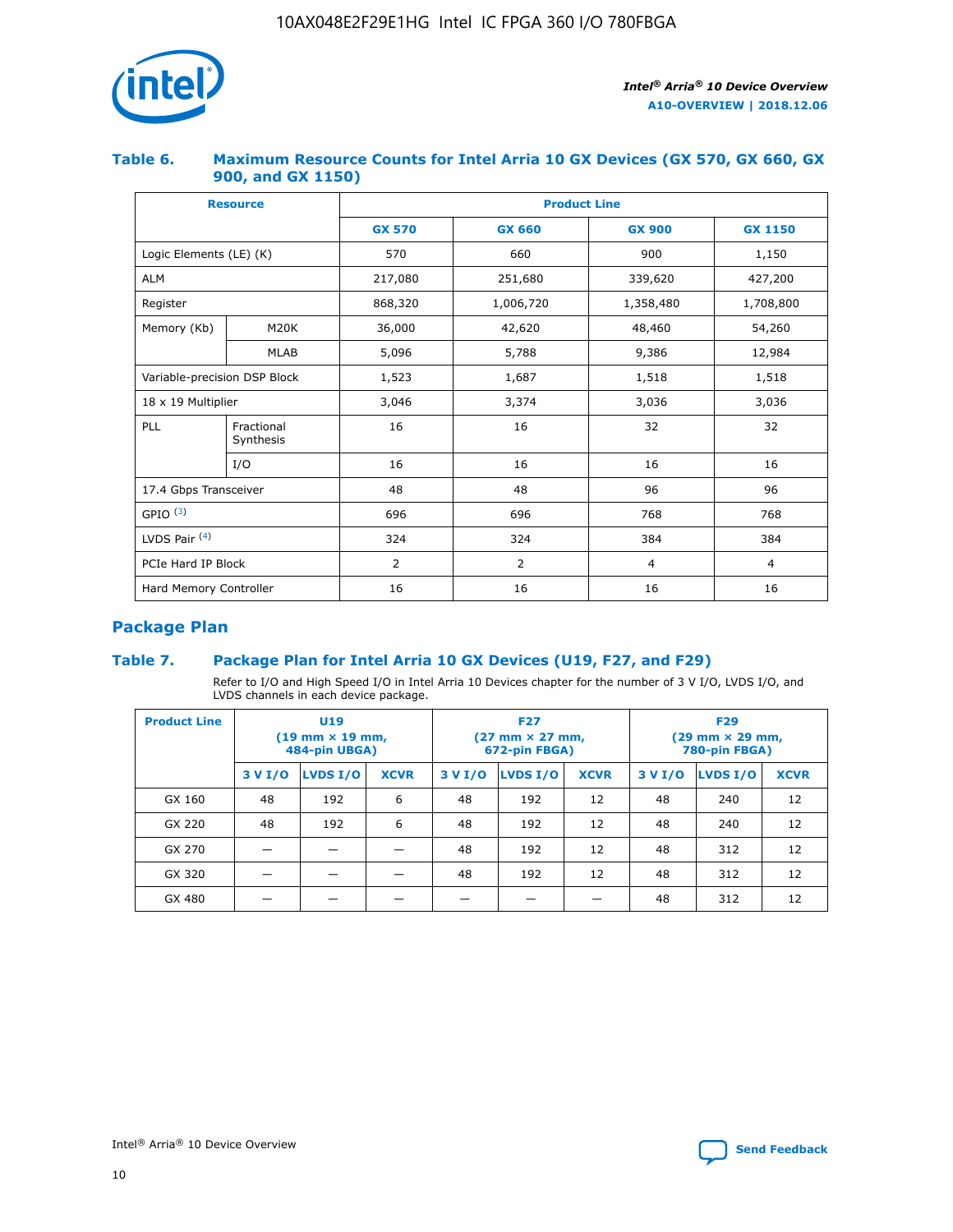#### Table 6. Maximum Resource Counts for Intel Arria 10 GX Devices (GX 570, GX 660, GX 900, and GX 1150)

| Resource | | Product Line | | | |
|---|---|---|---|---|---|
| | | GX 570 | GX 660 | GX 900 | GX 1150 |
| Logic Elements (LE) (K) | | 570 | 660 | 900 | 1,150 |
| ALM | | 217,080 | 251,680 | 339,620 | 427,200 |
| Register | | 868,320 | 1,006,720 | 1,358,480 | 1,708,800 |
| Memory (Kb) | M20K | 36,000 | 42,620 | 48,460 | 54,260 |
| | MLAB | 5,096 | 5,788 | 9,386 | 12,984 |
| Variable-precision DSP Block | | 1,523 | 1,687 | 1,518 | 1,518 |
| 18 x 19 Multiplier | | 3,046 | 3,374 | 3,036 | 3,036 |
| PLL | Fractional Synthesis | 16 | 16 | 32 | 32 |
| | I/O | 16 | 16 | 16 | 16 |
| 17.4 Gbps Transceiver | | 48 | 48 | 96 | 96 |
| GPIO [(3)] | | 696 | 696 | 768 | 768 |
| LVDS Pair [(4)] | | 324 | 324 | 384 | 384 |
| PCIe Hard IP Block | | 2 | 2 | 4 | 4 |
| Hard Memory Controller | | 16 | 16 | 16 | 16 |

## Package Plan

#### Table 7. Package Plan for Intel Arria 10 GX Devices (U19, F27, and F29)

Refer to I/O and High Speed I/O in Intel Arria 10 Devices chapter for the number of 3 V I/O, LVDS I/O, and LVDS channels in each device package.

| Product Line | U19 (19 mm × 19 mm, 484-pin UBGA) | | | F27 (27 mm × 27 mm, 672-pin FBGA) | | | F29 (29 mm × 29 mm, 780-pin FBGA) | | |
|---|---|---|---|---|---|---|---|---|---|
| | 3 V I/O | LVDS I/O | XCVR | 3 V I/O | LVDS I/O | XCVR | 3 V I/O | LVDS I/O | XCVR |
| GX 160 | 48 | 192 | 6 | 48 | 192 | 12 | 48 | 240 | 12 |
| GX 220 | 48 | 192 | 6 | 48 | 192 | 12 | 48 | 240 | 12 |
| GX 270 | — | — | — | 48 | 192 | 12 | 48 | 312 | 12 |
| GX 320 | — | — | — | 48 | 192 | 12 | 48 | 312 | 12 |
| GX 480 | — | — | — | — | — | — | 48 | 312 | 12 |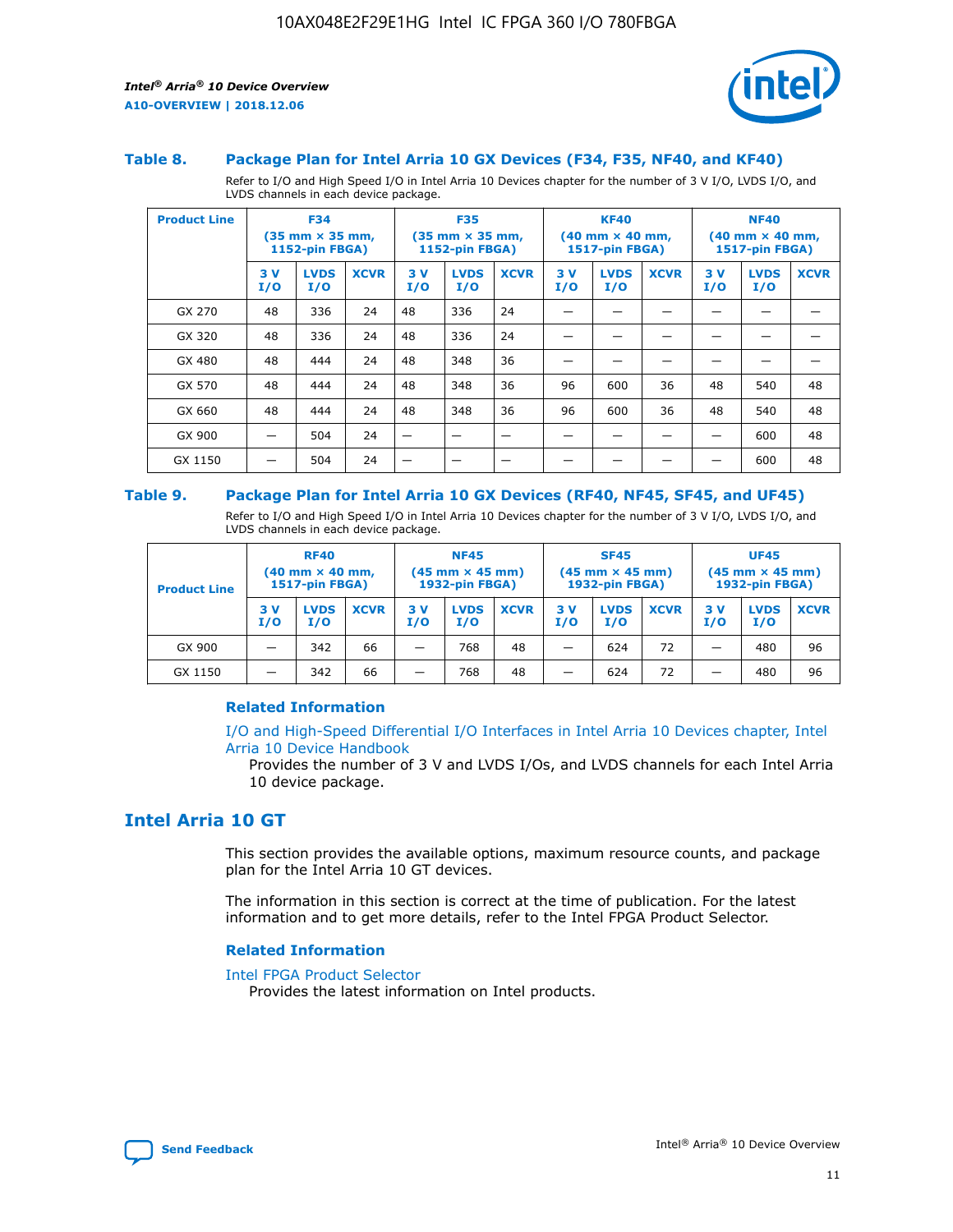### Table 8. Package Plan for Intel Arria 10 GX Devices (F34, F35, NF40, and KF40)

Refer to I/O and High Speed I/O in Intel Arria 10 Devices chapter for the number of 3 V I/O, LVDS I/O, and LVDS channels in each device package.

| Product Line | F34 (35 mm × 35 mm, 1152-pin FBGA) | | | F35 (35 mm × 35 mm, 1152-pin FBGA) | | | KF40 (40 mm × 40 mm, 1517-pin FBGA) | | | NF40 (40 mm × 40 mm, 1517-pin FBGA) | | |
|---|---|---|---|---|---|---|---|---|---|---|---|---|
| | 3 V I/O | LVDS I/O | XCVR | 3 V I/O | LVDS I/O | XCVR | 3 V I/O | LVDS I/O | XCVR | 3 V I/O | LVDS I/O | XCVR |
| GX 270 | 48 | 336 | 24 | 48 | 336 | 24 | — | — | — | — | — | — |
| GX 320 | 48 | 336 | 24 | 48 | 336 | 24 | — | — | — | — | — | — |
| GX 480 | 48 | 444 | 24 | 48 | 348 | 36 | — | — | — | — | — | — |
| GX 570 | 48 | 444 | 24 | 48 | 348 | 36 | 96 | 600 | 36 | 48 | 540 | 48 |
| GX 660 | 48 | 444 | 24 | 48 | 348 | 36 | 96 | 600 | 36 | 48 | 540 | 48 |
| GX 900 | — | 504 | 24 | — | — | — | — | — | — | — | 600 | 48 |
| GX 1150 | — | 504 | 24 | — | — | — | — | — | — | — | 600 | 48 |

### Table 9. Package Plan for Intel Arria 10 GX Devices (RF40, NF45, SF45, and UF45)

Refer to I/O and High Speed I/O in Intel Arria 10 Devices chapter for the number of 3 V I/O, LVDS I/O, and LVDS channels in each device package.

| Product Line | RF40 (40 mm × 40 mm, 1517-pin FBGA) | | | NF45 (45 mm × 45 mm) 1932-pin FBGA) | | | SF45 (45 mm × 45 mm) 1932-pin FBGA) | | | UF45 (45 mm × 45 mm) 1932-pin FBGA) | | |
|---|---|---|---|---|---|---|---|---|---|---|---|---|
| | 3 V I/O | LVDS I/O | XCVR | 3 V I/O | LVDS I/O | XCVR | 3 V I/O | LVDS I/O | XCVR | 3 V I/O | LVDS I/O | XCVR |
| GX 900 | — | 342 | 66 | — | 768 | 48 | — | 624 | 72 | — | 480 | 96 |
| GX 1150 | — | 342 | 66 | — | 768 | 48 | — | 624 | 72 | — | 480 | 96 |

#### Related Information

I/O and High-Speed Differential I/O Interfaces in Intel Arria 10 Devices chapter, Intel Arria 10 Device Handbook
Provides the number of 3 V and LVDS I/Os, and LVDS channels for each Intel Arria 10 device package.

## Intel Arria 10 GT

This section provides the available options, maximum resource counts, and package plan for the Intel Arria 10 GT devices.

The information in this section is correct at the time of publication. For the latest information and to get more details, refer to the Intel FPGA Product Selector.

#### Related Information

Intel FPGA Product Selector
Provides the latest information on Intel products.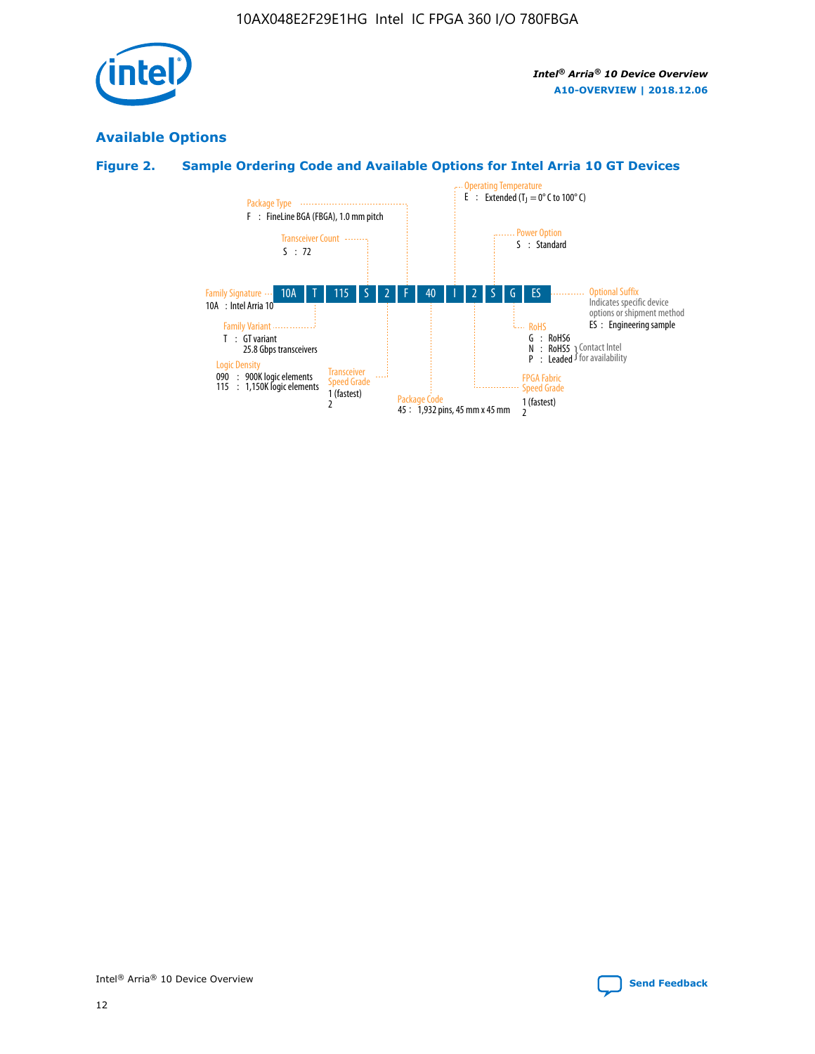## Available Options

### Figure 2. Sample Ordering Code and Available Options for Intel Arria 10 GT Devices

| 10A | T | 115 | S | 2 | F | 40 | I | 2 | S | G | ES |
|---|---|---|---|---|---|---|---|---|---|---|---|

**Family Signature**
10A : Intel Arria 10

**Family Variant**
T : GT variant
25.8 Gbps transceivers

**Logic Density**
090 : 900K logic elements
115 : 1,150K logic elements

**Transceiver Count**
S : 72

**Transceiver Speed Grade**
1 (fastest)
2

**Package Type**
F : FineLine BGA (FBGA), 1.0 mm pitch

**Package Code**
45 : 1,932 pins, 45 mm x 45 mm

**Operating Temperature**
E : Extended ($T_J$ = 0° C to 100° C)

**FPGA Fabric Speed Grade**
1 (fastest)
2

**Power Option**
S : Standard

**RoHS**
G : RoHS6
N : RoHS5 } Contact Intel for availability
P : Leaded } Contact Intel for availability

**Optional Suffix**
Indicates specific device options or shipment method
ES : Engineering sample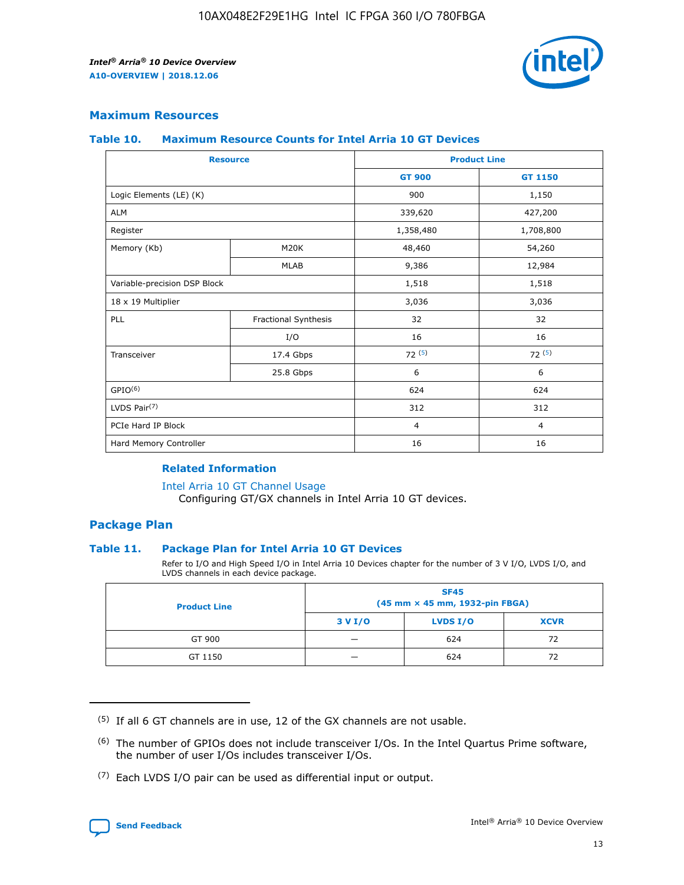## Maximum Resources

### Table 10. Maximum Resource Counts for Intel Arria 10 GT Devices

| Resource | | Product Line | |
|---|---|---|---|
| | | GT 900 | GT 1150 |
| Logic Elements (LE) (K) | | 900 | 1,150 |
| ALM | | 339,620 | 427,200 |
| Register | | 1,358,480 | 1,708,800 |
| Memory (Kb) | M20K | 48,460 | 54,260 |
| | MLAB | 9,386 | 12,984 |
| Variable-precision DSP Block | | 1,518 | 1,518 |
| 18 x 19 Multiplier | | 3,036 | 3,036 |
| PLL | Fractional Synthesis | 32 | 32 |
| | I/O | 16 | 16 |
| Transceiver | 17.4 Gbps | 72 (5) | 72 (5) |
| | 25.8 Gbps | 6 | 6 |
| GPIO(6) | | 624 | 624 |
| LVDS Pair(7) | | 312 | 312 |
| PCIe Hard IP Block | | 4 | 4 |
| Hard Memory Controller | | 16 | 16 |

**Related Information**

Intel Arria 10 GT Channel Usage
Configuring GT/GX channels in Intel Arria 10 GT devices.

## Package Plan

### Table 11. Package Plan for Intel Arria 10 GT Devices

Refer to I/O and High Speed I/O in Intel Arria 10 Devices chapter for the number of 3 V I/O, LVDS I/O, and LVDS channels in each device package.

| Product Line | SF45 (45 mm × 45 mm, 1932-pin FBGA) | | |
|---|---|---|---|
| | 3 V I/O | LVDS I/O | XCVR |
| GT 900 | — | 624 | 72 |
| GT 1150 | — | 624 | 72 |

(5) If all 6 GT channels are in use, 12 of the GX channels are not usable.

(6) The number of GPIOs does not include transceiver I/Os. In the Intel Quartus Prime software, the number of user I/Os includes transceiver I/Os.

(7) Each LVDS I/O pair can be used as differential input or output.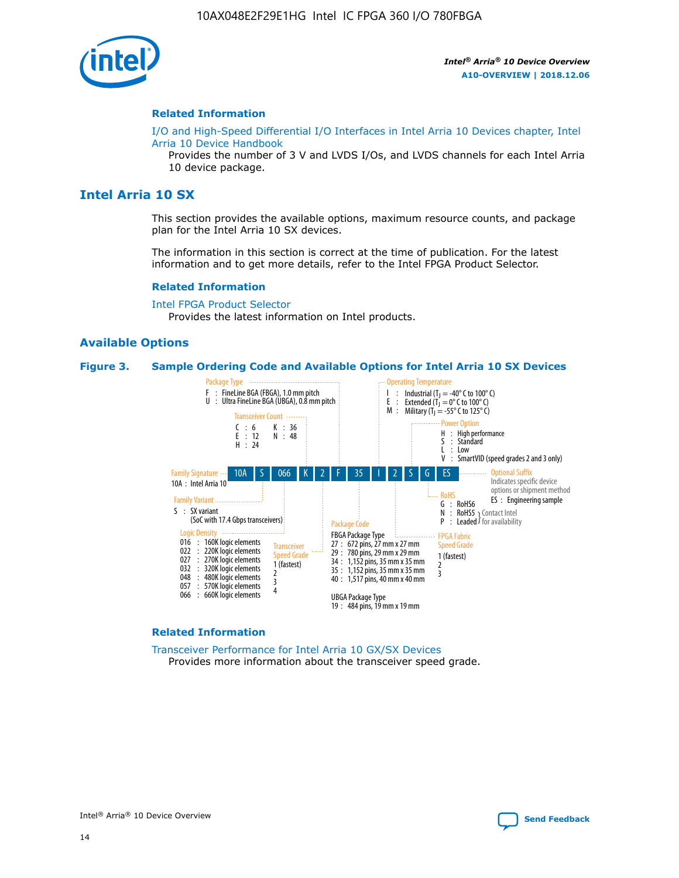### Related Information

I/O and High-Speed Differential I/O Interfaces in Intel Arria 10 Devices chapter, Intel Arria 10 Device Handbook

Provides the number of 3 V and LVDS I/Os, and LVDS channels for each Intel Arria 10 device package.

## Intel Arria 10 SX

This section provides the available options, maximum resource counts, and package plan for the Intel Arria 10 SX devices.

The information in this section is correct at the time of publication. For the latest information and to get more details, refer to the Intel FPGA Product Selector.

### Related Information

Intel FPGA Product Selector

Provides the latest information on Intel products.

### Available Options

**Figure 3. Sample Ordering Code and Available Options for Intel Arria 10 SX Devices**

Sample ordering code: 10A S 066 K 2 F 35 I 2 S G ES

- **Family Signature**
  - 10A : Intel Arria 10
- **Family Variant**
  - S : SX variant (SoC with 17.4 Gbps transceivers)
- **Logic Density**
  - 016 : 160K logic elements
  - 022 : 220K logic elements
  - 027 : 270K logic elements
  - 032 : 320K logic elements
  - 048 : 480K logic elements
  - 057 : 570K logic elements
  - 066 : 660K logic elements
- **Transceiver Count**
  - C : 6
  - E : 12
  - H : 24
  - K : 36
  - N : 48
- **Transceiver Speed Grade**
  - 1 (fastest)
  - 2
  - 3
  - 4
- **Package Type**
  - F : FineLine BGA (FBGA), 1.0 mm pitch
  - U : Ultra FineLine BGA (UBGA), 0.8 mm pitch
- **Package Code**
  - FBGA Package Type
    - 27 : 672 pins, 27 mm x 27 mm
    - 29 : 780 pins, 29 mm x 29 mm
    - 34 : 1,152 pins, 35 mm x 35 mm
    - 35 : 1,152 pins, 35 mm x 35 mm
    - 40 : 1,517 pins, 40 mm x 40 mm
  - UBGA Package Type
    - 19 : 484 pins, 19 mm x 19 mm
- **Operating Temperature**
  - I : Industrial ($T_J$ = -40° C to 100° C)
  - E : Extended ($T_J$ = 0° C to 100° C)
  - M : Military ($T_J$ = -55° C to 125° C)
- **FPGA Fabric Speed Grade**
  - 1 (fastest)
  - 2
  - 3
- **Power Option**
  - H : High performance
  - S : Standard
  - L : Low
  - V : SmartVID (speed grades 2 and 3 only)
- **RoHS**
  - G : RoHS6
  - N : RoHS5 (Contact Intel for availability)
  - P : Leaded (Contact Intel for availability)
- **Optional Suffix**
  - Indicates specific device options or shipment method
  - ES : Engineering sample

### Related Information

Transceiver Performance for Intel Arria 10 GX/SX Devices

Provides more information about the transceiver speed grade.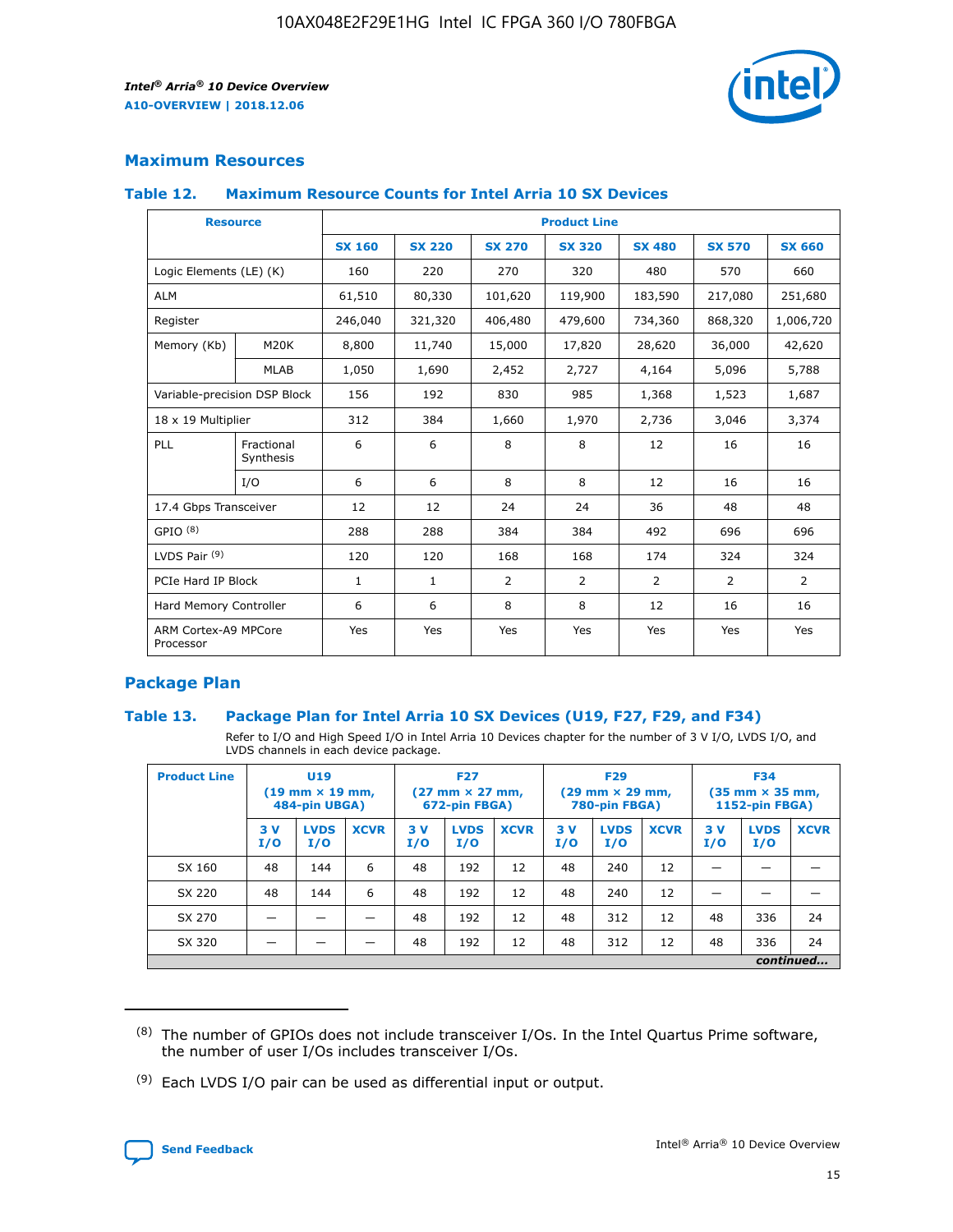## Maximum Resources

### Table 12. Maximum Resource Counts for Intel Arria 10 SX Devices

| Resource | | Product Line | | | | | | |
|---|---|---|---|---|---|---|---|---|
| | | SX 160 | SX 220 | SX 270 | SX 320 | SX 480 | SX 570 | SX 660 |
| Logic Elements (LE) (K) | | 160 | 220 | 270 | 320 | 480 | 570 | 660 |
| ALM | | 61,510 | 80,330 | 101,620 | 119,900 | 183,590 | 217,080 | 251,680 |
| Register | | 246,040 | 321,320 | 406,480 | 479,600 | 734,360 | 868,320 | 1,006,720 |
| Memory (Kb) | M20K | 8,800 | 11,740 | 15,000 | 17,820 | 28,620 | 36,000 | 42,620 |
| | MLAB | 1,050 | 1,690 | 2,452 | 2,727 | 4,164 | 5,096 | 5,788 |
| Variable-precision DSP Block | | 156 | 192 | 830 | 985 | 1,368 | 1,523 | 1,687 |
| 18 x 19 Multiplier | | 312 | 384 | 1,660 | 1,970 | 2,736 | 3,046 | 3,374 |
| PLL | Fractional Synthesis | 6 | 6 | 8 | 8 | 12 | 16 | 16 |
| | I/O | 6 | 6 | 8 | 8 | 12 | 16 | 16 |
| 17.4 Gbps Transceiver | | 12 | 12 | 24 | 24 | 36 | 48 | 48 |
| GPIO (8) | | 288 | 288 | 384 | 384 | 492 | 696 | 696 |
| LVDS Pair (9) | | 120 | 120 | 168 | 168 | 174 | 324 | 324 |
| PCIe Hard IP Block | | 1 | 1 | 2 | 2 | 2 | 2 | 2 |
| Hard Memory Controller | | 6 | 6 | 8 | 8 | 12 | 16 | 16 |
| ARM Cortex-A9 MPCore Processor | | Yes | Yes | Yes | Yes | Yes | Yes | Yes |

## Package Plan

### Table 13. Package Plan for Intel Arria 10 SX Devices (U19, F27, F29, and F34)

Refer to I/O and High Speed I/O in Intel Arria 10 Devices chapter for the number of 3 V I/O, LVDS I/O, and LVDS channels in each device package.

| Product Line | U19 (19 mm × 19 mm, 484-pin UBGA) | | | F27 (27 mm × 27 mm, 672-pin FBGA) | | | F29 (29 mm × 29 mm, 780-pin FBGA) | | | F34 (35 mm × 35 mm, 1152-pin FBGA) | | |
|---|---|---|---|---|---|---|---|---|---|---|---|---|
| | 3 V I/O | LVDS I/O | XCVR | 3 V I/O | LVDS I/O | XCVR | 3 V I/O | LVDS I/O | XCVR | 3 V I/O | LVDS I/O | XCVR |
| SX 160 | 48 | 144 | 6 | 48 | 192 | 12 | 48 | 240 | 12 | — | — | — |
| SX 220 | 48 | 144 | 6 | 48 | 192 | 12 | 48 | 240 | 12 | — | — | — |
| SX 270 | — | — | — | 48 | 192 | 12 | 48 | 312 | 12 | 48 | 336 | 24 |
| SX 320 | — | — | — | 48 | 192 | 12 | 48 | 312 | 12 | 48 | 336 | 24 |

*continued...*

(8) The number of GPIOs does not include transceiver I/Os. In the Intel Quartus Prime software, the number of user I/Os includes transceiver I/Os.

(9) Each LVDS I/O pair can be used as differential input or output.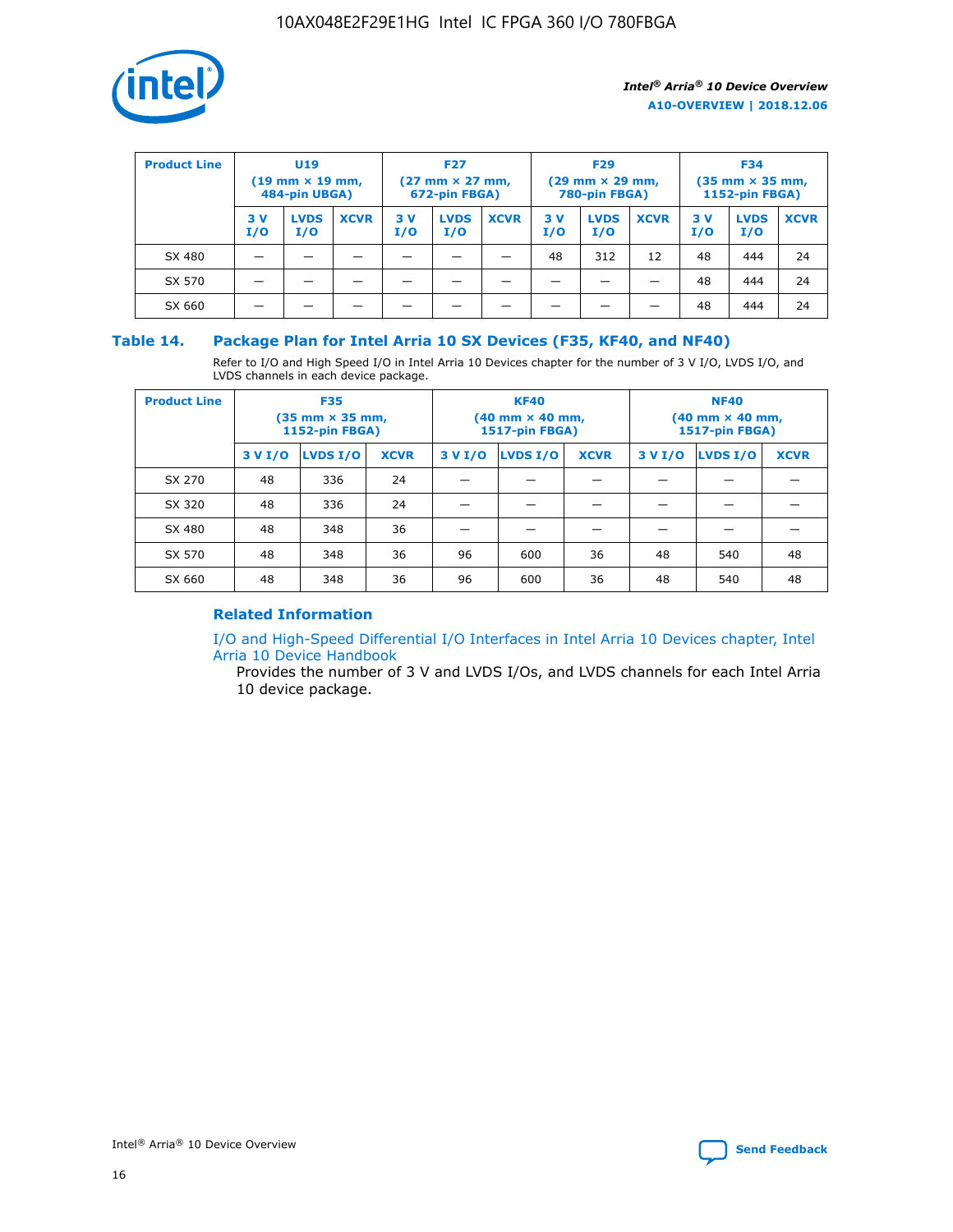| Product Line | U19 (19 mm × 19 mm, 484-pin UBGA) | | | F27 (27 mm × 27 mm, 672-pin FBGA) | | | F29 (29 mm × 29 mm, 780-pin FBGA) | | | F34 (35 mm × 35 mm, 1152-pin FBGA) | | |
|---|---|---|---|---|---|---|---|---|---|---|---|---|
| | 3 V I/O | LVDS I/O | XCVR | 3 V I/O | LVDS I/O | XCVR | 3 V I/O | LVDS I/O | XCVR | 3 V I/O | LVDS I/O | XCVR |
| SX 480 | — | — | — | — | — | — | 48 | 312 | 12 | 48 | 444 | 24 |
| SX 570 | — | — | — | — | — | — | — | — | — | 48 | 444 | 24 |
| SX 660 | — | — | — | — | — | — | — | — | — | 48 | 444 | 24 |

### Table 14. Package Plan for Intel Arria 10 SX Devices (F35, KF40, and NF40)

Refer to I/O and High Speed I/O in Intel Arria 10 Devices chapter for the number of 3 V I/O, LVDS I/O, and LVDS channels in each device package.

| Product Line | F35 (35 mm × 35 mm, 1152-pin FBGA) | | | KF40 (40 mm × 40 mm, 1517-pin FBGA) | | | NF40 (40 mm × 40 mm, 1517-pin FBGA) | | |
|---|---|---|---|---|---|---|---|---|---|
| | 3 V I/O | LVDS I/O | XCVR | 3 V I/O | LVDS I/O | XCVR | 3 V I/O | LVDS I/O | XCVR |
| SX 270 | 48 | 336 | 24 | — | — | — | — | — | — |
| SX 320 | 48 | 336 | 24 | — | — | — | — | — | — |
| SX 480 | 48 | 348 | 36 | — | — | — | — | — | — |
| SX 570 | 48 | 348 | 36 | 96 | 600 | 36 | 48 | 540 | 48 |
| SX 660 | 48 | 348 | 36 | 96 | 600 | 36 | 48 | 540 | 48 |

#### Related Information

I/O and High-Speed Differential I/O Interfaces in Intel Arria 10 Devices chapter, Intel Arria 10 Device Handbook

Provides the number of 3 V and LVDS I/Os, and LVDS channels for each Intel Arria 10 device package.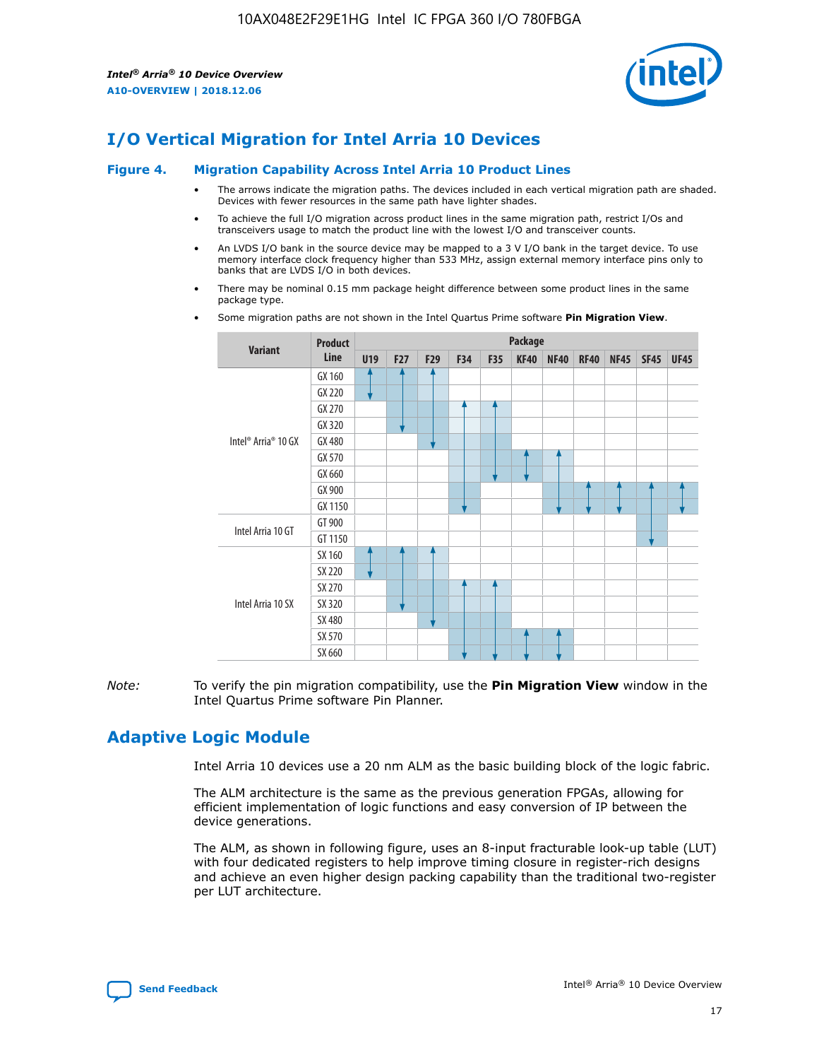## I/O Vertical Migration for Intel Arria 10 Devices

**Figure 4. Migration Capability Across Intel Arria 10 Product Lines**

- The arrows indicate the migration paths. The devices included in each vertical migration path are shaded. Devices with fewer resources in the same path have lighter shades.
- To achieve the full I/O migration across product lines in the same migration path, restrict I/Os and transceivers usage to match the product line with the lowest I/O and transceiver counts.
- An LVDS I/O bank in the source device may be mapped to a 3 V I/O bank in the target device. To use memory interface clock frequency higher than 533 MHz, assign external memory interface pins only to banks that are LVDS I/O in both devices.
- There may be nominal 0.15 mm package height difference between some product lines in the same package type.
- Some migration paths are not shown in the Intel Quartus Prime software **Pin Migration View**.

| Variant | Product Line | Package | | | | | | | | | | |
|---|---|---|---|---|---|---|---|---|---|---|---|---|
| | | U19 | F27 | F29 | F34 | F35 | KF40 | NF40 | RF40 | NF45 | SF45 | UF45 |
| Intel® Arria® 10 GX | GX 160 | | | | | | | | | | | |
| | GX 220 | | | | | | | | | | | |
| | GX 270 | | | | | | | | | | | |
| | GX 320 | | | | | | | | | | | |
| | GX 480 | | | | | | | | | | | |
| | GX 570 | | | | | | | | | | | |
| | GX 660 | | | | | | | | | | | |
| | GX 900 | | | | | | | | | | | |
| | GX 1150 | | | | | | | | | | | |
| Intel Arria 10 GT | GT 900 | | | | | | | | | | | |
| | GT 1150 | | | | | | | | | | | |
| Intel Arria 10 SX | SX 160 | | | | | | | | | | | |
| | SX 220 | | | | | | | | | | | |
| | SX 270 | | | | | | | | | | | |
| | SX 320 | | | | | | | | | | | |
| | SX 480 | | | | | | | | | | | |
| | SX 570 | | | | | | | | | | | |
| | SX 660 | | | | | | | | | | | |

*Note:* To verify the pin migration compatibility, use the **Pin Migration View** window in the Intel Quartus Prime software Pin Planner.

## Adaptive Logic Module

Intel Arria 10 devices use a 20 nm ALM as the basic building block of the logic fabric.

The ALM architecture is the same as the previous generation FPGAs, allowing for efficient implementation of logic functions and easy conversion of IP between the device generations.

The ALM, as shown in following figure, uses an 8-input fracturable look-up table (LUT) with four dedicated registers to help improve timing closure in register-rich designs and achieve an even higher design packing capability than the traditional two-register per LUT architecture.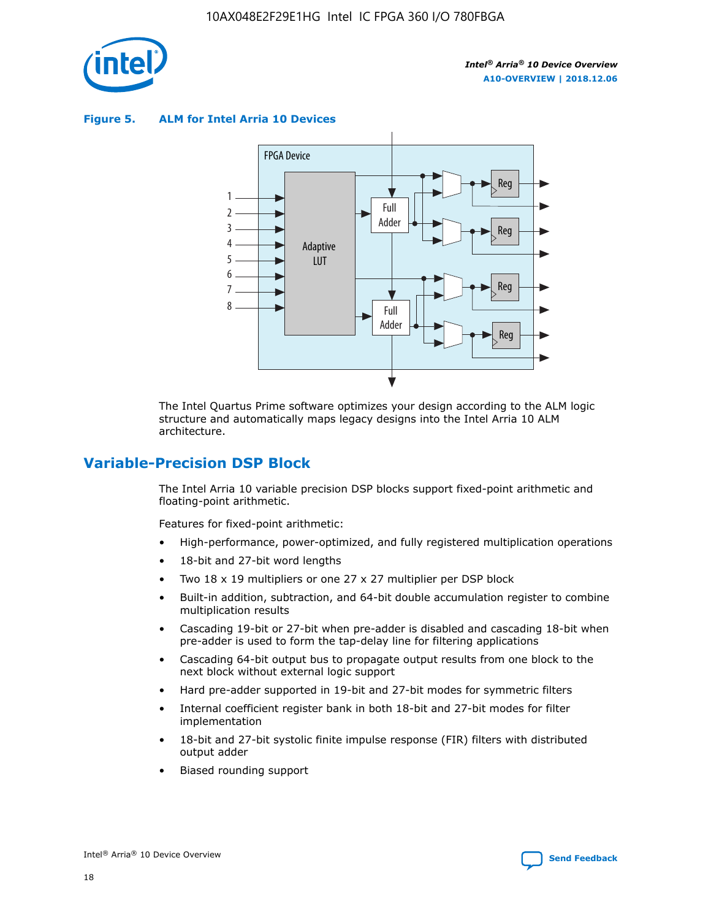**Figure 5. ALM for Intel Arria 10 Devices**

The Intel Quartus Prime software optimizes your design according to the ALM logic structure and automatically maps legacy designs into the Intel Arria 10 ALM architecture.

## Variable-Precision DSP Block

The Intel Arria 10 variable precision DSP blocks support fixed-point arithmetic and floating-point arithmetic.

Features for fixed-point arithmetic:

- High-performance, power-optimized, and fully registered multiplication operations
- 18-bit and 27-bit word lengths
- Two 18 x 19 multipliers or one 27 x 27 multiplier per DSP block
- Built-in addition, subtraction, and 64-bit double accumulation register to combine multiplication results
- Cascading 19-bit or 27-bit when pre-adder is disabled and cascading 18-bit when pre-adder is used to form the tap-delay line for filtering applications
- Cascading 64-bit output bus to propagate output results from one block to the next block without external logic support
- Hard pre-adder supported in 19-bit and 27-bit modes for symmetric filters
- Internal coefficient register bank in both 18-bit and 27-bit modes for filter implementation
- 18-bit and 27-bit systolic finite impulse response (FIR) filters with distributed output adder
- Biased rounding support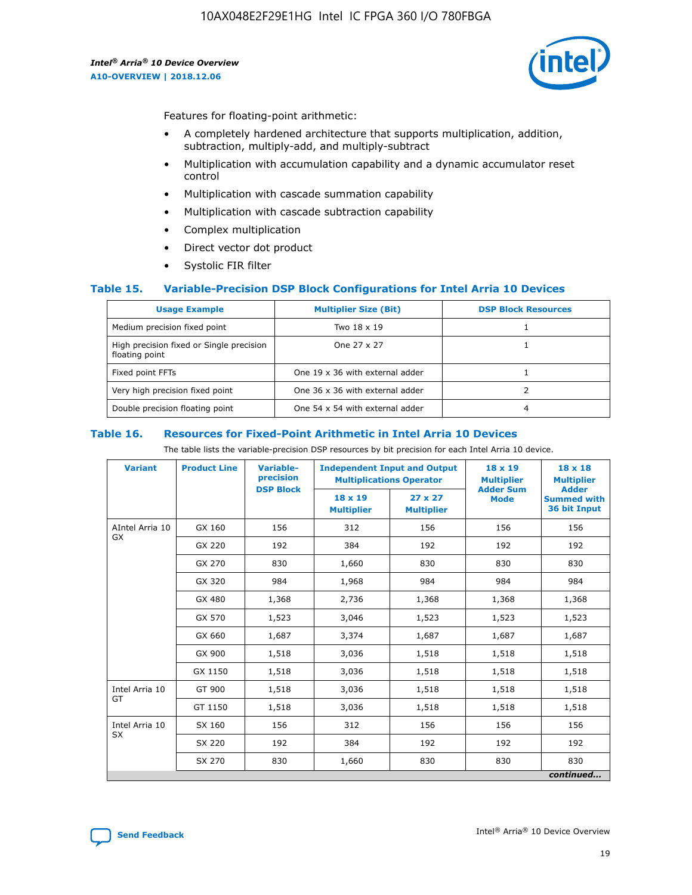Features for floating-point arithmetic:

- A completely hardened architecture that supports multiplication, addition, subtraction, multiply-add, and multiply-subtract
- Multiplication with accumulation capability and a dynamic accumulator reset control
- Multiplication with cascade summation capability
- Multiplication with cascade subtraction capability
- Complex multiplication
- Direct vector dot product
- Systolic FIR filter

### Table 15. Variable-Precision DSP Block Configurations for Intel Arria 10 Devices

| Usage Example | Multiplier Size (Bit) | DSP Block Resources |
|---|---|---|
| Medium precision fixed point | Two 18 x 19 | 1 |
| High precision fixed or Single precision floating point | One 27 x 27 | 1 |
| Fixed point FFTs | One 19 x 36 with external adder | 1 |
| Very high precision fixed point | One 36 x 36 with external adder | 2 |
| Double precision floating point | One 54 x 54 with external adder | 4 |

### Table 16. Resources for Fixed-Point Arithmetic in Intel Arria 10 Devices

The table lists the variable-precision DSP resources by bit precision for each Intel Arria 10 device.

| Variant | Product Line | Variable-precision DSP Block | Independent Input and Output Multiplications Operator | | 18 x 19 Multiplier Adder Sum Mode | 18 x 18 Multiplier Adder Summed with 36 bit Input |
|---|---|---|---|---|---|---|
| | | | 18 x 19 Multiplier | 27 x 27 Multiplier | | |
| AIntel Arria 10 GX | GX 160 | 156 | 312 | 156 | 156 | 156 |
| | GX 220 | 192 | 384 | 192 | 192 | 192 |
| | GX 270 | 830 | 1,660 | 830 | 830 | 830 |
| | GX 320 | 984 | 1,968 | 984 | 984 | 984 |
| | GX 480 | 1,368 | 2,736 | 1,368 | 1,368 | 1,368 |
| | GX 570 | 1,523 | 3,046 | 1,523 | 1,523 | 1,523 |
| | GX 660 | 1,687 | 3,374 | 1,687 | 1,687 | 1,687 |
| | GX 900 | 1,518 | 3,036 | 1,518 | 1,518 | 1,518 |
| | GX 1150 | 1,518 | 3,036 | 1,518 | 1,518 | 1,518 |
| Intel Arria 10 GT | GT 900 | 1,518 | 3,036 | 1,518 | 1,518 | 1,518 |
| | GT 1150 | 1,518 | 3,036 | 1,518 | 1,518 | 1,518 |
| Intel Arria 10 SX | SX 160 | 156 | 312 | 156 | 156 | 156 |
| | SX 220 | 192 | 384 | 192 | 192 | 192 |
| | SX 270 | 830 | 1,660 | 830 | 830 | 830 |

*continued...*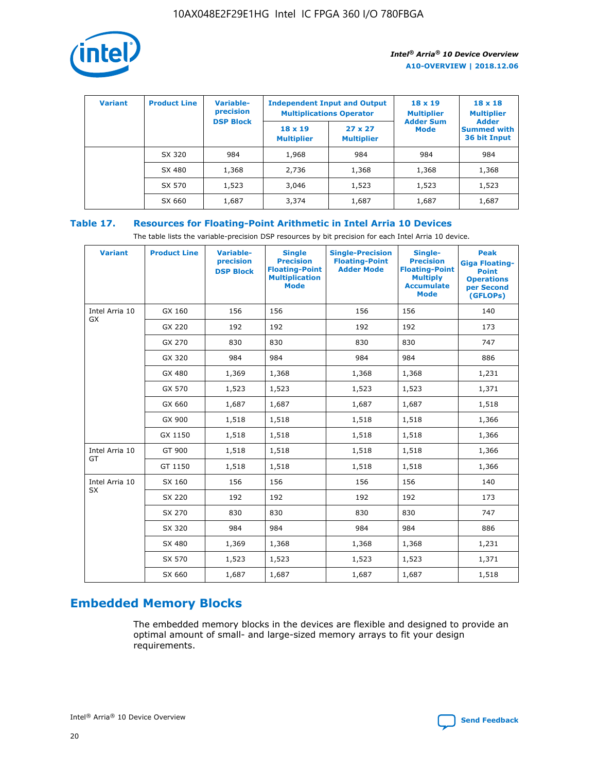| Variant | Product Line | Variable-precision DSP Block | Independent Input and Output Multiplications Operator | | 18 x 19 Multiplier Adder Sum Mode | 18 x 18 Multiplier Adder Summed with 36 bit Input |
|---|---|---|---|---|---|---|
| | | | 18 x 19 Multiplier | 27 x 27 Multiplier | | |
| | SX 320 | 984 | 1,968 | 984 | 984 | 984 |
| | SX 480 | 1,368 | 2,736 | 1,368 | 1,368 | 1,368 |
| | SX 570 | 1,523 | 3,046 | 1,523 | 1,523 | 1,523 |
| | SX 660 | 1,687 | 3,374 | 1,687 | 1,687 | 1,687 |

## Table 17. Resources for Floating-Point Arithmetic in Intel Arria 10 Devices

The table lists the variable-precision DSP resources by bit precision for each Intel Arria 10 device.

| Variant | Product Line | Variable-precision DSP Block | Single Precision Floating-Point Multiplication Mode | Single-Precision Floating-Point Adder Mode | Single-Precision Floating-Point Multiply Accumulate Mode | Peak Giga Floating-Point Operations per Second (GFLOPs) |
|---|---|---|---|---|---|---|
| Intel Arria 10 GX | GX 160 | 156 | 156 | 156 | 156 | 140 |
| | GX 220 | 192 | 192 | 192 | 192 | 173 |
| | GX 270 | 830 | 830 | 830 | 830 | 747 |
| | GX 320 | 984 | 984 | 984 | 984 | 886 |
| | GX 480 | 1,369 | 1,368 | 1,368 | 1,368 | 1,231 |
| | GX 570 | 1,523 | 1,523 | 1,523 | 1,523 | 1,371 |
| | GX 660 | 1,687 | 1,687 | 1,687 | 1,687 | 1,518 |
| | GX 900 | 1,518 | 1,518 | 1,518 | 1,518 | 1,366 |
| | GX 1150 | 1,518 | 1,518 | 1,518 | 1,518 | 1,366 |
| Intel Arria 10 GT | GT 900 | 1,518 | 1,518 | 1,518 | 1,518 | 1,366 |
| | GT 1150 | 1,518 | 1,518 | 1,518 | 1,518 | 1,366 |
| Intel Arria 10 SX | SX 160 | 156 | 156 | 156 | 156 | 140 |
| | SX 220 | 192 | 192 | 192 | 192 | 173 |
| | SX 270 | 830 | 830 | 830 | 830 | 747 |
| | SX 320 | 984 | 984 | 984 | 984 | 886 |
| | SX 480 | 1,369 | 1,368 | 1,368 | 1,368 | 1,231 |
| | SX 570 | 1,523 | 1,523 | 1,523 | 1,523 | 1,371 |
| | SX 660 | 1,687 | 1,687 | 1,687 | 1,687 | 1,518 |

# Embedded Memory Blocks

The embedded memory blocks in the devices are flexible and designed to provide an optimal amount of small- and large-sized memory arrays to fit your design requirements.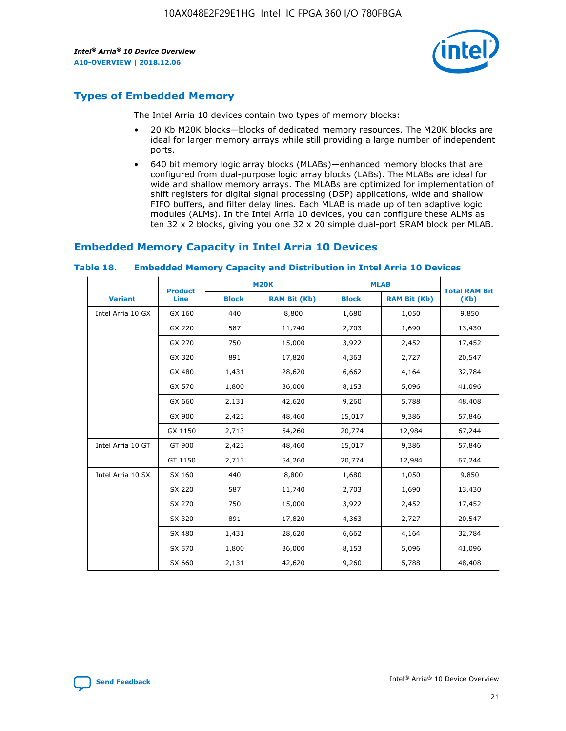## Types of Embedded Memory

The Intel Arria 10 devices contain two types of memory blocks:

- 20 Kb M20K blocks—blocks of dedicated memory resources. The M20K blocks are ideal for larger memory arrays while still providing a large number of independent ports.
- 640 bit memory logic array blocks (MLABs)—enhanced memory blocks that are configured from dual-purpose logic array blocks (LABs). The MLABs are ideal for wide and shallow memory arrays. The MLABs are optimized for implementation of shift registers for digital signal processing (DSP) applications, wide and shallow FIFO buffers, and filter delay lines. Each MLAB is made up of ten adaptive logic modules (ALMs). In the Intel Arria 10 devices, you can configure these ALMs as ten 32 x 2 blocks, giving you one 32 x 20 simple dual-port SRAM block per MLAB.

## Embedded Memory Capacity in Intel Arria 10 Devices

**Table 18. Embedded Memory Capacity and Distribution in Intel Arria 10 Devices**

| Variant | Product Line | M20K | | MLAB | | Total RAM Bit (Kb) |
|---|---|---|---|---|---|---|
| | | Block | RAM Bit (Kb) | Block | RAM Bit (Kb) | |
| Intel Arria 10 GX | GX 160 | 440 | 8,800 | 1,680 | 1,050 | 9,850 |
| | GX 220 | 587 | 11,740 | 2,703 | 1,690 | 13,430 |
| | GX 270 | 750 | 15,000 | 3,922 | 2,452 | 17,452 |
| | GX 320 | 891 | 17,820 | 4,363 | 2,727 | 20,547 |
| | GX 480 | 1,431 | 28,620 | 6,662 | 4,164 | 32,784 |
| | GX 570 | 1,800 | 36,000 | 8,153 | 5,096 | 41,096 |
| | GX 660 | 2,131 | 42,620 | 9,260 | 5,788 | 48,408 |
| | GX 900 | 2,423 | 48,460 | 15,017 | 9,386 | 57,846 |
| | GX 1150 | 2,713 | 54,260 | 20,774 | 12,984 | 67,244 |
| Intel Arria 10 GT | GT 900 | 2,423 | 48,460 | 15,017 | 9,386 | 57,846 |
| | GT 1150 | 2,713 | 54,260 | 20,774 | 12,984 | 67,244 |
| Intel Arria 10 SX | SX 160 | 440 | 8,800 | 1,680 | 1,050 | 9,850 |
| | SX 220 | 587 | 11,740 | 2,703 | 1,690 | 13,430 |
| | SX 270 | 750 | 15,000 | 3,922 | 2,452 | 17,452 |
| | SX 320 | 891 | 17,820 | 4,363 | 2,727 | 20,547 |
| | SX 480 | 1,431 | 28,620 | 6,662 | 4,164 | 32,784 |
| | SX 570 | 1,800 | 36,000 | 8,153 | 5,096 | 41,096 |
| | SX 660 | 2,131 | 42,620 | 9,260 | 5,788 | 48,408 |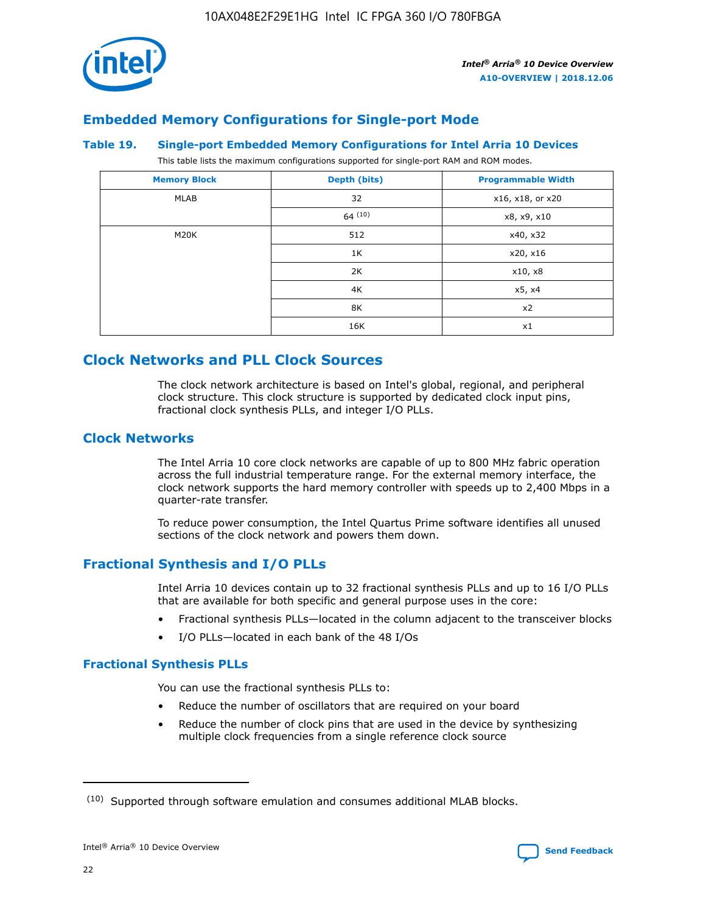## Embedded Memory Configurations for Single-port Mode

**Table 19. Single-port Embedded Memory Configurations for Intel Arria 10 Devices**

This table lists the maximum configurations supported for single-port RAM and ROM modes.

| Memory Block | Depth (bits) | Programmable Width |
|---|---|---|
| MLAB | 32 | x16, x18, or x20 |
| | 64 [(10)] | x8, x9, x10 |
| M20K | 512 | x40, x32 |
| | 1K | x20, x16 |
| | 2K | x10, x8 |
| | 4K | x5, x4 |
| | 8K | x2 |
| | 16K | x1 |

# Clock Networks and PLL Clock Sources

The clock network architecture is based on Intel's global, regional, and peripheral clock structure. This clock structure is supported by dedicated clock input pins, fractional clock synthesis PLLs, and integer I/O PLLs.

## Clock Networks

The Intel Arria 10 core clock networks are capable of up to 800 MHz fabric operation across the full industrial temperature range. For the external memory interface, the clock network supports the hard memory controller with speeds up to 2,400 Mbps in a quarter-rate transfer.

To reduce power consumption, the Intel Quartus Prime software identifies all unused sections of the clock network and powers them down.

## Fractional Synthesis and I/O PLLs

Intel Arria 10 devices contain up to 32 fractional synthesis PLLs and up to 16 I/O PLLs that are available for both specific and general purpose uses in the core:

- Fractional synthesis PLLs—located in the column adjacent to the transceiver blocks
- I/O PLLs—located in each bank of the 48 I/Os

### Fractional Synthesis PLLs

You can use the fractional synthesis PLLs to:

- Reduce the number of oscillators that are required on your board
- Reduce the number of clock pins that are used in the device by synthesizing multiple clock frequencies from a single reference clock source

(10) Supported through software emulation and consumes additional MLAB blocks.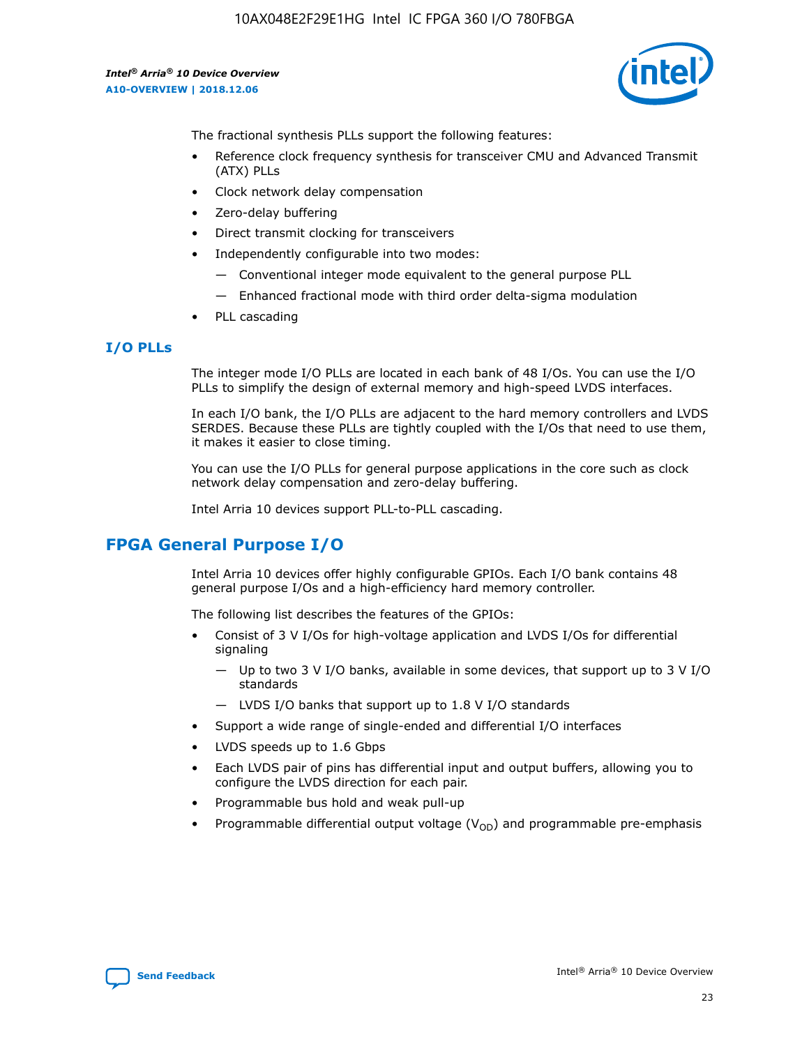The fractional synthesis PLLs support the following features:

- Reference clock frequency synthesis for transceiver CMU and Advanced Transmit (ATX) PLLs
- Clock network delay compensation
- Zero-delay buffering
- Direct transmit clocking for transceivers
- Independently configurable into two modes:
  - — Conventional integer mode equivalent to the general purpose PLL
  - — Enhanced fractional mode with third order delta-sigma modulation
- PLL cascading

### I/O PLLs

The integer mode I/O PLLs are located in each bank of 48 I/Os. You can use the I/O PLLs to simplify the design of external memory and high-speed LVDS interfaces.

In each I/O bank, the I/O PLLs are adjacent to the hard memory controllers and LVDS SERDES. Because these PLLs are tightly coupled with the I/Os that need to use them, it makes it easier to close timing.

You can use the I/O PLLs for general purpose applications in the core such as clock network delay compensation and zero-delay buffering.

Intel Arria 10 devices support PLL-to-PLL cascading.

## FPGA General Purpose I/O

Intel Arria 10 devices offer highly configurable GPIOs. Each I/O bank contains 48 general purpose I/Os and a high-efficiency hard memory controller.

The following list describes the features of the GPIOs:

- Consist of 3 V I/Os for high-voltage application and LVDS I/Os for differential signaling
  - — Up to two 3 V I/O banks, available in some devices, that support up to 3 V I/O standards
  - — LVDS I/O banks that support up to 1.8 V I/O standards
- Support a wide range of single-ended and differential I/O interfaces
- LVDS speeds up to 1.6 Gbps
- Each LVDS pair of pins has differential input and output buffers, allowing you to configure the LVDS direction for each pair.
- Programmable bus hold and weak pull-up
- Programmable differential output voltage ($V_{OD}$) and programmable pre-emphasis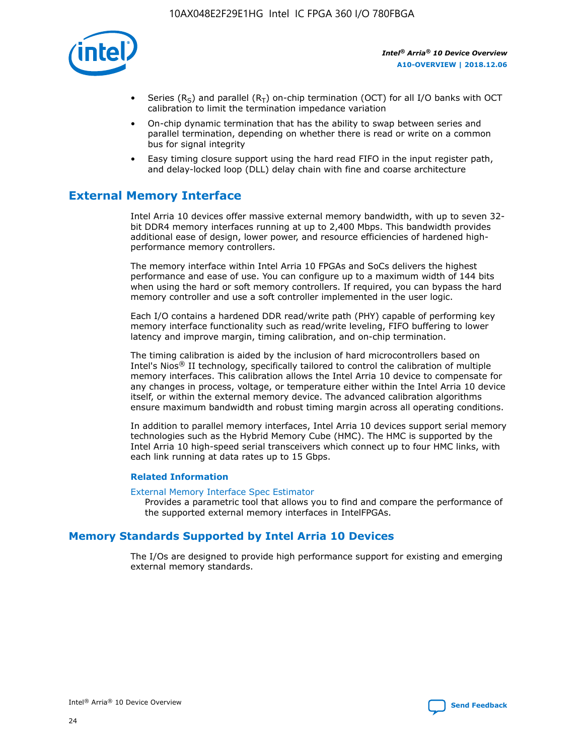- Series ($R_S$) and parallel ($R_T$) on-chip termination (OCT) for all I/O banks with OCT calibration to limit the termination impedance variation
- On-chip dynamic termination that has the ability to swap between series and parallel termination, depending on whether there is read or write on a common bus for signal integrity
- Easy timing closure support using the hard read FIFO in the input register path, and delay-locked loop (DLL) delay chain with fine and coarse architecture

## External Memory Interface

Intel Arria 10 devices offer massive external memory bandwidth, with up to seven 32-bit DDR4 memory interfaces running at up to 2,400 Mbps. This bandwidth provides additional ease of design, lower power, and resource efficiencies of hardened high-performance memory controllers.

The memory interface within Intel Arria 10 FPGAs and SoCs delivers the highest performance and ease of use. You can configure up to a maximum width of 144 bits when using the hard or soft memory controllers. If required, you can bypass the hard memory controller and use a soft controller implemented in the user logic.

Each I/O contains a hardened DDR read/write path (PHY) capable of performing key memory interface functionality such as read/write leveling, FIFO buffering to lower latency and improve margin, timing calibration, and on-chip termination.

The timing calibration is aided by the inclusion of hard microcontrollers based on Intel's Nios® II technology, specifically tailored to control the calibration of multiple memory interfaces. This calibration allows the Intel Arria 10 device to compensate for any changes in process, voltage, or temperature either within the Intel Arria 10 device itself, or within the external memory device. The advanced calibration algorithms ensure maximum bandwidth and robust timing margin across all operating conditions.

In addition to parallel memory interfaces, Intel Arria 10 devices support serial memory technologies such as the Hybrid Memory Cube (HMC). The HMC is supported by the Intel Arria 10 high-speed serial transceivers which connect up to four HMC links, with each link running at data rates up to 15 Gbps.

### Related Information

External Memory Interface Spec Estimator
Provides a parametric tool that allows you to find and compare the performance of the supported external memory interfaces in IntelFPGAs.

## Memory Standards Supported by Intel Arria 10 Devices

The I/Os are designed to provide high performance support for existing and emerging external memory standards.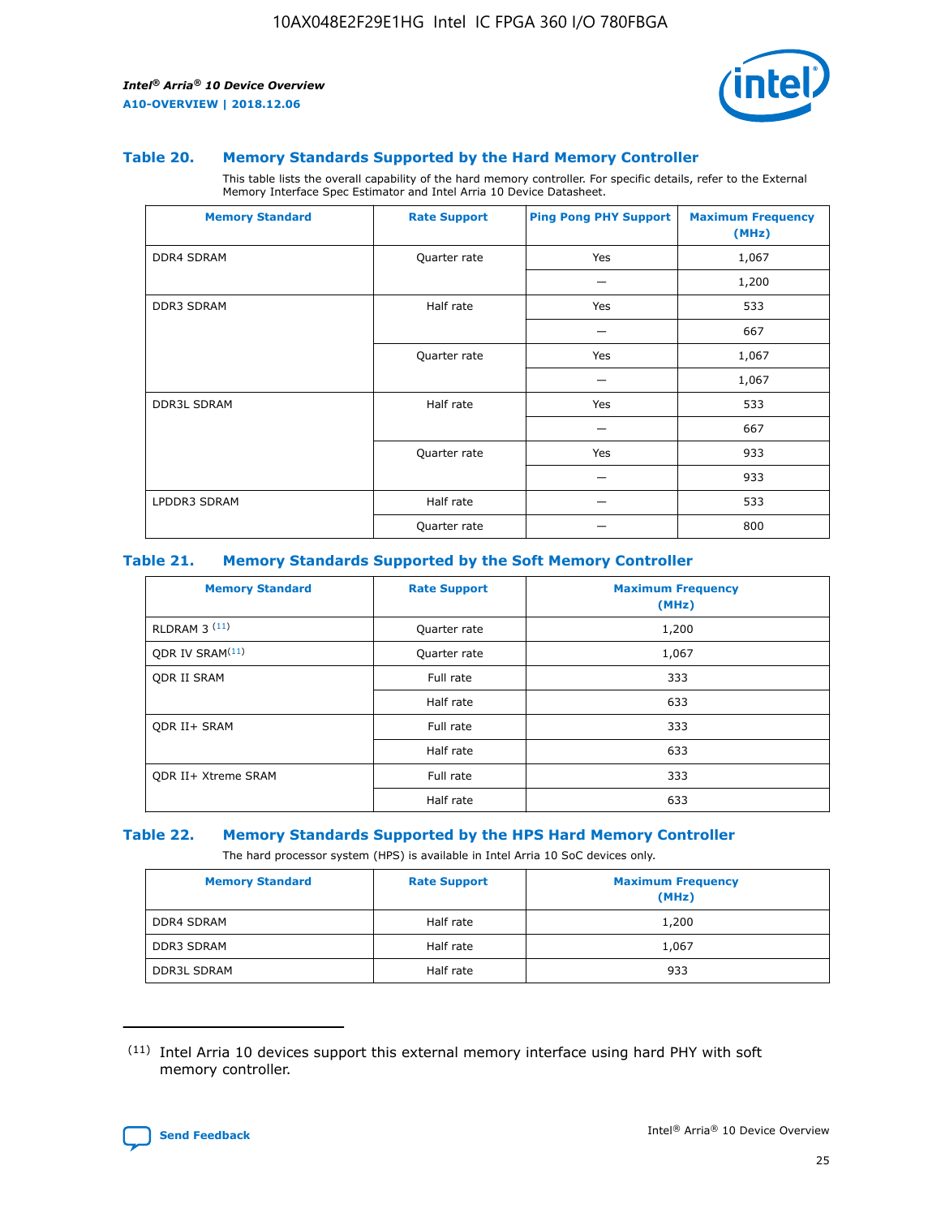### Table 20. Memory Standards Supported by the Hard Memory Controller

This table lists the overall capability of the hard memory controller. For specific details, refer to the External Memory Interface Spec Estimator and Intel Arria 10 Device Datasheet.

| Memory Standard | Rate Support | Ping Pong PHY Support | Maximum Frequency (MHz) |
|---|---|---|---|
| DDR4 SDRAM | Quarter rate | Yes | 1,067 |
| | | — | 1,200 |
| DDR3 SDRAM | Half rate | Yes | 533 |
| | | — | 667 |
| | Quarter rate | Yes | 1,067 |
| | | — | 1,067 |
| DDR3L SDRAM | Half rate | Yes | 533 |
| | | — | 667 |
| | Quarter rate | Yes | 933 |
| | | — | 933 |
| LPDDR3 SDRAM | Half rate | — | 533 |
| | Quarter rate | — | 800 |

### Table 21. Memory Standards Supported by the Soft Memory Controller

| Memory Standard | Rate Support | Maximum Frequency (MHz) |
|---|---|---|
| RLDRAM 3 [11] | Quarter rate | 1,200 |
| QDR IV SRAM[11] | Quarter rate | 1,067 |
| QDR II SRAM | Full rate | 333 |
| | Half rate | 633 |
| QDR II+ SRAM | Full rate | 333 |
| | Half rate | 633 |
| QDR II+ Xtreme SRAM | Full rate | 333 |
| | Half rate | 633 |

### Table 22. Memory Standards Supported by the HPS Hard Memory Controller

The hard processor system (HPS) is available in Intel Arria 10 SoC devices only.

| Memory Standard | Rate Support | Maximum Frequency (MHz) |
|---|---|---|
| DDR4 SDRAM | Half rate | 1,200 |
| DDR3 SDRAM | Half rate | 1,067 |
| DDR3L SDRAM | Half rate | 933 |

(11) Intel Arria 10 devices support this external memory interface using hard PHY with soft memory controller.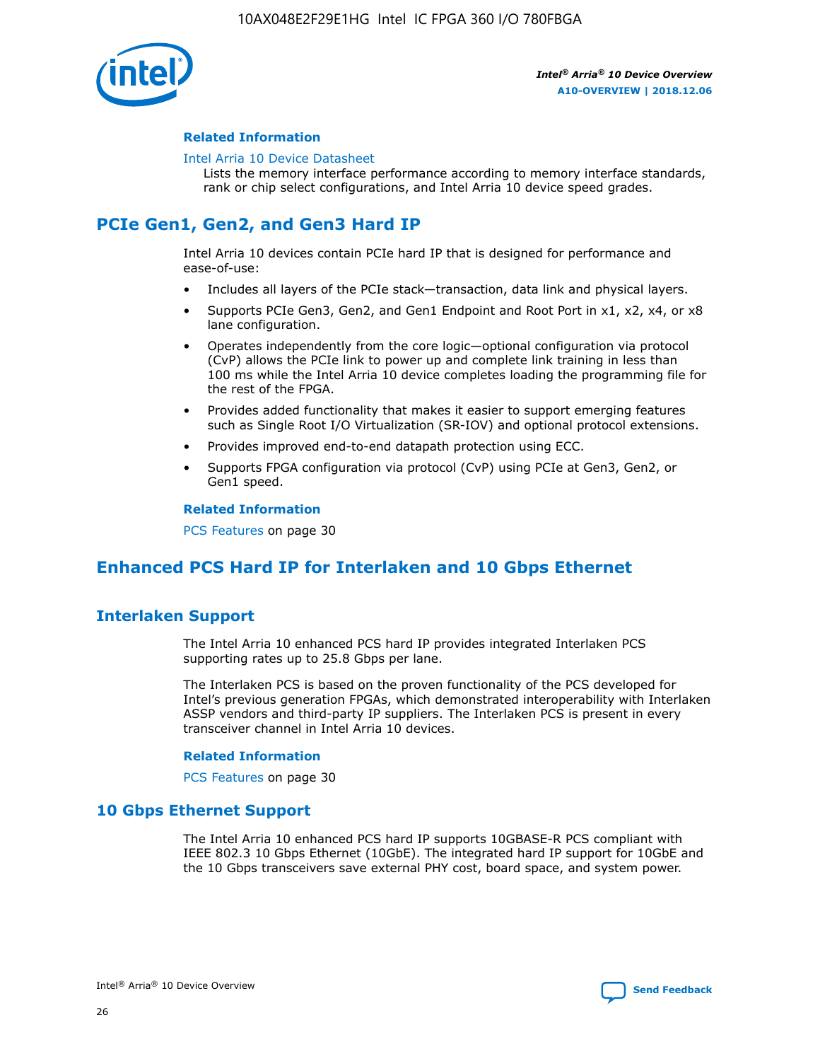#### Related Information

Intel Arria 10 Device Datasheet
Lists the memory interface performance according to memory interface standards, rank or chip select configurations, and Intel Arria 10 device speed grades.

## PCIe Gen1, Gen2, and Gen3 Hard IP

Intel Arria 10 devices contain PCIe hard IP that is designed for performance and ease-of-use:

- Includes all layers of the PCIe stack—transaction, data link and physical layers.
- Supports PCIe Gen3, Gen2, and Gen1 Endpoint and Root Port in x1, x2, x4, or x8 lane configuration.
- Operates independently from the core logic—optional configuration via protocol (CvP) allows the PCIe link to power up and complete link training in less than 100 ms while the Intel Arria 10 device completes loading the programming file for the rest of the FPGA.
- Provides added functionality that makes it easier to support emerging features such as Single Root I/O Virtualization (SR-IOV) and optional protocol extensions.
- Provides improved end-to-end datapath protection using ECC.
- Supports FPGA configuration via protocol (CvP) using PCIe at Gen3, Gen2, or Gen1 speed.

#### Related Information

PCS Features on page 30

## Enhanced PCS Hard IP for Interlaken and 10 Gbps Ethernet

### Interlaken Support

The Intel Arria 10 enhanced PCS hard IP provides integrated Interlaken PCS supporting rates up to 25.8 Gbps per lane.

The Interlaken PCS is based on the proven functionality of the PCS developed for Intel's previous generation FPGAs, which demonstrated interoperability with Interlaken ASSP vendors and third-party IP suppliers. The Interlaken PCS is present in every transceiver channel in Intel Arria 10 devices.

#### Related Information

PCS Features on page 30

### 10 Gbps Ethernet Support

The Intel Arria 10 enhanced PCS hard IP supports 10GBASE-R PCS compliant with IEEE 802.3 10 Gbps Ethernet (10GbE). The integrated hard IP support for 10GbE and the 10 Gbps transceivers save external PHY cost, board space, and system power.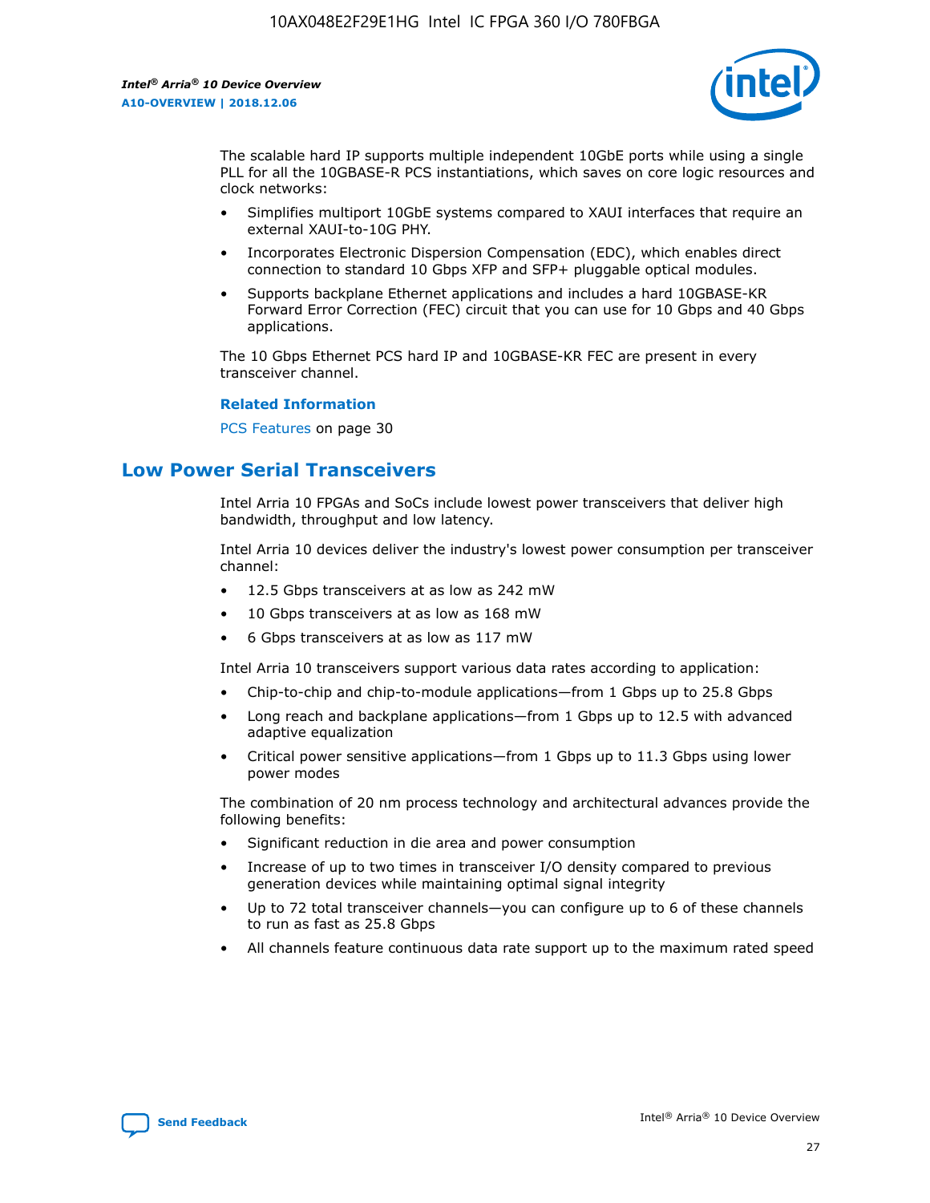The scalable hard IP supports multiple independent 10GbE ports while using a single PLL for all the 10GBASE-R PCS instantiations, which saves on core logic resources and clock networks:

- Simplifies multiport 10GbE systems compared to XAUI interfaces that require an external XAUI-to-10G PHY.
- Incorporates Electronic Dispersion Compensation (EDC), which enables direct connection to standard 10 Gbps XFP and SFP+ pluggable optical modules.
- Supports backplane Ethernet applications and includes a hard 10GBASE-KR Forward Error Correction (FEC) circuit that you can use for 10 Gbps and 40 Gbps applications.

The 10 Gbps Ethernet PCS hard IP and 10GBASE-KR FEC are present in every transceiver channel.

**Related Information**

PCS Features on page 30

## Low Power Serial Transceivers

Intel Arria 10 FPGAs and SoCs include lowest power transceivers that deliver high bandwidth, throughput and low latency.

Intel Arria 10 devices deliver the industry's lowest power consumption per transceiver channel:

- 12.5 Gbps transceivers at as low as 242 mW
- 10 Gbps transceivers at as low as 168 mW
- 6 Gbps transceivers at as low as 117 mW

Intel Arria 10 transceivers support various data rates according to application:

- Chip-to-chip and chip-to-module applications—from 1 Gbps up to 25.8 Gbps
- Long reach and backplane applications—from 1 Gbps up to 12.5 with advanced adaptive equalization
- Critical power sensitive applications—from 1 Gbps up to 11.3 Gbps using lower power modes

The combination of 20 nm process technology and architectural advances provide the following benefits:

- Significant reduction in die area and power consumption
- Increase of up to two times in transceiver I/O density compared to previous generation devices while maintaining optimal signal integrity
- Up to 72 total transceiver channels—you can configure up to 6 of these channels to run as fast as 25.8 Gbps
- All channels feature continuous data rate support up to the maximum rated speed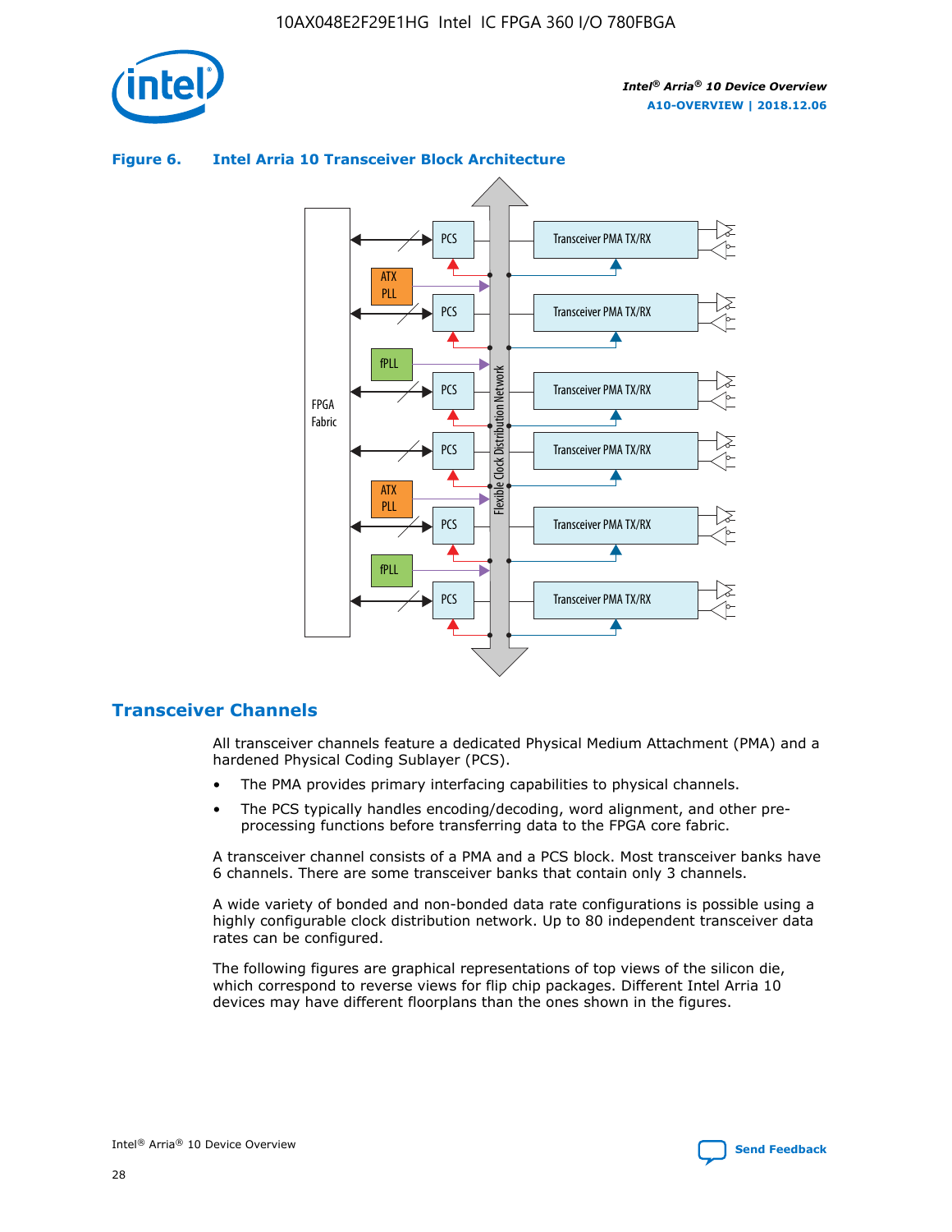**Figure 6. Intel Arria 10 Transceiver Block Architecture**

## Transceiver Channels

All transceiver channels feature a dedicated Physical Medium Attachment (PMA) and a hardened Physical Coding Sublayer (PCS).

- The PMA provides primary interfacing capabilities to physical channels.
- The PCS typically handles encoding/decoding, word alignment, and other pre-processing functions before transferring data to the FPGA core fabric.

A transceiver channel consists of a PMA and a PCS block. Most transceiver banks have 6 channels. There are some transceiver banks that contain only 3 channels.

A wide variety of bonded and non-bonded data rate configurations is possible using a highly configurable clock distribution network. Up to 80 independent transceiver data rates can be configured.

The following figures are graphical representations of top views of the silicon die, which correspond to reverse views for flip chip packages. Different Intel Arria 10 devices may have different floorplans than the ones shown in the figures.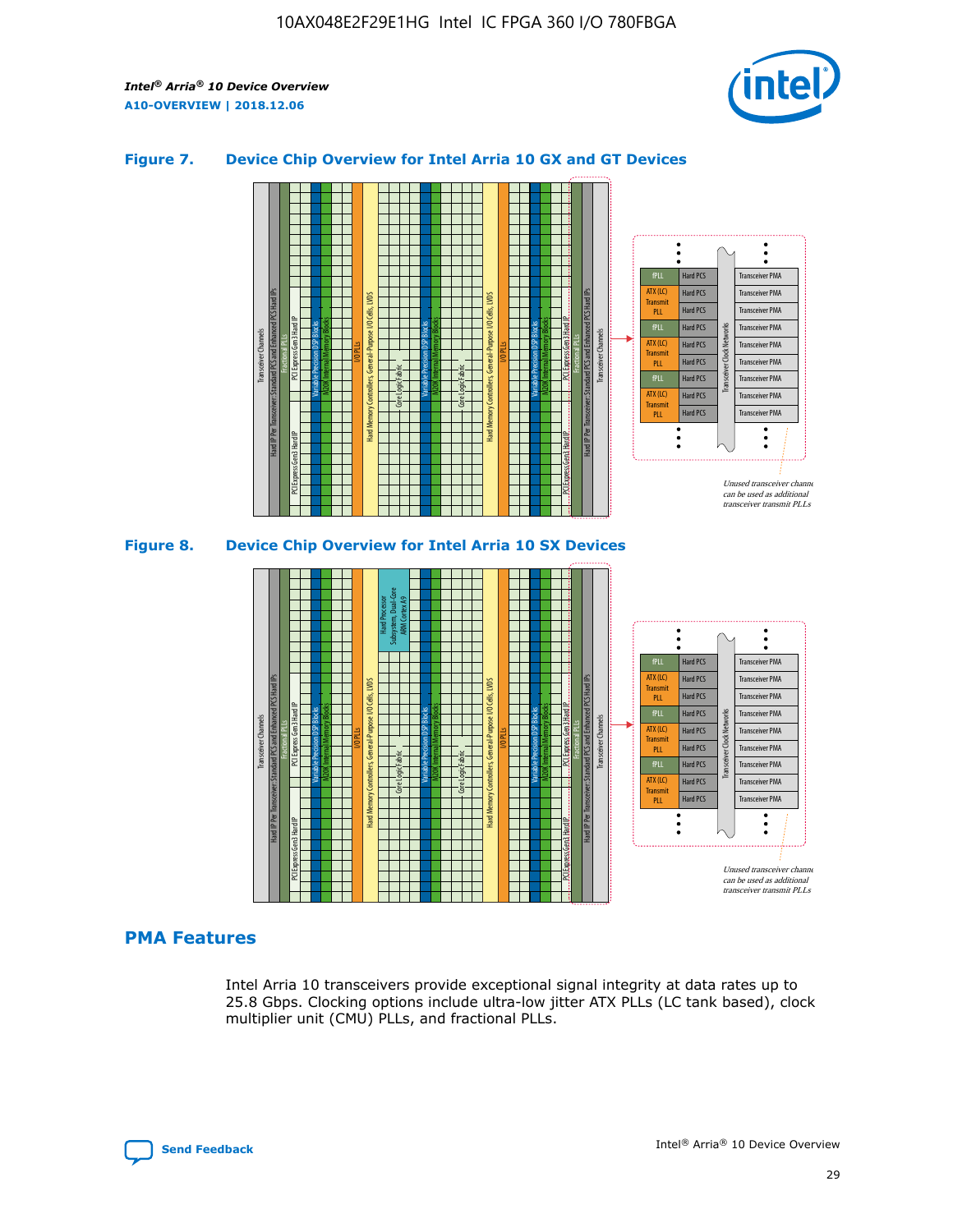**Figure 7. Device Chip Overview for Intel Arria 10 GX and GT Devices**

**Figure 8. Device Chip Overview for Intel Arria 10 SX Devices**

## PMA Features

Intel Arria 10 transceivers provide exceptional signal integrity at data rates up to 25.8 Gbps. Clocking options include ultra-low jitter ATX PLLs (LC tank based), clock multiplier unit (CMU) PLLs, and fractional PLLs.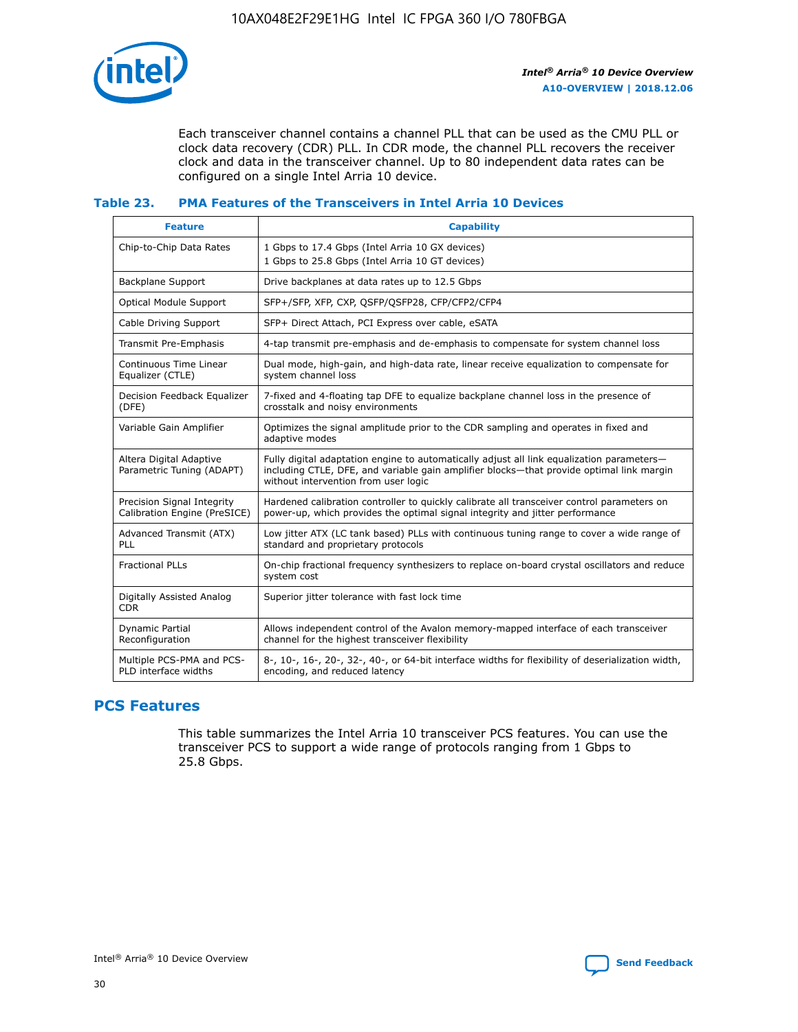Each transceiver channel contains a channel PLL that can be used as the CMU PLL or clock data recovery (CDR) PLL. In CDR mode, the channel PLL recovers the receiver clock and data in the transceiver channel. Up to 80 independent data rates can be configured on a single Intel Arria 10 device.

### Table 23. PMA Features of the Transceivers in Intel Arria 10 Devices

| Feature | Capability |
| --- | --- |
| Chip-to-Chip Data Rates | 1 Gbps to 17.4 Gbps (Intel Arria 10 GX devices)<br>1 Gbps to 25.8 Gbps (Intel Arria 10 GT devices) |
| Backplane Support | Drive backplanes at data rates up to 12.5 Gbps |
| Optical Module Support | SFP+/SFP, XFP, CXP, QSFP/QSFP28, CFP/CFP2/CFP4 |
| Cable Driving Support | SFP+ Direct Attach, PCI Express over cable, eSATA |
| Transmit Pre-Emphasis | 4-tap transmit pre-emphasis and de-emphasis to compensate for system channel loss |
| Continuous Time Linear Equalizer (CTLE) | Dual mode, high-gain, and high-data rate, linear receive equalization to compensate for system channel loss |
| Decision Feedback Equalizer (DFE) | 7-fixed and 4-floating tap DFE to equalize backplane channel loss in the presence of crosstalk and noisy environments |
| Variable Gain Amplifier | Optimizes the signal amplitude prior to the CDR sampling and operates in fixed and adaptive modes |
| Altera Digital Adaptive Parametric Tuning (ADAPT) | Fully digital adaptation engine to automatically adjust all link equalization parameters—including CTLE, DFE, and variable gain amplifier blocks—that provide optimal link margin without intervention from user logic |
| Precision Signal Integrity Calibration Engine (PreSICE) | Hardened calibration controller to quickly calibrate all transceiver control parameters on power-up, which provides the optimal signal integrity and jitter performance |
| Advanced Transmit (ATX) PLL | Low jitter ATX (LC tank based) PLLs with continuous tuning range to cover a wide range of standard and proprietary protocols |
| Fractional PLLs | On-chip fractional frequency synthesizers to replace on-board crystal oscillators and reduce system cost |
| Digitally Assisted Analog CDR | Superior jitter tolerance with fast lock time |
| Dynamic Partial Reconfiguration | Allows independent control of the Avalon memory-mapped interface of each transceiver channel for the highest transceiver flexibility |
| Multiple PCS-PMA and PCS-PLD interface widths | 8-, 10-, 16-, 20-, 32-, 40-, or 64-bit interface widths for flexibility of deserialization width, encoding, and reduced latency |

## PCS Features

This table summarizes the Intel Arria 10 transceiver PCS features. You can use the transceiver PCS to support a wide range of protocols ranging from 1 Gbps to 25.8 Gbps.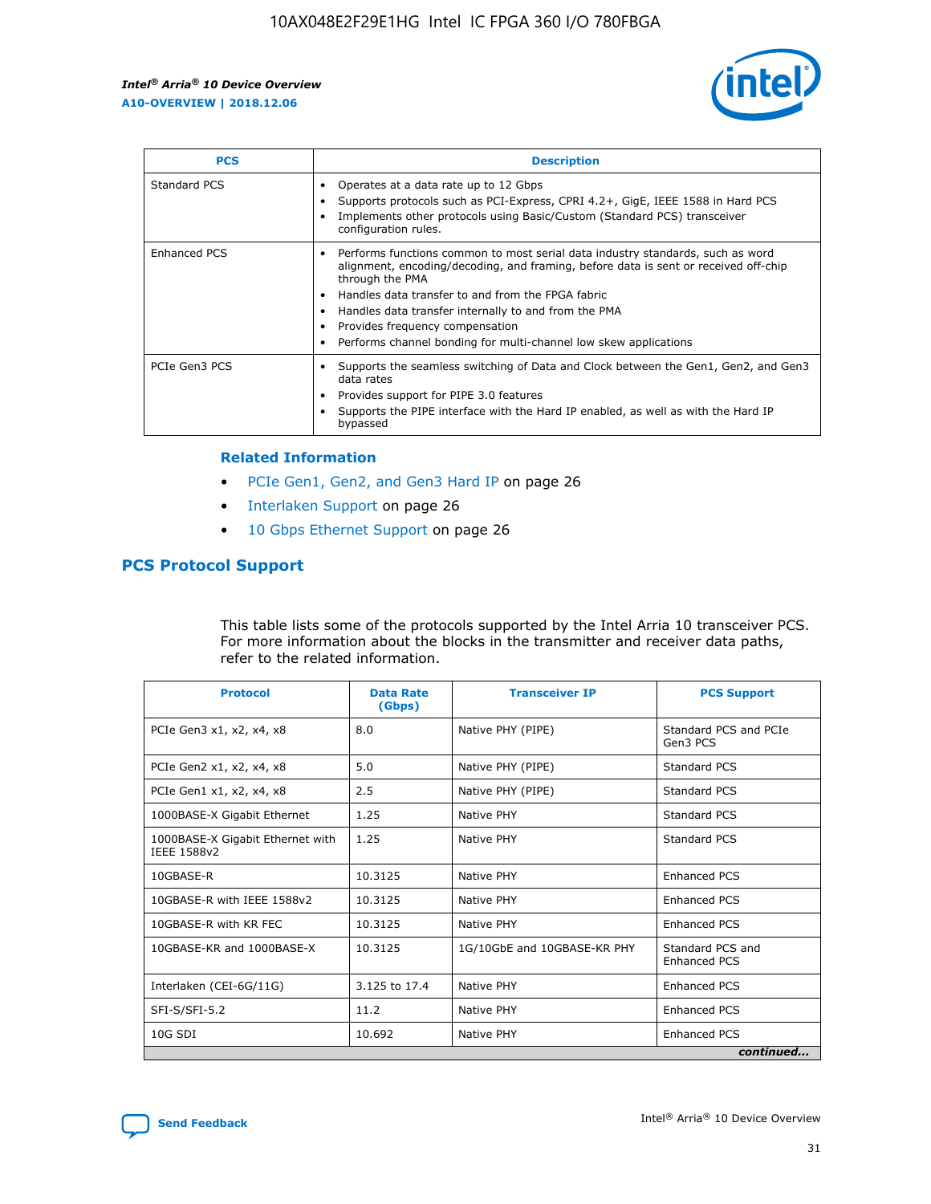| PCS | Description |
| --- | --- |
| Standard PCS | • Operates at a data rate up to 12 Gbps<br>• Supports protocols such as PCI-Express, CPRI 4.2+, GigE, IEEE 1588 in Hard PCS<br>• Implements other protocols using Basic/Custom (Standard PCS) transceiver configuration rules. |
| Enhanced PCS | • Performs functions common to most serial data industry standards, such as word alignment, encoding/decoding, and framing, before data is sent or received off-chip through the PMA<br>• Handles data transfer to and from the FPGA fabric<br>• Handles data transfer internally to and from the PMA<br>• Provides frequency compensation<br>• Performs channel bonding for multi-channel low skew applications |
| PCIe Gen3 PCS | • Supports the seamless switching of Data and Clock between the Gen1, Gen2, and Gen3 data rates<br>• Provides support for PIPE 3.0 features<br>• Supports the PIPE interface with the Hard IP enabled, as well as with the Hard IP bypassed |

### Related Information

- PCIe Gen1, Gen2, and Gen3 Hard IP on page 26
- Interlaken Support on page 26
- 10 Gbps Ethernet Support on page 26

## PCS Protocol Support

This table lists some of the protocols supported by the Intel Arria 10 transceiver PCS. For more information about the blocks in the transmitter and receiver data paths, refer to the related information.

| Protocol | Data Rate (Gbps) | Transceiver IP | PCS Support |
| --- | --- | --- | --- |
| PCIe Gen3 x1, x2, x4, x8 | 8.0 | Native PHY (PIPE) | Standard PCS and PCIe Gen3 PCS |
| PCIe Gen2 x1, x2, x4, x8 | 5.0 | Native PHY (PIPE) | Standard PCS |
| PCIe Gen1 x1, x2, x4, x8 | 2.5 | Native PHY (PIPE) | Standard PCS |
| 1000BASE-X Gigabit Ethernet | 1.25 | Native PHY | Standard PCS |
| 1000BASE-X Gigabit Ethernet with IEEE 1588v2 | 1.25 | Native PHY | Standard PCS |
| 10GBASE-R | 10.3125 | Native PHY | Enhanced PCS |
| 10GBASE-R with IEEE 1588v2 | 10.3125 | Native PHY | Enhanced PCS |
| 10GBASE-R with KR FEC | 10.3125 | Native PHY | Enhanced PCS |
| 10GBASE-KR and 1000BASE-X | 10.3125 | 1G/10GbE and 10GBASE-KR PHY | Standard PCS and Enhanced PCS |
| Interlaken (CEI-6G/11G) | 3.125 to 17.4 | Native PHY | Enhanced PCS |
| SFI-S/SFI-5.2 | 11.2 | Native PHY | Enhanced PCS |
| 10G SDI | 10.692 | Native PHY | Enhanced PCS |

*continued...*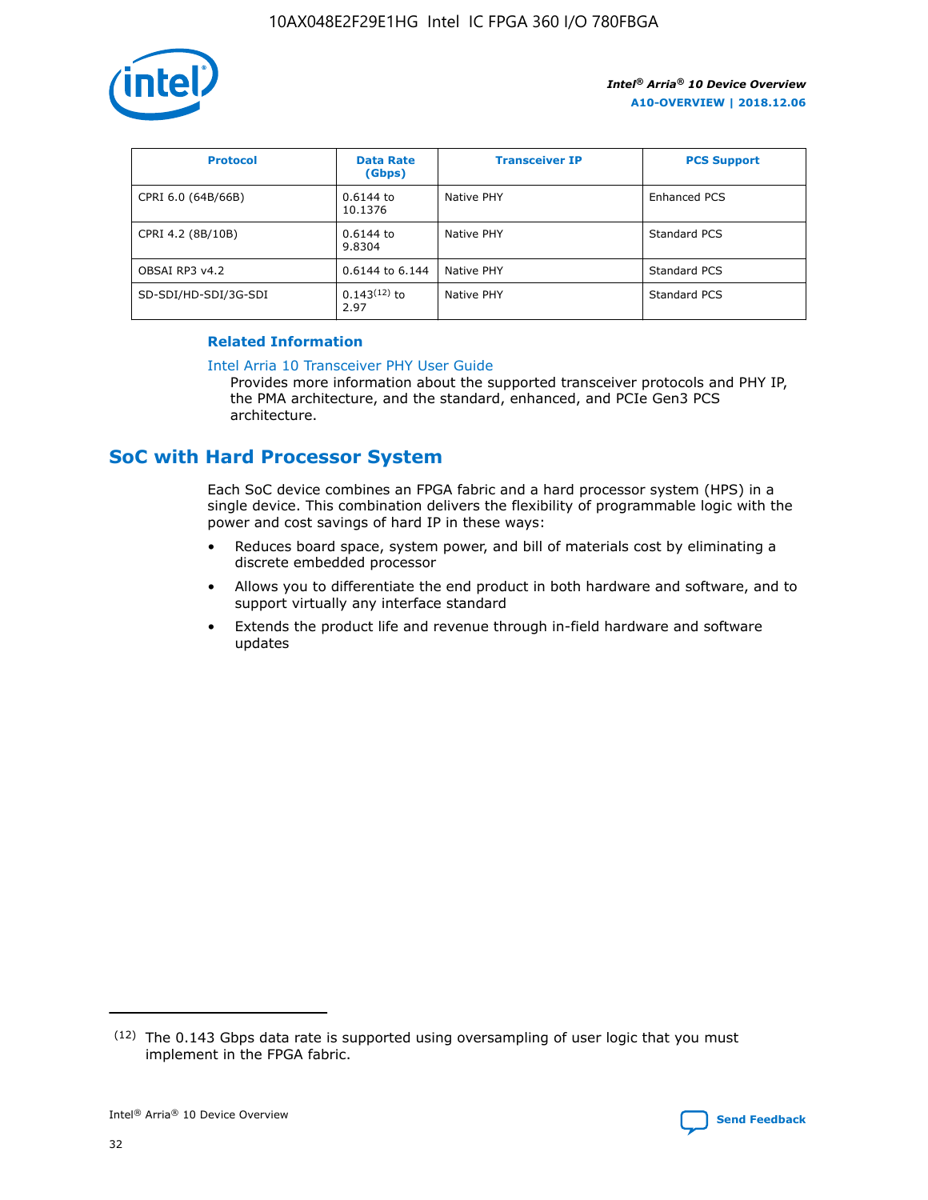| Protocol | Data Rate (Gbps) | Transceiver IP | PCS Support |
|---|---|---|---|
| CPRI 6.0 (64B/66B) | 0.6144 to 10.1376 | Native PHY | Enhanced PCS |
| CPRI 4.2 (8B/10B) | 0.6144 to 9.8304 | Native PHY | Standard PCS |
| OBSAI RP3 v4.2 | 0.6144 to 6.144 | Native PHY | Standard PCS |
| SD-SDI/HD-SDI/3G-SDI | 0.143(12) to 2.97 | Native PHY | Standard PCS |

**Related Information**

Intel Arria 10 Transceiver PHY User Guide
Provides more information about the supported transceiver protocols and PHY IP, the PMA architecture, and the standard, enhanced, and PCIe Gen3 PCS architecture.

## SoC with Hard Processor System

Each SoC device combines an FPGA fabric and a hard processor system (HPS) in a single device. This combination delivers the flexibility of programmable logic with the power and cost savings of hard IP in these ways:

- Reduces board space, system power, and bill of materials cost by eliminating a discrete embedded processor
- Allows you to differentiate the end product in both hardware and software, and to support virtually any interface standard
- Extends the product life and revenue through in-field hardware and software updates

(12) The 0.143 Gbps data rate is supported using oversampling of user logic that you must implement in the FPGA fabric.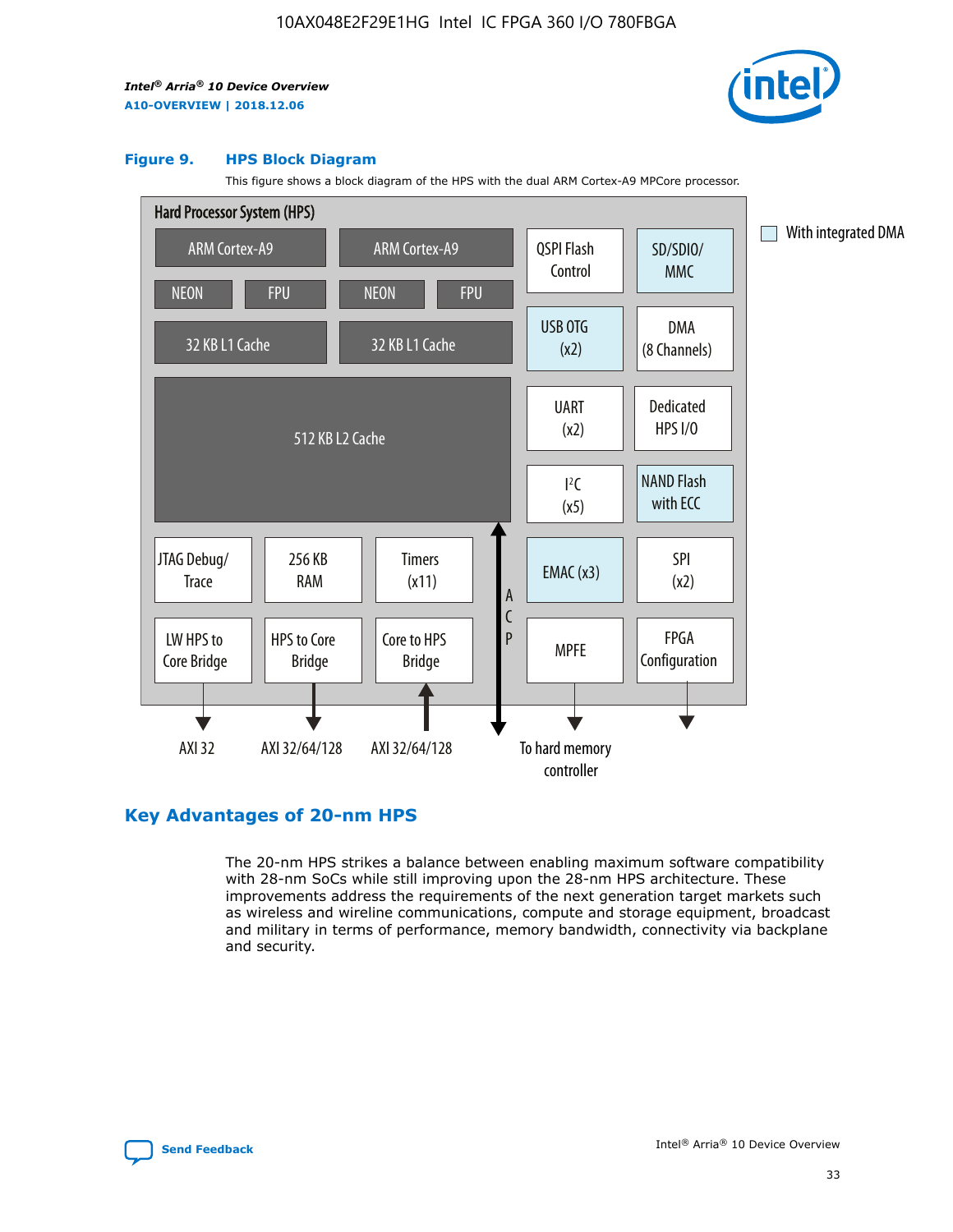#### Figure 9. HPS Block Diagram

This figure shows a block diagram of the HPS with the dual ARM Cortex-A9 MPCore processor.

Hard Processor System (HPS)

ARM Cortex-A9 | ARM Cortex-A9
NEON | FPU | NEON | FPU
32 KB L1 Cache | 32 KB L1 Cache
512 KB L2 Cache
JTAG Debug/Trace | 256 KB RAM | Timers (x11)
LW HPS to Core Bridge | HPS to Core Bridge | Core to HPS Bridge
QSPI Flash Control | SD/SDIO/MMC
USB OTG (x2) | DMA (8 Channels)
UART (x2) | Dedicated HPS I/O
I²C (x5) | NAND Flash with ECC
EMAC (x3) | SPI (x2)
MPFE | FPGA Configuration
ACP

AXI 32 | AXI 32/64/128 | AXI 32/64/128 | To hard memory controller

With integrated DMA

## Key Advantages of 20-nm HPS

The 20-nm HPS strikes a balance between enabling maximum software compatibility with 28-nm SoCs while still improving upon the 28-nm HPS architecture. These improvements address the requirements of the next generation target markets such as wireless and wireline communications, compute and storage equipment, broadcast and military in terms of performance, memory bandwidth, connectivity via backplane and security.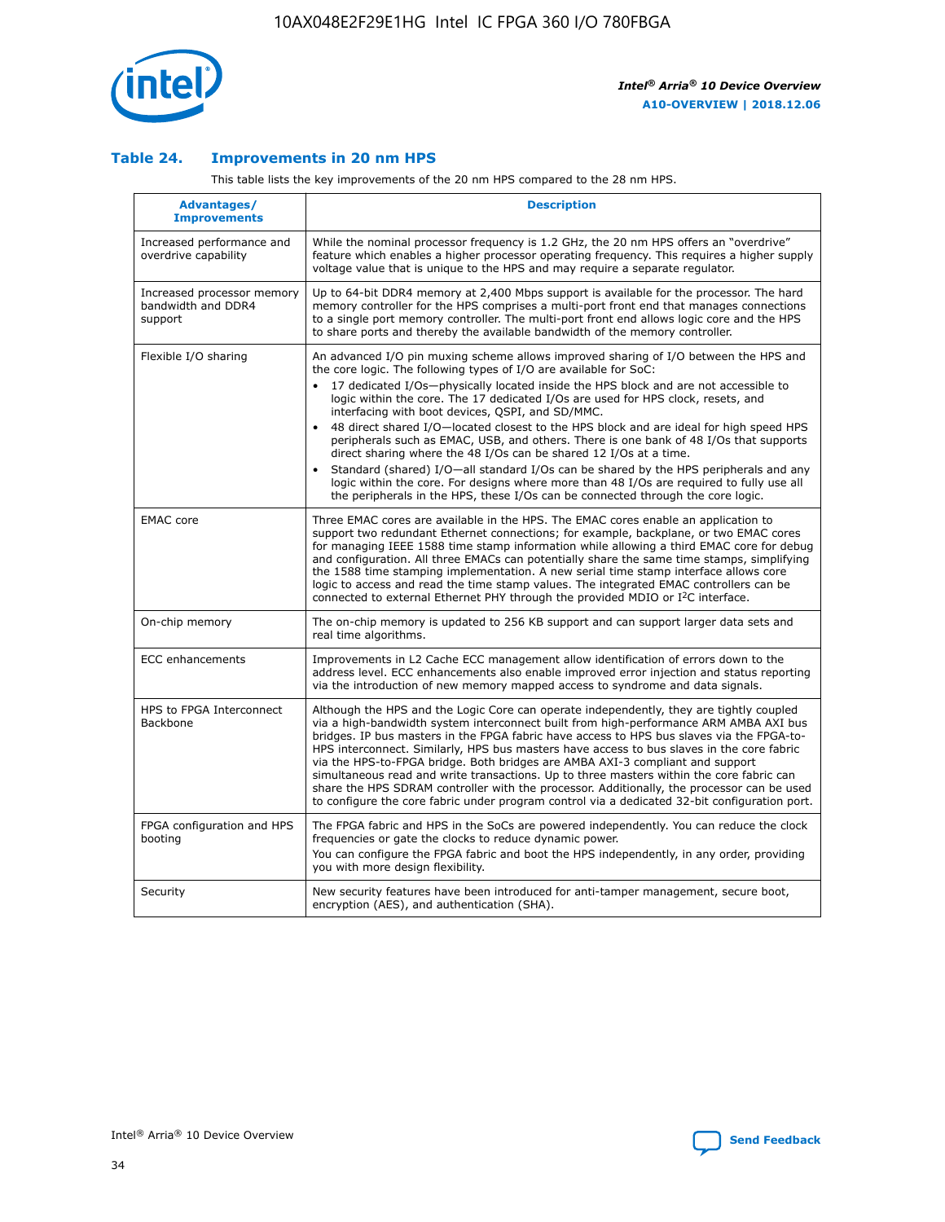## Table 24. Improvements in 20 nm HPS

This table lists the key improvements of the 20 nm HPS compared to the 28 nm HPS.

| Advantages/ Improvements | Description |
| --- | --- |
| Increased performance and overdrive capability | While the nominal processor frequency is 1.2 GHz, the 20 nm HPS offers an "overdrive" feature which enables a higher processor operating frequency. This requires a higher supply voltage value that is unique to the HPS and may require a separate regulator. |
| Increased processor memory bandwidth and DDR4 support | Up to 64-bit DDR4 memory at 2,400 Mbps support is available for the processor. The hard memory controller for the HPS comprises a multi-port front end that manages connections to a single port memory controller. The multi-port front end allows logic core and the HPS to share ports and thereby the available bandwidth of the memory controller. |
| Flexible I/O sharing | An advanced I/O pin muxing scheme allows improved sharing of I/O between the HPS and the core logic. The following types of I/O are available for SoC:<br>• 17 dedicated I/Os—physically located inside the HPS block and are not accessible to logic within the core. The 17 dedicated I/Os are used for HPS clock, resets, and interfacing with boot devices, QSPI, and SD/MMC.<br>• 48 direct shared I/O—located closest to the HPS block and are ideal for high speed HPS peripherals such as EMAC, USB, and others. There is one bank of 48 I/Os that supports direct sharing where the 48 I/Os can be shared 12 I/Os at a time.<br>• Standard (shared) I/O—all standard I/Os can be shared by the HPS peripherals and any logic within the core. For designs where more than 48 I/Os are required to fully use all the peripherals in the HPS, these I/Os can be connected through the core logic. |
| EMAC core | Three EMAC cores are available in the HPS. The EMAC cores enable an application to support two redundant Ethernet connections; for example, backplane, or two EMAC cores for managing IEEE 1588 time stamp information while allowing a third EMAC core for debug and configuration. All three EMACs can potentially share the same time stamps, simplifying the 1588 time stamping implementation. A new serial time stamp interface allows core logic to access and read the time stamp values. The integrated EMAC controllers can be connected to external Ethernet PHY through the provided MDIO or I²C interface. |
| On-chip memory | The on-chip memory is updated to 256 KB support and can support larger data sets and real time algorithms. |
| ECC enhancements | Improvements in L2 Cache ECC management allow identification of errors down to the address level. ECC enhancements also enable improved error injection and status reporting via the introduction of new memory mapped access to syndrome and data signals. |
| HPS to FPGA Interconnect Backbone | Although the HPS and the Logic Core can operate independently, they are tightly coupled via a high-bandwidth system interconnect built from high-performance ARM AMBA AXI bus bridges. IP bus masters in the FPGA fabric have access to HPS bus slaves via the FPGA-to-HPS interconnect. Similarly, HPS bus masters have access to bus slaves in the core fabric via the HPS-to-FPGA bridge. Both bridges are AMBA AXI-3 compliant and support simultaneous read and write transactions. Up to three masters within the core fabric can share the HPS SDRAM controller with the processor. Additionally, the processor can be used to configure the core fabric under program control via a dedicated 32-bit configuration port. |
| FPGA configuration and HPS booting | The FPGA fabric and HPS in the SoCs are powered independently. You can reduce the clock frequencies or gate the clocks to reduce dynamic power.<br>You can configure the FPGA fabric and boot the HPS independently, in any order, providing you with more design flexibility. |
| Security | New security features have been introduced for anti-tamper management, secure boot, encryption (AES), and authentication (SHA). |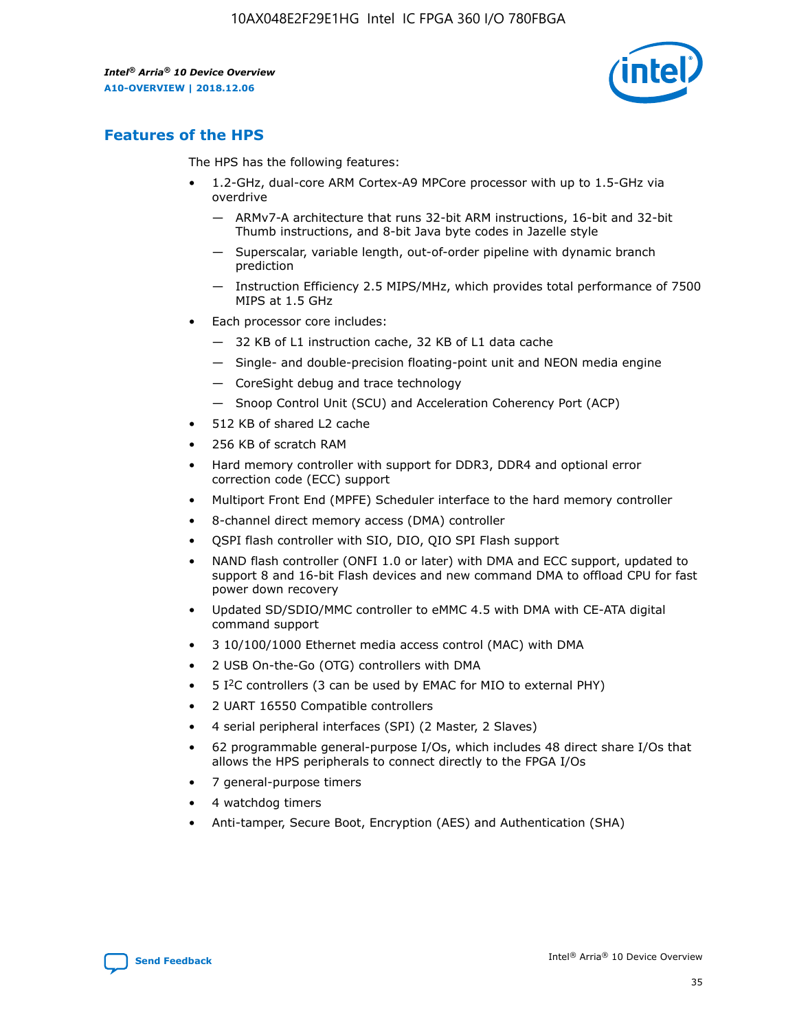## Features of the HPS

The HPS has the following features:

- 1.2-GHz, dual-core ARM Cortex-A9 MPCore processor with up to 1.5-GHz via overdrive
  - — ARMv7-A architecture that runs 32-bit ARM instructions, 16-bit and 32-bit Thumb instructions, and 8-bit Java byte codes in Jazelle style
  - — Superscalar, variable length, out-of-order pipeline with dynamic branch prediction
  - — Instruction Efficiency 2.5 MIPS/MHz, which provides total performance of 7500 MIPS at 1.5 GHz
- Each processor core includes:
  - — 32 KB of L1 instruction cache, 32 KB of L1 data cache
  - — Single- and double-precision floating-point unit and NEON media engine
  - — CoreSight debug and trace technology
  - — Snoop Control Unit (SCU) and Acceleration Coherency Port (ACP)
- 512 KB of shared L2 cache
- 256 KB of scratch RAM
- Hard memory controller with support for DDR3, DDR4 and optional error correction code (ECC) support
- Multiport Front End (MPFE) Scheduler interface to the hard memory controller
- 8-channel direct memory access (DMA) controller
- QSPI flash controller with SIO, DIO, QIO SPI Flash support
- NAND flash controller (ONFI 1.0 or later) with DMA and ECC support, updated to support 8 and 16-bit Flash devices and new command DMA to offload CPU for fast power down recovery
- Updated SD/SDIO/MMC controller to eMMC 4.5 with DMA with CE-ATA digital command support
- 3 10/100/1000 Ethernet media access control (MAC) with DMA
- 2 USB On-the-Go (OTG) controllers with DMA
- 5 I²C controllers (3 can be used by EMAC for MIO to external PHY)
- 2 UART 16550 Compatible controllers
- 4 serial peripheral interfaces (SPI) (2 Master, 2 Slaves)
- 62 programmable general-purpose I/Os, which includes 48 direct share I/Os that allows the HPS peripherals to connect directly to the FPGA I/Os
- 7 general-purpose timers
- 4 watchdog timers
- Anti-tamper, Secure Boot, Encryption (AES) and Authentication (SHA)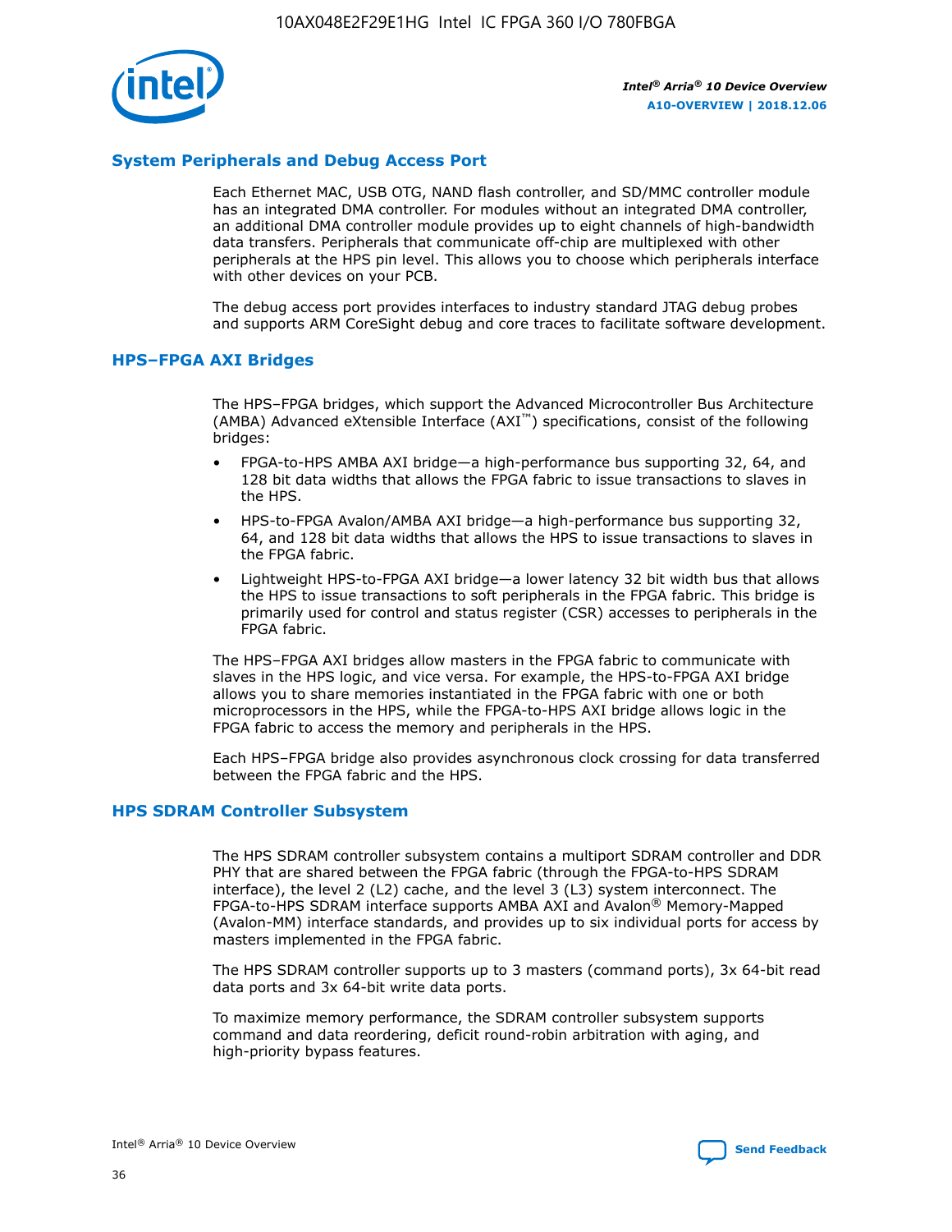## System Peripherals and Debug Access Port

Each Ethernet MAC, USB OTG, NAND flash controller, and SD/MMC controller module has an integrated DMA controller. For modules without an integrated DMA controller, an additional DMA controller module provides up to eight channels of high-bandwidth data transfers. Peripherals that communicate off-chip are multiplexed with other peripherals at the HPS pin level. This allows you to choose which peripherals interface with other devices on your PCB.

The debug access port provides interfaces to industry standard JTAG debug probes and supports ARM CoreSight debug and core traces to facilitate software development.

## HPS–FPGA AXI Bridges

The HPS–FPGA bridges, which support the Advanced Microcontroller Bus Architecture (AMBA) Advanced eXtensible Interface (AXI™) specifications, consist of the following bridges:

- FPGA-to-HPS AMBA AXI bridge—a high-performance bus supporting 32, 64, and 128 bit data widths that allows the FPGA fabric to issue transactions to slaves in the HPS.
- HPS-to-FPGA Avalon/AMBA AXI bridge—a high-performance bus supporting 32, 64, and 128 bit data widths that allows the HPS to issue transactions to slaves in the FPGA fabric.
- Lightweight HPS-to-FPGA AXI bridge—a lower latency 32 bit width bus that allows the HPS to issue transactions to soft peripherals in the FPGA fabric. This bridge is primarily used for control and status register (CSR) accesses to peripherals in the FPGA fabric.

The HPS–FPGA AXI bridges allow masters in the FPGA fabric to communicate with slaves in the HPS logic, and vice versa. For example, the HPS-to-FPGA AXI bridge allows you to share memories instantiated in the FPGA fabric with one or both microprocessors in the HPS, while the FPGA-to-HPS AXI bridge allows logic in the FPGA fabric to access the memory and peripherals in the HPS.

Each HPS–FPGA bridge also provides asynchronous clock crossing for data transferred between the FPGA fabric and the HPS.

## HPS SDRAM Controller Subsystem

The HPS SDRAM controller subsystem contains a multiport SDRAM controller and DDR PHY that are shared between the FPGA fabric (through the FPGA-to-HPS SDRAM interface), the level 2 (L2) cache, and the level 3 (L3) system interconnect. The FPGA-to-HPS SDRAM interface supports AMBA AXI and Avalon® Memory-Mapped (Avalon-MM) interface standards, and provides up to six individual ports for access by masters implemented in the FPGA fabric.

The HPS SDRAM controller supports up to 3 masters (command ports), 3x 64-bit read data ports and 3x 64-bit write data ports.

To maximize memory performance, the SDRAM controller subsystem supports command and data reordering, deficit round-robin arbitration with aging, and high-priority bypass features.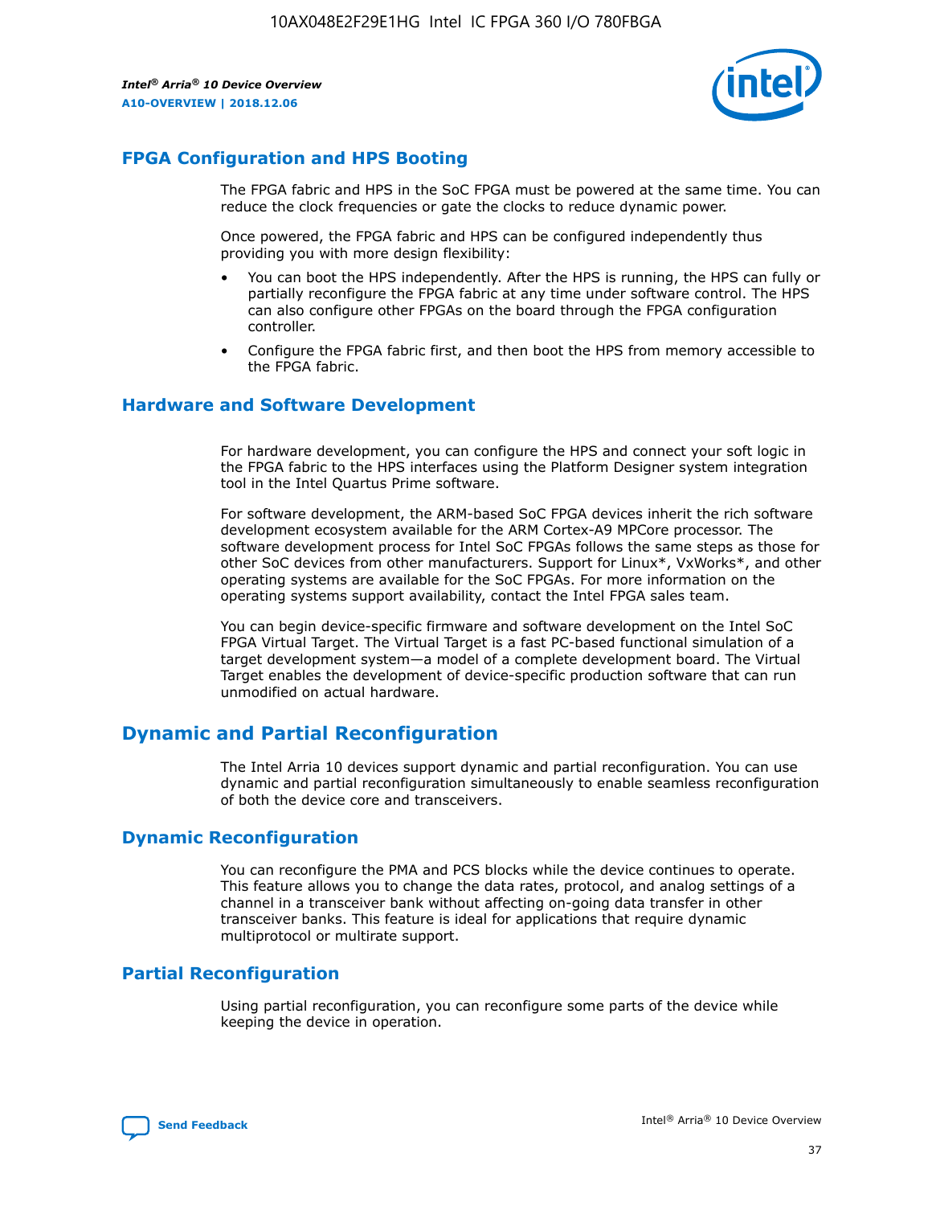## FPGA Configuration and HPS Booting

The FPGA fabric and HPS in the SoC FPGA must be powered at the same time. You can reduce the clock frequencies or gate the clocks to reduce dynamic power.

Once powered, the FPGA fabric and HPS can be configured independently thus providing you with more design flexibility:

- You can boot the HPS independently. After the HPS is running, the HPS can fully or partially reconfigure the FPGA fabric at any time under software control. The HPS can also configure other FPGAs on the board through the FPGA configuration controller.
- Configure the FPGA fabric first, and then boot the HPS from memory accessible to the FPGA fabric.

## Hardware and Software Development

For hardware development, you can configure the HPS and connect your soft logic in the FPGA fabric to the HPS interfaces using the Platform Designer system integration tool in the Intel Quartus Prime software.

For software development, the ARM-based SoC FPGA devices inherit the rich software development ecosystem available for the ARM Cortex-A9 MPCore processor. The software development process for Intel SoC FPGAs follows the same steps as those for other SoC devices from other manufacturers. Support for Linux*, VxWorks*, and other operating systems are available for the SoC FPGAs. For more information on the operating systems support availability, contact the Intel FPGA sales team.

You can begin device-specific firmware and software development on the Intel SoC FPGA Virtual Target. The Virtual Target is a fast PC-based functional simulation of a target development system—a model of a complete development board. The Virtual Target enables the development of device-specific production software that can run unmodified on actual hardware.

# Dynamic and Partial Reconfiguration

The Intel Arria 10 devices support dynamic and partial reconfiguration. You can use dynamic and partial reconfiguration simultaneously to enable seamless reconfiguration of both the device core and transceivers.

## Dynamic Reconfiguration

You can reconfigure the PMA and PCS blocks while the device continues to operate. This feature allows you to change the data rates, protocol, and analog settings of a channel in a transceiver bank without affecting on-going data transfer in other transceiver banks. This feature is ideal for applications that require dynamic multiprotocol or multirate support.

## Partial Reconfiguration

Using partial reconfiguration, you can reconfigure some parts of the device while keeping the device in operation.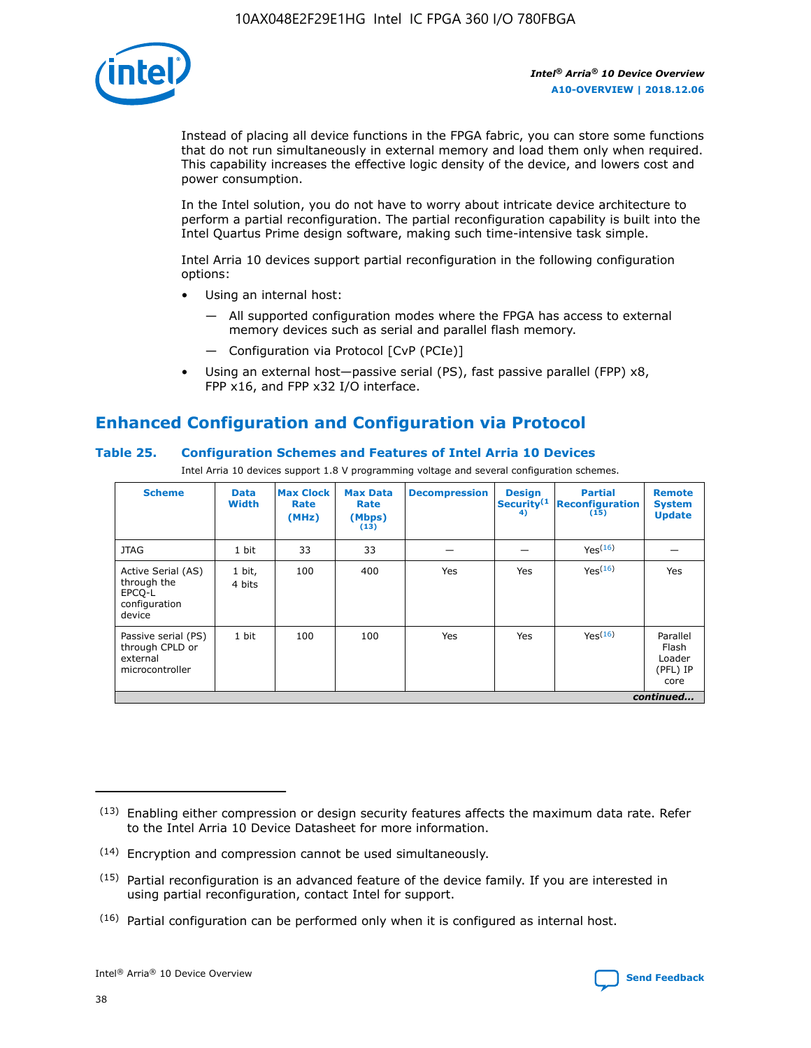Instead of placing all device functions in the FPGA fabric, you can store some functions that do not run simultaneously in external memory and load them only when required. This capability increases the effective logic density of the device, and lowers cost and power consumption.

In the Intel solution, you do not have to worry about intricate device architecture to perform a partial reconfiguration. The partial reconfiguration capability is built into the Intel Quartus Prime design software, making such time-intensive task simple.

Intel Arria 10 devices support partial reconfiguration in the following configuration options:

- Using an internal host:
  - — All supported configuration modes where the FPGA has access to external memory devices such as serial and parallel flash memory.
  - — Configuration via Protocol [CvP (PCIe)]
- Using an external host—passive serial (PS), fast passive parallel (FPP) x8, FPP x16, and FPP x32 I/O interface.

## Enhanced Configuration and Configuration via Protocol

### Table 25. Configuration Schemes and Features of Intel Arria 10 Devices

Intel Arria 10 devices support 1.8 V programming voltage and several configuration schemes.

| Scheme | Data Width | Max Clock Rate (MHz) | Max Data Rate (Mbps) (13) | Decompression | Design Security(14) | Partial Reconfiguration (15) | Remote System Update |
|---|---|---|---|---|---|---|---|
| JTAG | 1 bit | 33 | 33 | — | — | Yes(16) | — |
| Active Serial (AS) through the EPCQ-L configuration device | 1 bit, 4 bits | 100 | 400 | Yes | Yes | Yes(16) | Yes |
| Passive serial (PS) through CPLD or external microcontroller | 1 bit | 100 | 100 | Yes | Yes | Yes(16) | Parallel Flash Loader (PFL) IP core |

*continued...*

(13) Enabling either compression or design security features affects the maximum data rate. Refer to the Intel Arria 10 Device Datasheet for more information.

(14) Encryption and compression cannot be used simultaneously.

(15) Partial reconfiguration is an advanced feature of the device family. If you are interested in using partial reconfiguration, contact Intel for support.

(16) Partial configuration can be performed only when it is configured as internal host.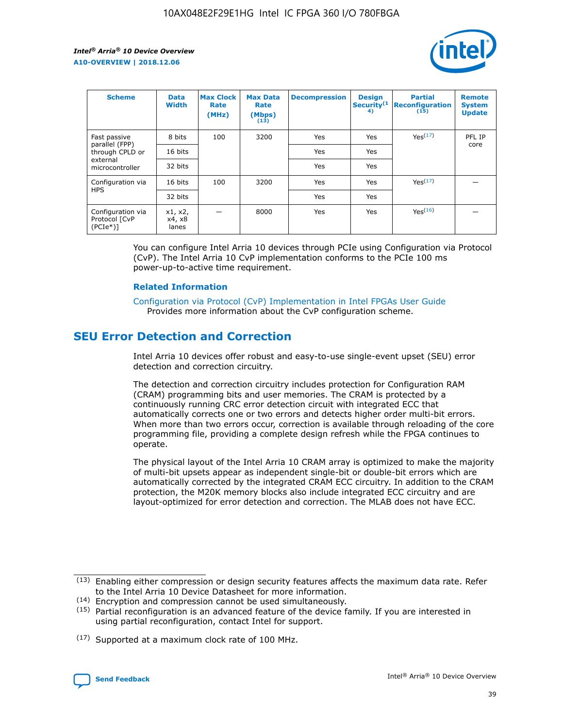| Scheme | Data Width | Max Clock Rate (MHz) | Max Data Rate (Mbps) (13) | Decompression | Design Security(14) | Partial Reconfiguration (15) | Remote System Update |
| --- | --- | --- | --- | --- | --- | --- | --- |
| Fast passive parallel (FPP) through CPLD or external microcontroller | 8 bits | 100 | 3200 | Yes | Yes | Yes(17) | PFL IP core |
| | 16 bits | | | Yes | Yes | | |
| | 32 bits | | | Yes | Yes | | |
| Configuration via HPS | 16 bits | 100 | 3200 | Yes | Yes | Yes(17) | — |
| | 32 bits | | | Yes | Yes | | |
| Configuration via Protocol [CvP (PCIe*)] | x1, x2, x4, x8 lanes | — | 8000 | Yes | Yes | Yes(16) | — |

You can configure Intel Arria 10 devices through PCIe using Configuration via Protocol (CvP). The Intel Arria 10 CvP implementation conforms to the PCIe 100 ms power-up-to-active time requirement.

**Related Information**

Configuration via Protocol (CvP) Implementation in Intel FPGAs User Guide
Provides more information about the CvP configuration scheme.

## SEU Error Detection and Correction

Intel Arria 10 devices offer robust and easy-to-use single-event upset (SEU) error detection and correction circuitry.

The detection and correction circuitry includes protection for Configuration RAM (CRAM) programming bits and user memories. The CRAM is protected by a continuously running CRC error detection circuit with integrated ECC that automatically corrects one or two errors and detects higher order multi-bit errors. When more than two errors occur, correction is available through reloading of the core programming file, providing a complete design refresh while the FPGA continues to operate.

The physical layout of the Intel Arria 10 CRAM array is optimized to make the majority of multi-bit upsets appear as independent single-bit or double-bit errors which are automatically corrected by the integrated CRAM ECC circuitry. In addition to the CRAM protection, the M20K memory blocks also include integrated ECC circuitry and are layout-optimized for error detection and correction. The MLAB does not have ECC.

(13) Enabling either compression or design security features affects the maximum data rate. Refer to the Intel Arria 10 Device Datasheet for more information.

(14) Encryption and compression cannot be used simultaneously.

(15) Partial reconfiguration is an advanced feature of the device family. If you are interested in using partial reconfiguration, contact Intel for support.

(17) Supported at a maximum clock rate of 100 MHz.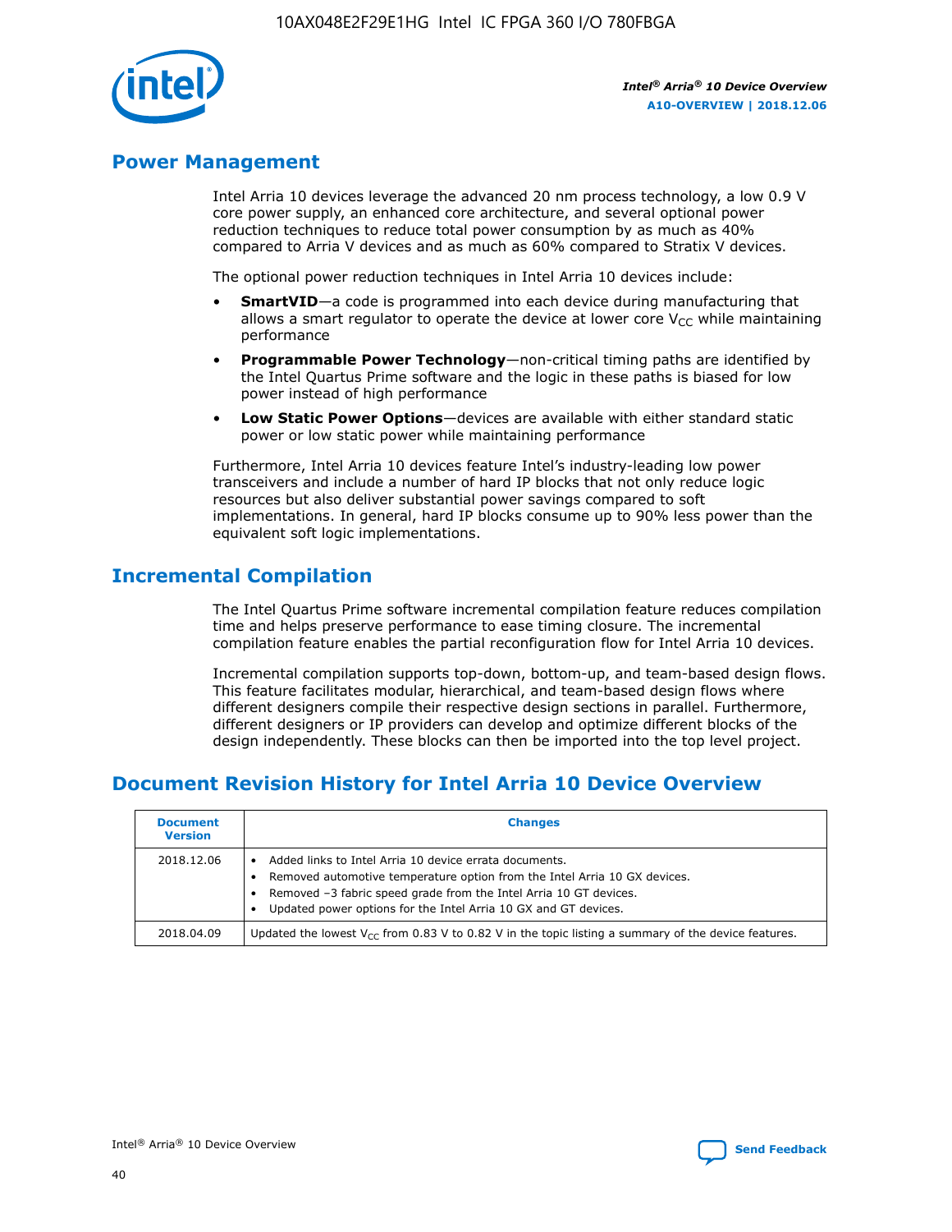## Power Management

Intel Arria 10 devices leverage the advanced 20 nm process technology, a low 0.9 V core power supply, an enhanced core architecture, and several optional power reduction techniques to reduce total power consumption by as much as 40% compared to Arria V devices and as much as 60% compared to Stratix V devices.

The optional power reduction techniques in Intel Arria 10 devices include:

- **SmartVID**—a code is programmed into each device during manufacturing that allows a smart regulator to operate the device at lower core $V_{CC}$ while maintaining performance
- **Programmable Power Technology**—non-critical timing paths are identified by the Intel Quartus Prime software and the logic in these paths is biased for low power instead of high performance
- **Low Static Power Options**—devices are available with either standard static power or low static power while maintaining performance

Furthermore, Intel Arria 10 devices feature Intel's industry-leading low power transceivers and include a number of hard IP blocks that not only reduce logic resources but also deliver substantial power savings compared to soft implementations. In general, hard IP blocks consume up to 90% less power than the equivalent soft logic implementations.

## Incremental Compilation

The Intel Quartus Prime software incremental compilation feature reduces compilation time and helps preserve performance to ease timing closure. The incremental compilation feature enables the partial reconfiguration flow for Intel Arria 10 devices.

Incremental compilation supports top-down, bottom-up, and team-based design flows. This feature facilitates modular, hierarchical, and team-based design flows where different designers compile their respective design sections in parallel. Furthermore, different designers or IP providers can develop and optimize different blocks of the design independently. These blocks can then be imported into the top level project.

## Document Revision History for Intel Arria 10 Device Overview

| Document Version | Changes |
| --- | --- |
| 2018.12.06 | • Added links to Intel Arria 10 device errata documents.<br>• Removed automotive temperature option from the Intel Arria 10 GX devices.<br>• Removed –3 fabric speed grade from the Intel Arria 10 GT devices.<br>• Updated power options for the Intel Arria 10 GX and GT devices. |
| 2018.04.09 | Updated the lowest $V_{CC}$ from 0.83 V to 0.82 V in the topic listing a summary of the device features. |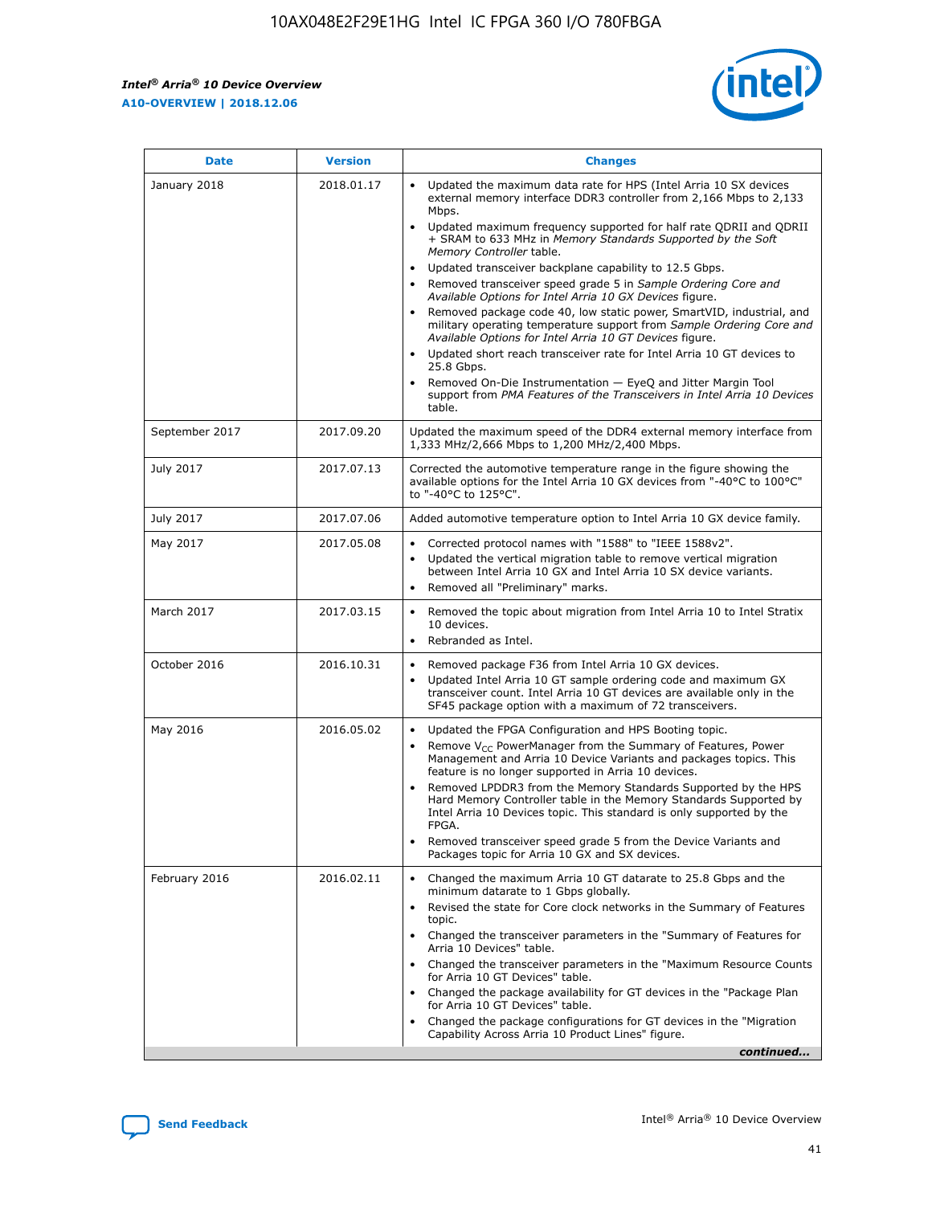| Date | Version | Changes |
| --- | --- | --- |
| January 2018 | 2018.01.17 | • Updated the maximum data rate for HPS (Intel Arria 10 SX devices external memory interface DDR3 controller from 2,166 Mbps to 2,133 Mbps.<br>• Updated maximum frequency supported for half rate QDRII and QDRII + SRAM to 633 MHz in *Memory Standards Supported by the Soft Memory Controller* table.<br>• Updated transceiver backplane capability to 12.5 Gbps.<br>• Removed transceiver speed grade 5 in *Sample Ordering Core and Available Options for Intel Arria 10 GX Devices* figure.<br>• Removed package code 40, low static power, SmartVID, industrial, and military operating temperature support from *Sample Ordering Core and Available Options for Intel Arria 10 GT Devices* figure.<br>• Updated short reach transceiver rate for Intel Arria 10 GT devices to 25.8 Gbps.<br>• Removed On-Die Instrumentation — EyeQ and Jitter Margin Tool support from *PMA Features of the Transceivers in Intel Arria 10 Devices* table. |
| September 2017 | 2017.09.20 | Updated the maximum speed of the DDR4 external memory interface from 1,333 MHz/2,666 Mbps to 1,200 MHz/2,400 Mbps. |
| July 2017 | 2017.07.13 | Corrected the automotive temperature range in the figure showing the available options for the Intel Arria 10 GX devices from "-40°C to 100°C" to "-40°C to 125°C". |
| July 2017 | 2017.07.06 | Added automotive temperature option to Intel Arria 10 GX device family. |
| May 2017 | 2017.05.08 | • Corrected protocol names with "1588" to "IEEE 1588v2".<br>• Updated the vertical migration table to remove vertical migration between Intel Arria 10 GX and Intel Arria 10 SX device variants.<br>• Removed all "Preliminary" marks. |
| March 2017 | 2017.03.15 | • Removed the topic about migration from Intel Arria 10 to Intel Stratix 10 devices.<br>• Rebranded as Intel. |
| October 2016 | 2016.10.31 | • Removed package F36 from Intel Arria 10 GX devices.<br>• Updated Intel Arria 10 GT sample ordering code and maximum GX transceiver count. Intel Arria 10 GT devices are available only in the SF45 package option with a maximum of 72 transceivers. |
| May 2016 | 2016.05.02 | • Updated the FPGA Configuration and HPS Booting topic.<br>• Remove $V_{CC}$ PowerManager from the Summary of Features, Power Management and Arria 10 Device Variants and packages topics. This feature is no longer supported in Arria 10 devices.<br>• Removed LPDDR3 from the Memory Standards Supported by the HPS Hard Memory Controller table in the Memory Standards Supported by Intel Arria 10 Devices topic. This standard is only supported by the FPGA.<br>• Removed transceiver speed grade 5 from the Device Variants and Packages topic for Arria 10 GX and SX devices. |
| February 2016 | 2016.02.11 | • Changed the maximum Arria 10 GT datarate to 25.8 Gbps and the minimum datarate to 1 Gbps globally.<br>• Revised the state for Core clock networks in the Summary of Features topic.<br>• Changed the transceiver parameters in the "Summary of Features for Arria 10 Devices" table.<br>• Changed the transceiver parameters in the "Maximum Resource Counts for Arria 10 GT Devices" table.<br>• Changed the package availability for GT devices in the "Package Plan for Arria 10 GT Devices" table.<br>• Changed the package configurations for GT devices in the "Migration Capability Across Arria 10 Product Lines" figure. |

*continued...*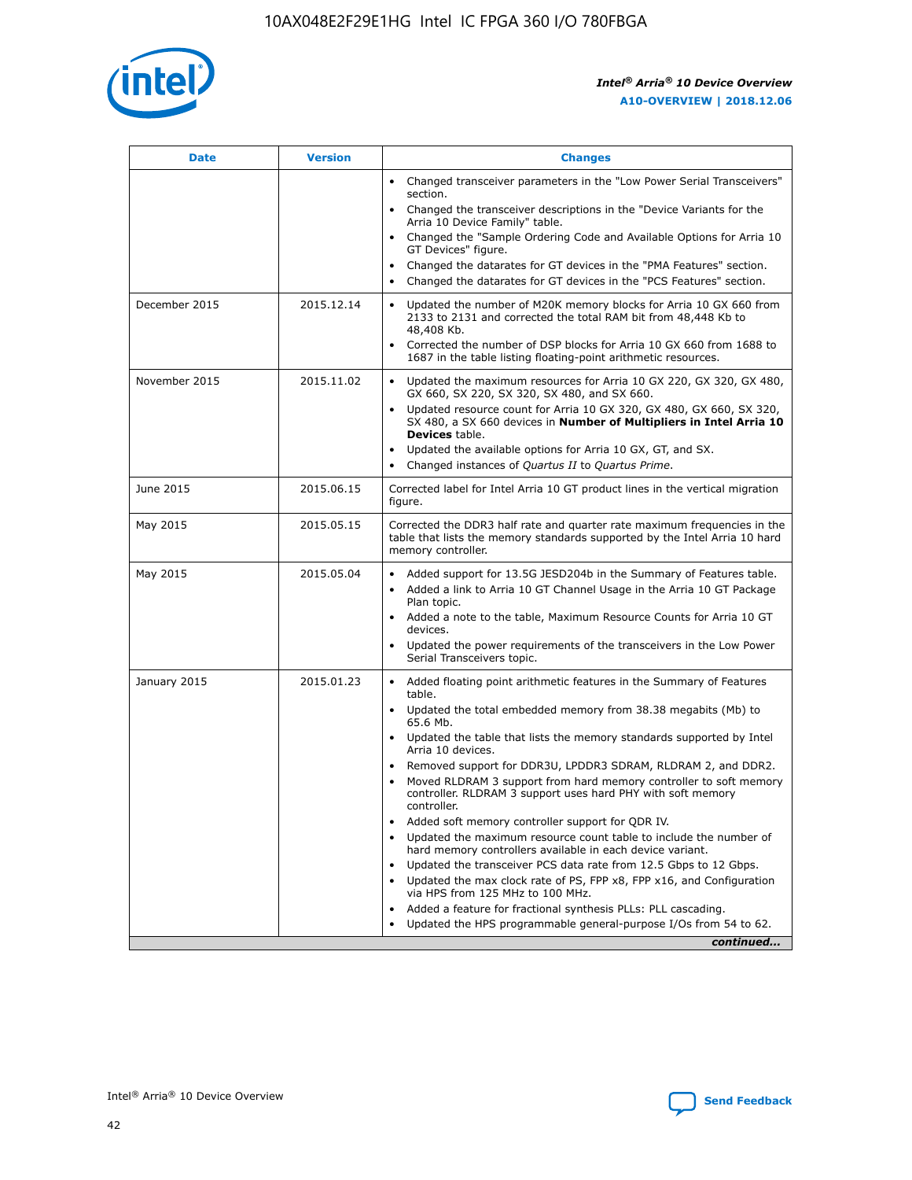| Date | Version | Changes |
| --- | --- | --- |
| | | • Changed transceiver parameters in the "Low Power Serial Transceivers" section.<br>• Changed the transceiver descriptions in the "Device Variants for the Arria 10 Device Family" table.<br>• Changed the "Sample Ordering Code and Available Options for Arria 10 GT Devices" figure.<br>• Changed the datarates for GT devices in the "PMA Features" section.<br>• Changed the datarates for GT devices in the "PCS Features" section. |
| December 2015 | 2015.12.14 | • Updated the number of M20K memory blocks for Arria 10 GX 660 from 2133 to 2131 and corrected the total RAM bit from 48,448 Kb to 48,408 Kb.<br>• Corrected the number of DSP blocks for Arria 10 GX 660 from 1688 to 1687 in the table listing floating-point arithmetic resources. |
| November 2015 | 2015.11.02 | • Updated the maximum resources for Arria 10 GX 220, GX 320, GX 480, GX 660, SX 220, SX 320, SX 480, and SX 660.<br>• Updated resource count for Arria 10 GX 320, GX 480, GX 660, SX 320, SX 480, a SX 660 devices in **Number of Multipliers in Intel Arria 10 Devices** table.<br>• Updated the available options for Arria 10 GX, GT, and SX.<br>• Changed instances of *Quartus II* to *Quartus Prime*. |
| June 2015 | 2015.06.15 | Corrected label for Intel Arria 10 GT product lines in the vertical migration figure. |
| May 2015 | 2015.05.15 | Corrected the DDR3 half rate and quarter rate maximum frequencies in the table that lists the memory standards supported by the Intel Arria 10 hard memory controller. |
| May 2015 | 2015.05.04 | • Added support for 13.5G JESD204b in the Summary of Features table.<br>• Added a link to Arria 10 GT Channel Usage in the Arria 10 GT Package Plan topic.<br>• Added a note to the table, Maximum Resource Counts for Arria 10 GT devices.<br>• Updated the power requirements of the transceivers in the Low Power Serial Transceivers topic. |
| January 2015 | 2015.01.23 | • Added floating point arithmetic features in the Summary of Features table.<br>• Updated the total embedded memory from 38.38 megabits (Mb) to 65.6 Mb.<br>• Updated the table that lists the memory standards supported by Intel Arria 10 devices.<br>• Removed support for DDR3U, LPDDR3 SDRAM, RLDRAM 2, and DDR2.<br>• Moved RLDRAM 3 support from hard memory controller to soft memory controller. RLDRAM 3 support uses hard PHY with soft memory controller.<br>• Added soft memory controller support for QDR IV.<br>• Updated the maximum resource count table to include the number of hard memory controllers available in each device variant.<br>• Updated the transceiver PCS data rate from 12.5 Gbps to 12 Gbps.<br>• Updated the max clock rate of PS, FPP x8, FPP x16, and Configuration via HPS from 125 MHz to 100 MHz.<br>• Added a feature for fractional synthesis PLLs: PLL cascading.<br>• Updated the HPS programmable general-purpose I/Os from 54 to 62. |

*continued...*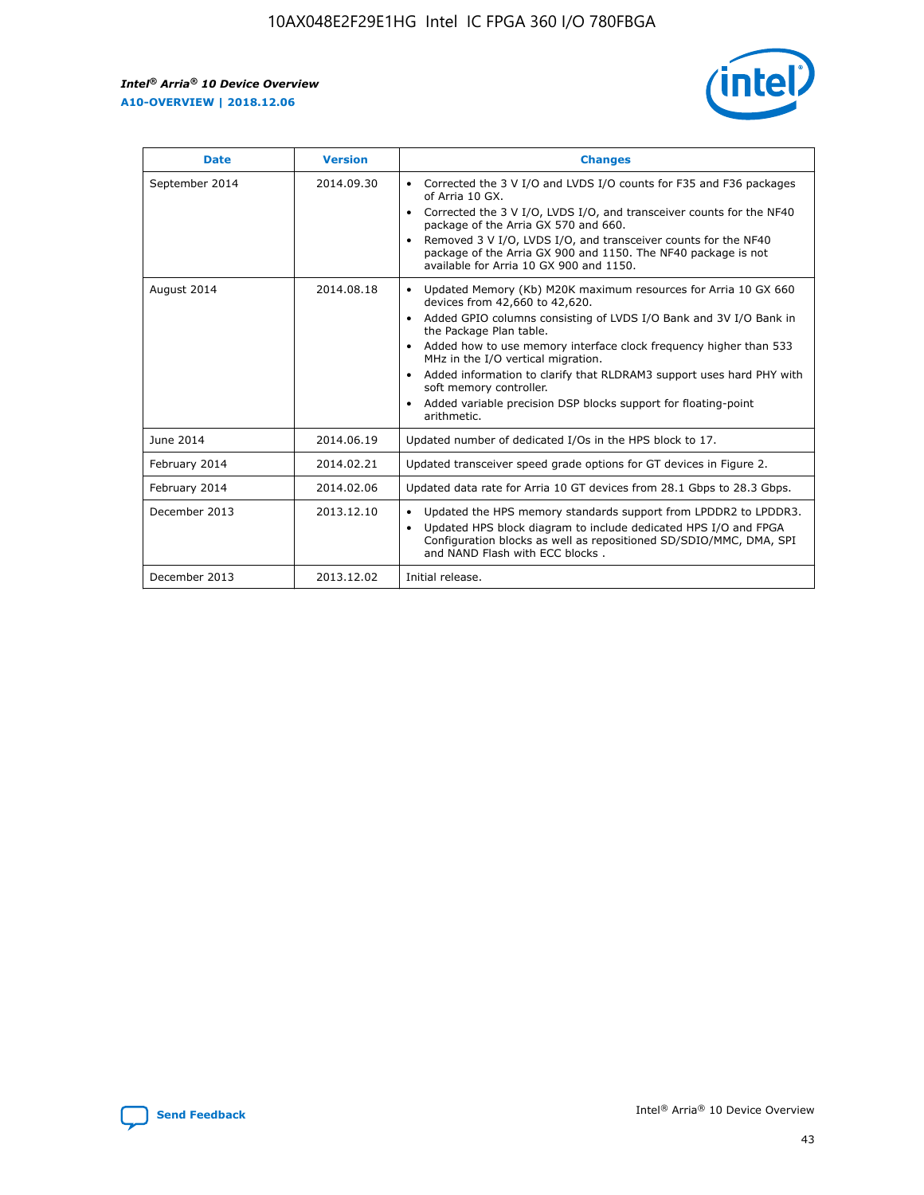| Date | Version | Changes |
| --- | --- | --- |
| September 2014 | 2014.09.30 | • Corrected the 3 V I/O and LVDS I/O counts for F35 and F36 packages of Arria 10 GX.<br>• Corrected the 3 V I/O, LVDS I/O, and transceiver counts for the NF40 package of the Arria GX 570 and 660.<br>• Removed 3 V I/O, LVDS I/O, and transceiver counts for the NF40 package of the Arria GX 900 and 1150. The NF40 package is not available for Arria 10 GX 900 and 1150. |
| August 2014 | 2014.08.18 | • Updated Memory (Kb) M20K maximum resources for Arria 10 GX 660 devices from 42,660 to 42,620.<br>• Added GPIO columns consisting of LVDS I/O Bank and 3V I/O Bank in the Package Plan table.<br>• Added how to use memory interface clock frequency higher than 533 MHz in the I/O vertical migration.<br>• Added information to clarify that RLDRAM3 support uses hard PHY with soft memory controller.<br>• Added variable precision DSP blocks support for floating-point arithmetic. |
| June 2014 | 2014.06.19 | Updated number of dedicated I/Os in the HPS block to 17. |
| February 2014 | 2014.02.21 | Updated transceiver speed grade options for GT devices in Figure 2. |
| February 2014 | 2014.02.06 | Updated data rate for Arria 10 GT devices from 28.1 Gbps to 28.3 Gbps. |
| December 2013 | 2013.12.10 | • Updated the HPS memory standards support from LPDDR2 to LPDDR3.<br>• Updated HPS block diagram to include dedicated HPS I/O and FPGA Configuration blocks as well as repositioned SD/SDIO/MMC, DMA, SPI and NAND Flash with ECC blocks . |
| December 2013 | 2013.12.02 | Initial release. |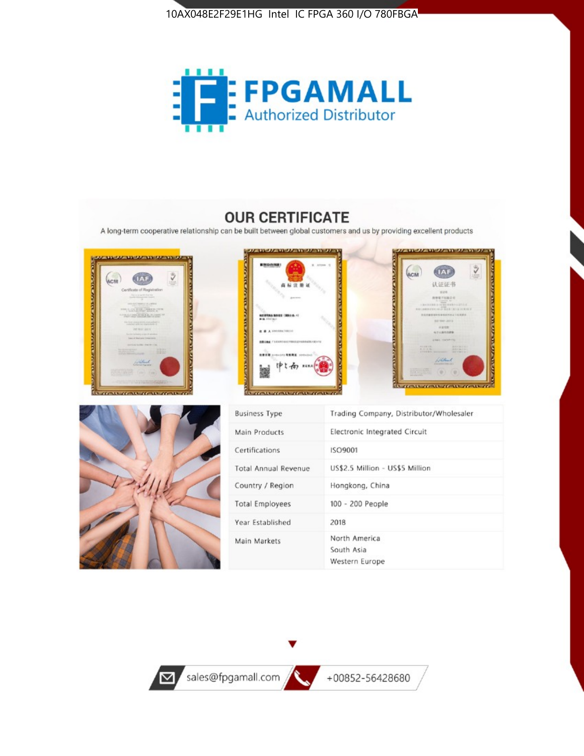FPGAMALL

Authorized Distributor

## OUR CERTIFICATE

A long-term cooperative relationship can be built between global customers and us by providing excellent products

| | |
|---|---|
| Business Type | Trading Company, Distributor/Wholesaler |
| Main Products | Electronic Integrated Circuit |
| Certifications | ISO9001 |
| Total Annual Revenue | US$2.5 Million - US$5 Million |
| Country / Region | Hongkong, China |
| Total Employees | 100 - 200 People |
| Year Established | 2018 |
| Main Markets | North America<br>South Asia<br>Western Europe |

sales@fpgamall.com

+00852-56428680